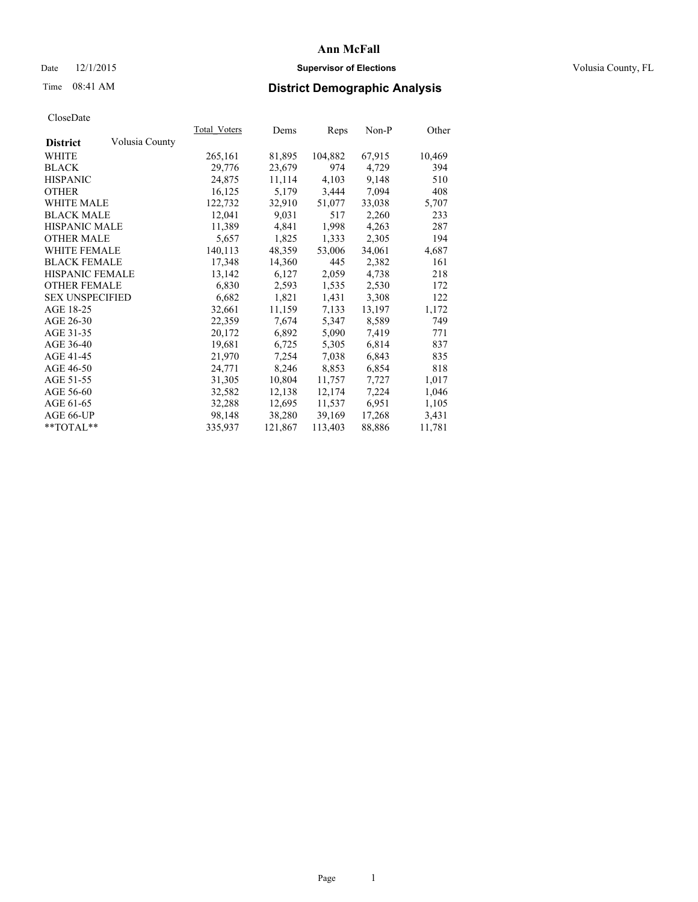# Ann McFall

Date 12/1/2015 **Supervisor of Elections** Volusia County, FL

Time 08:41 AM **District Demographic Analysis**

CloseDate

| **District** Volusia County | Total_Voters | Dems | Reps | Non-P | Other |
|---|---|---|---|---|---|
| WHITE | 265,161 | 81,895 | 104,882 | 67,915 | 10,469 |
| BLACK | 29,776 | 23,679 | 974 | 4,729 | 394 |
| HISPANIC | 24,875 | 11,114 | 4,103 | 9,148 | 510 |
| OTHER | 16,125 | 5,179 | 3,444 | 7,094 | 408 |
| WHITE MALE | 122,732 | 32,910 | 51,077 | 33,038 | 5,707 |
| BLACK MALE | 12,041 | 9,031 | 517 | 2,260 | 233 |
| HISPANIC MALE | 11,389 | 4,841 | 1,998 | 4,263 | 287 |
| OTHER MALE | 5,657 | 1,825 | 1,333 | 2,305 | 194 |
| WHITE FEMALE | 140,113 | 48,359 | 53,006 | 34,061 | 4,687 |
| BLACK FEMALE | 17,348 | 14,360 | 445 | 2,382 | 161 |
| HISPANIC FEMALE | 13,142 | 6,127 | 2,059 | 4,738 | 218 |
| OTHER FEMALE | 6,830 | 2,593 | 1,535 | 2,530 | 172 |
| SEX UNSPECIFIED | 6,682 | 1,821 | 1,431 | 3,308 | 122 |
| AGE 18-25 | 32,661 | 11,159 | 7,133 | 13,197 | 1,172 |
| AGE 26-30 | 22,359 | 7,674 | 5,347 | 8,589 | 749 |
| AGE 31-35 | 20,172 | 6,892 | 5,090 | 7,419 | 771 |
| AGE 36-40 | 19,681 | 6,725 | 5,305 | 6,814 | 837 |
| AGE 41-45 | 21,970 | 7,254 | 7,038 | 6,843 | 835 |
| AGE 46-50 | 24,771 | 8,246 | 8,853 | 6,854 | 818 |
| AGE 51-55 | 31,305 | 10,804 | 11,757 | 7,727 | 1,017 |
| AGE 56-60 | 32,582 | 12,138 | 12,174 | 7,224 | 1,046 |
| AGE 61-65 | 32,288 | 12,695 | 11,537 | 6,951 | 1,105 |
| AGE 66-UP | 98,148 | 38,280 | 39,169 | 17,268 | 3,431 |
| **TOTAL** | 335,937 | 121,867 | 113,403 | 88,886 | 11,781 |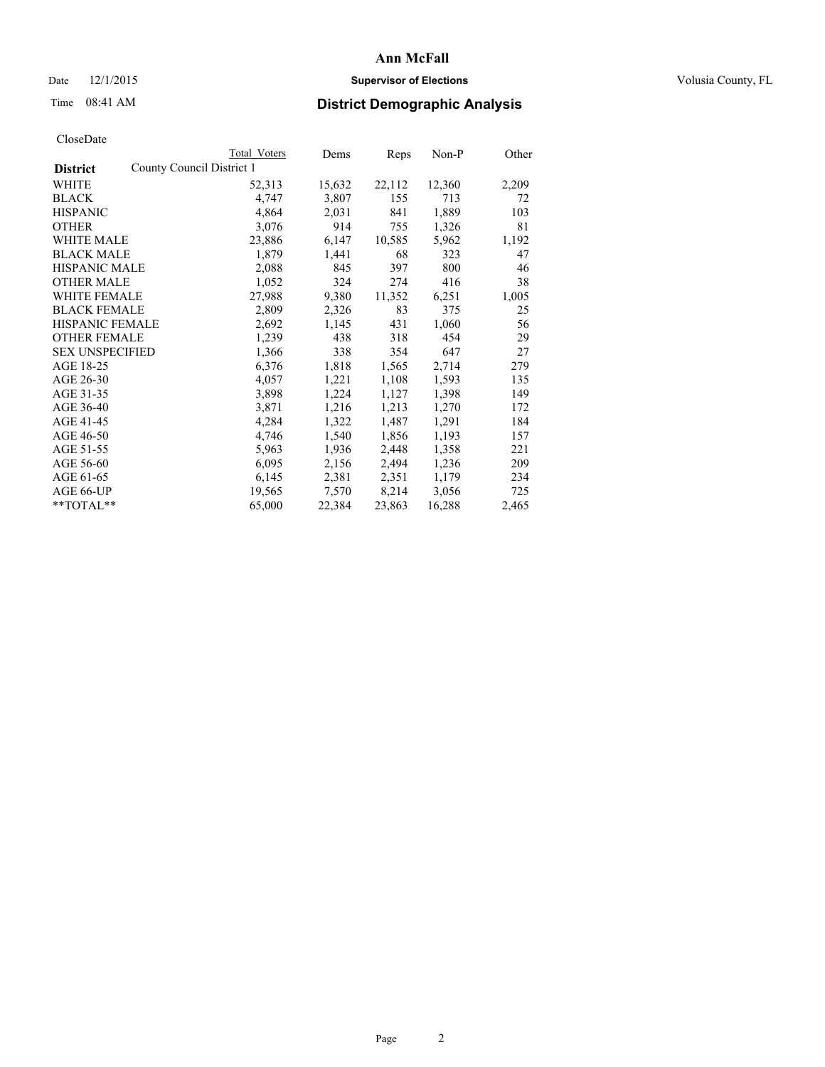# Ann McFall

Date 12/1/2015 **Supervisor of Elections** Volusia County, FL

Time 08:41 AM **District Demographic Analysis**

CloseDate

| **District** | County Council District 1 Total Voters | Dems | Reps | Non-P | Other |
|---|---|---|---|---|---|
| WHITE | 52,313 | 15,632 | 22,112 | 12,360 | 2,209 |
| BLACK | 4,747 | 3,807 | 155 | 713 | 72 |
| HISPANIC | 4,864 | 2,031 | 841 | 1,889 | 103 |
| OTHER | 3,076 | 914 | 755 | 1,326 | 81 |
| WHITE MALE | 23,886 | 6,147 | 10,585 | 5,962 | 1,192 |
| BLACK MALE | 1,879 | 1,441 | 68 | 323 | 47 |
| HISPANIC MALE | 2,088 | 845 | 397 | 800 | 46 |
| OTHER MALE | 1,052 | 324 | 274 | 416 | 38 |
| WHITE FEMALE | 27,988 | 9,380 | 11,352 | 6,251 | 1,005 |
| BLACK FEMALE | 2,809 | 2,326 | 83 | 375 | 25 |
| HISPANIC FEMALE | 2,692 | 1,145 | 431 | 1,060 | 56 |
| OTHER FEMALE | 1,239 | 438 | 318 | 454 | 29 |
| SEX UNSPECIFIED | 1,366 | 338 | 354 | 647 | 27 |
| AGE 18-25 | 6,376 | 1,818 | 1,565 | 2,714 | 279 |
| AGE 26-30 | 4,057 | 1,221 | 1,108 | 1,593 | 135 |
| AGE 31-35 | 3,898 | 1,224 | 1,127 | 1,398 | 149 |
| AGE 36-40 | 3,871 | 1,216 | 1,213 | 1,270 | 172 |
| AGE 41-45 | 4,284 | 1,322 | 1,487 | 1,291 | 184 |
| AGE 46-50 | 4,746 | 1,540 | 1,856 | 1,193 | 157 |
| AGE 51-55 | 5,963 | 1,936 | 2,448 | 1,358 | 221 |
| AGE 56-60 | 6,095 | 2,156 | 2,494 | 1,236 | 209 |
| AGE 61-65 | 6,145 | 2,381 | 2,351 | 1,179 | 234 |
| AGE 66-UP | 19,565 | 7,570 | 8,214 | 3,056 | 725 |
| **TOTAL** | 65,000 | 22,384 | 23,863 | 16,288 | 2,465 |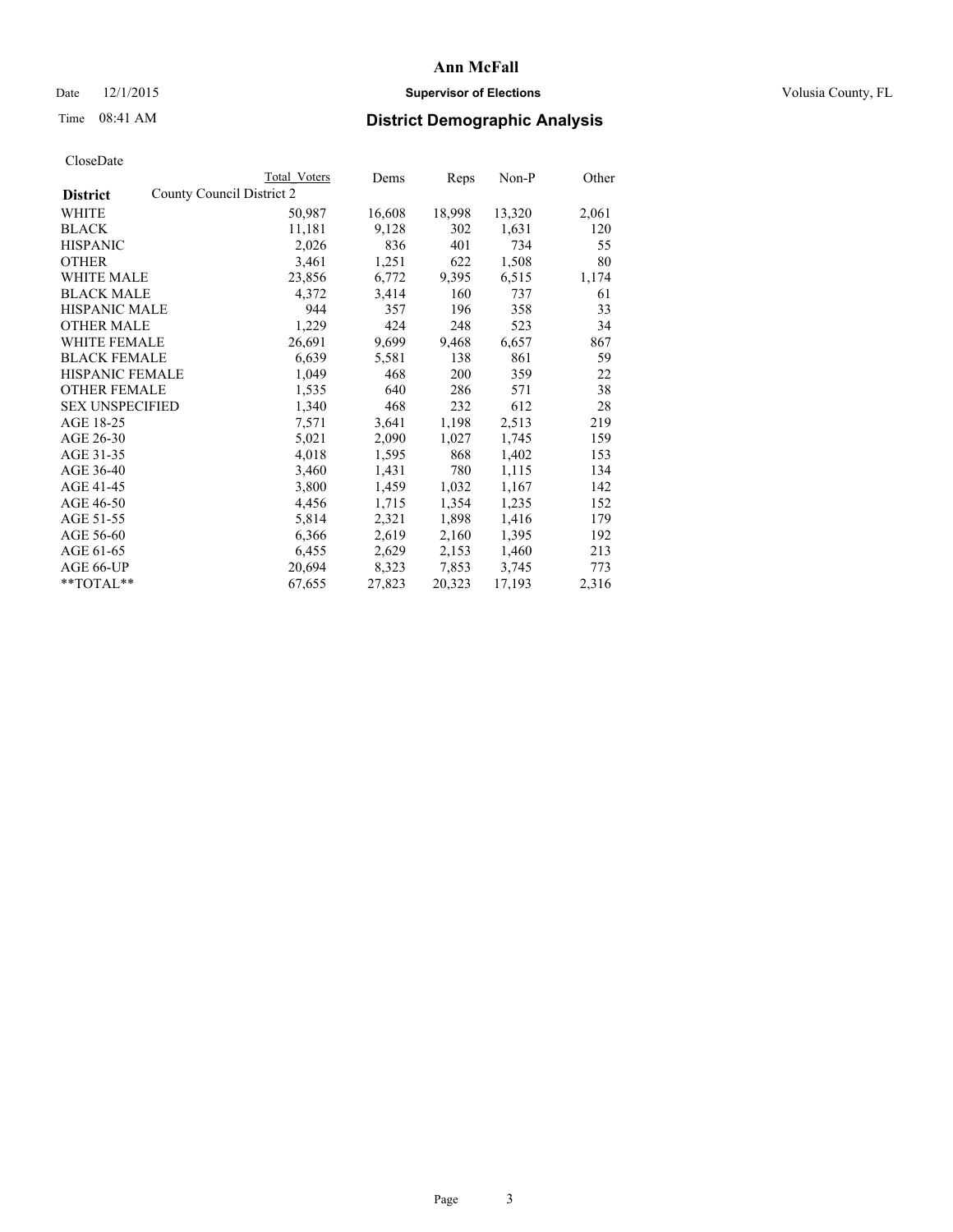# Ann McFall

Date 12/1/2015 **Supervisor of Elections** Volusia County, FL

Time 08:41 AM **District Demographic Analysis**

CloseDate

| **District** | County Council District 2 | | | | |
|---|---|---|---|---|---|
| | Total Voters | Dems | Reps | Non-P | Other |
| WHITE | 50,987 | 16,608 | 18,998 | 13,320 | 2,061 |
| BLACK | 11,181 | 9,128 | 302 | 1,631 | 120 |
| HISPANIC | 2,026 | 836 | 401 | 734 | 55 |
| OTHER | 3,461 | 1,251 | 622 | 1,508 | 80 |
| WHITE MALE | 23,856 | 6,772 | 9,395 | 6,515 | 1,174 |
| BLACK MALE | 4,372 | 3,414 | 160 | 737 | 61 |
| HISPANIC MALE | 944 | 357 | 196 | 358 | 33 |
| OTHER MALE | 1,229 | 424 | 248 | 523 | 34 |
| WHITE FEMALE | 26,691 | 9,699 | 9,468 | 6,657 | 867 |
| BLACK FEMALE | 6,639 | 5,581 | 138 | 861 | 59 |
| HISPANIC FEMALE | 1,049 | 468 | 200 | 359 | 22 |
| OTHER FEMALE | 1,535 | 640 | 286 | 571 | 38 |
| SEX UNSPECIFIED | 1,340 | 468 | 232 | 612 | 28 |
| AGE 18-25 | 7,571 | 3,641 | 1,198 | 2,513 | 219 |
| AGE 26-30 | 5,021 | 2,090 | 1,027 | 1,745 | 159 |
| AGE 31-35 | 4,018 | 1,595 | 868 | 1,402 | 153 |
| AGE 36-40 | 3,460 | 1,431 | 780 | 1,115 | 134 |
| AGE 41-45 | 3,800 | 1,459 | 1,032 | 1,167 | 142 |
| AGE 46-50 | 4,456 | 1,715 | 1,354 | 1,235 | 152 |
| AGE 51-55 | 5,814 | 2,321 | 1,898 | 1,416 | 179 |
| AGE 56-60 | 6,366 | 2,619 | 2,160 | 1,395 | 192 |
| AGE 61-65 | 6,455 | 2,629 | 2,153 | 1,460 | 213 |
| AGE 66-UP | 20,694 | 8,323 | 7,853 | 3,745 | 773 |
| **TOTAL** | 67,655 | 27,823 | 20,323 | 17,193 | 2,316 |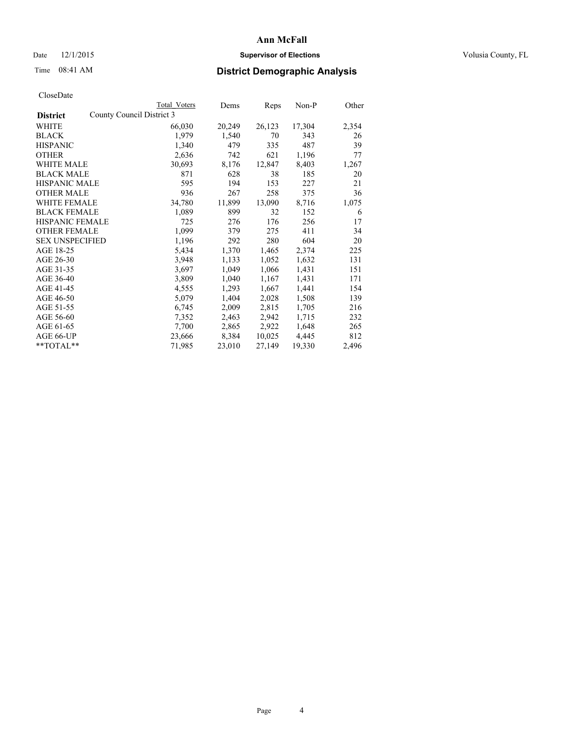# Ann McFall

Date 12/1/2015 **Supervisor of Elections** Volusia County, FL

Time 08:41 AM **District Demographic Analysis**

CloseDate

| **District** | County Council District 3 | Total Voters | Dems | Reps | Non-P | Other |
|---|---|---|---|---|---|---|
| WHITE | | 66,030 | 20,249 | 26,123 | 17,304 | 2,354 |
| BLACK | | 1,979 | 1,540 | 70 | 343 | 26 |
| HISPANIC | | 1,340 | 479 | 335 | 487 | 39 |
| OTHER | | 2,636 | 742 | 621 | 1,196 | 77 |
| WHITE MALE | | 30,693 | 8,176 | 12,847 | 8,403 | 1,267 |
| BLACK MALE | | 871 | 628 | 38 | 185 | 20 |
| HISPANIC MALE | | 595 | 194 | 153 | 227 | 21 |
| OTHER MALE | | 936 | 267 | 258 | 375 | 36 |
| WHITE FEMALE | | 34,780 | 11,899 | 13,090 | 8,716 | 1,075 |
| BLACK FEMALE | | 1,089 | 899 | 32 | 152 | 6 |
| HISPANIC FEMALE | | 725 | 276 | 176 | 256 | 17 |
| OTHER FEMALE | | 1,099 | 379 | 275 | 411 | 34 |
| SEX UNSPECIFIED | | 1,196 | 292 | 280 | 604 | 20 |
| AGE 18-25 | | 5,434 | 1,370 | 1,465 | 2,374 | 225 |
| AGE 26-30 | | 3,948 | 1,133 | 1,052 | 1,632 | 131 |
| AGE 31-35 | | 3,697 | 1,049 | 1,066 | 1,431 | 151 |
| AGE 36-40 | | 3,809 | 1,040 | 1,167 | 1,431 | 171 |
| AGE 41-45 | | 4,555 | 1,293 | 1,667 | 1,441 | 154 |
| AGE 46-50 | | 5,079 | 1,404 | 2,028 | 1,508 | 139 |
| AGE 51-55 | | 6,745 | 2,009 | 2,815 | 1,705 | 216 |
| AGE 56-60 | | 7,352 | 2,463 | 2,942 | 1,715 | 232 |
| AGE 61-65 | | 7,700 | 2,865 | 2,922 | 1,648 | 265 |
| AGE 66-UP | | 23,666 | 8,384 | 10,025 | 4,445 | 812 |
| **TOTAL** | | 71,985 | 23,010 | 27,149 | 19,330 | 2,496 |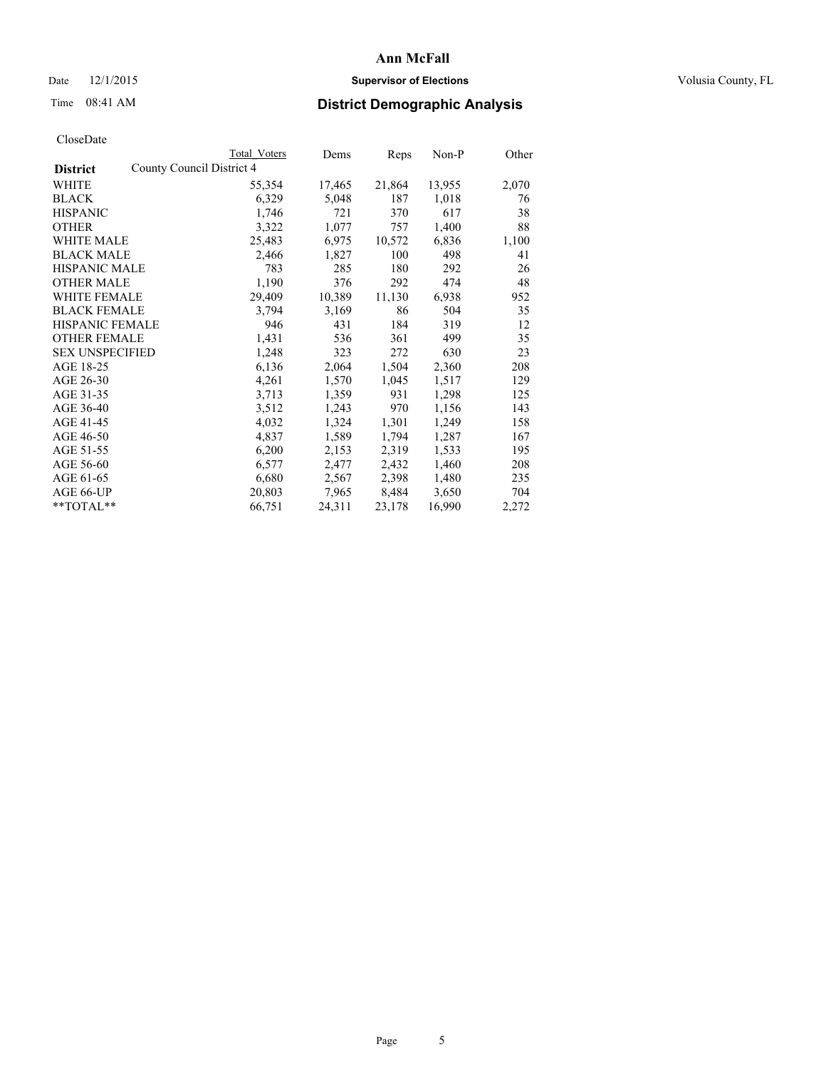**Ann McFall**

Date 12/1/2015 **Supervisor of Elections** Volusia County, FL

Time 08:41 AM **District Demographic Analysis**

CloseDate

| **District** | County Council District 4 Total Voters | Dems | Reps | Non-P | Other |
|---|---|---|---|---|---|
| WHITE | 55,354 | 17,465 | 21,864 | 13,955 | 2,070 |
| BLACK | 6,329 | 5,048 | 187 | 1,018 | 76 |
| HISPANIC | 1,746 | 721 | 370 | 617 | 38 |
| OTHER | 3,322 | 1,077 | 757 | 1,400 | 88 |
| WHITE MALE | 25,483 | 6,975 | 10,572 | 6,836 | 1,100 |
| BLACK MALE | 2,466 | 1,827 | 100 | 498 | 41 |
| HISPANIC MALE | 783 | 285 | 180 | 292 | 26 |
| OTHER MALE | 1,190 | 376 | 292 | 474 | 48 |
| WHITE FEMALE | 29,409 | 10,389 | 11,130 | 6,938 | 952 |
| BLACK FEMALE | 3,794 | 3,169 | 86 | 504 | 35 |
| HISPANIC FEMALE | 946 | 431 | 184 | 319 | 12 |
| OTHER FEMALE | 1,431 | 536 | 361 | 499 | 35 |
| SEX UNSPECIFIED | 1,248 | 323 | 272 | 630 | 23 |
| AGE 18-25 | 6,136 | 2,064 | 1,504 | 2,360 | 208 |
| AGE 26-30 | 4,261 | 1,570 | 1,045 | 1,517 | 129 |
| AGE 31-35 | 3,713 | 1,359 | 931 | 1,298 | 125 |
| AGE 36-40 | 3,512 | 1,243 | 970 | 1,156 | 143 |
| AGE 41-45 | 4,032 | 1,324 | 1,301 | 1,249 | 158 |
| AGE 46-50 | 4,837 | 1,589 | 1,794 | 1,287 | 167 |
| AGE 51-55 | 6,200 | 2,153 | 2,319 | 1,533 | 195 |
| AGE 56-60 | 6,577 | 2,477 | 2,432 | 1,460 | 208 |
| AGE 61-65 | 6,680 | 2,567 | 2,398 | 1,480 | 235 |
| AGE 66-UP | 20,803 | 7,965 | 8,484 | 3,650 | 704 |
| **TOTAL** | 66,751 | 24,311 | 23,178 | 16,990 | 2,272 |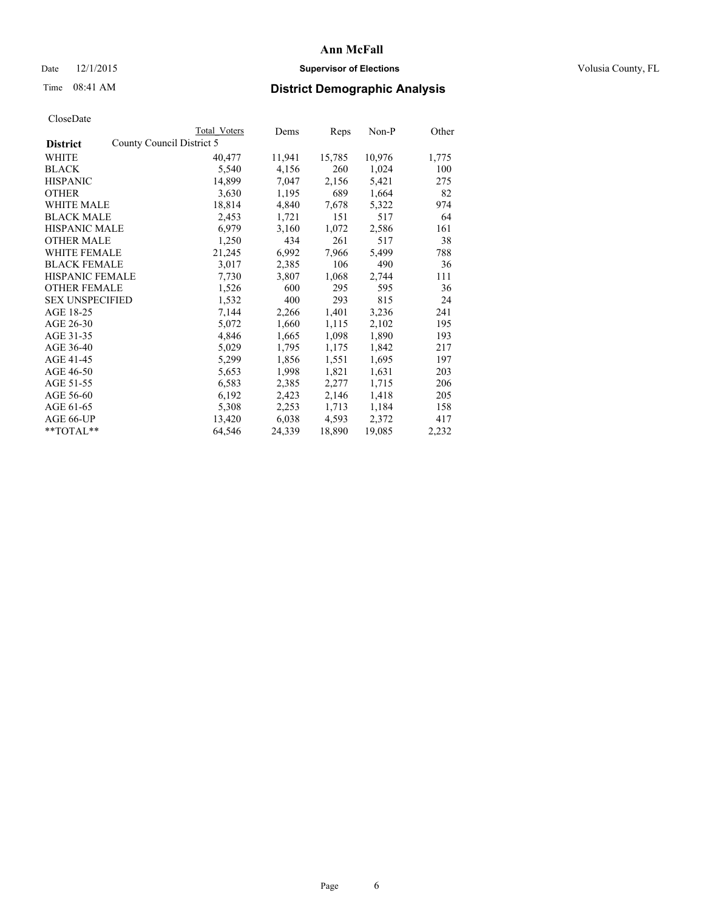# Ann McFall

Date 12/1/2015 **Supervisor of Elections** Volusia County, FL

Time 08:41 AM **District Demographic Analysis**

CloseDate

| **District** | County Council District 5 | Dems | Reps | Non-P | Other |
|---|---|---|---|---|---|
| | Total Voters | | | | |
| WHITE | 40,477 | 11,941 | 15,785 | 10,976 | 1,775 |
| BLACK | 5,540 | 4,156 | 260 | 1,024 | 100 |
| HISPANIC | 14,899 | 7,047 | 2,156 | 5,421 | 275 |
| OTHER | 3,630 | 1,195 | 689 | 1,664 | 82 |
| WHITE MALE | 18,814 | 4,840 | 7,678 | 5,322 | 974 |
| BLACK MALE | 2,453 | 1,721 | 151 | 517 | 64 |
| HISPANIC MALE | 6,979 | 3,160 | 1,072 | 2,586 | 161 |
| OTHER MALE | 1,250 | 434 | 261 | 517 | 38 |
| WHITE FEMALE | 21,245 | 6,992 | 7,966 | 5,499 | 788 |
| BLACK FEMALE | 3,017 | 2,385 | 106 | 490 | 36 |
| HISPANIC FEMALE | 7,730 | 3,807 | 1,068 | 2,744 | 111 |
| OTHER FEMALE | 1,526 | 600 | 295 | 595 | 36 |
| SEX UNSPECIFIED | 1,532 | 400 | 293 | 815 | 24 |
| AGE 18-25 | 7,144 | 2,266 | 1,401 | 3,236 | 241 |
| AGE 26-30 | 5,072 | 1,660 | 1,115 | 2,102 | 195 |
| AGE 31-35 | 4,846 | 1,665 | 1,098 | 1,890 | 193 |
| AGE 36-40 | 5,029 | 1,795 | 1,175 | 1,842 | 217 |
| AGE 41-45 | 5,299 | 1,856 | 1,551 | 1,695 | 197 |
| AGE 46-50 | 5,653 | 1,998 | 1,821 | 1,631 | 203 |
| AGE 51-55 | 6,583 | 2,385 | 2,277 | 1,715 | 206 |
| AGE 56-60 | 6,192 | 2,423 | 2,146 | 1,418 | 205 |
| AGE 61-65 | 5,308 | 2,253 | 1,713 | 1,184 | 158 |
| AGE 66-UP | 13,420 | 6,038 | 4,593 | 2,372 | 417 |
| **TOTAL** | 64,546 | 24,339 | 18,890 | 19,085 | 2,232 |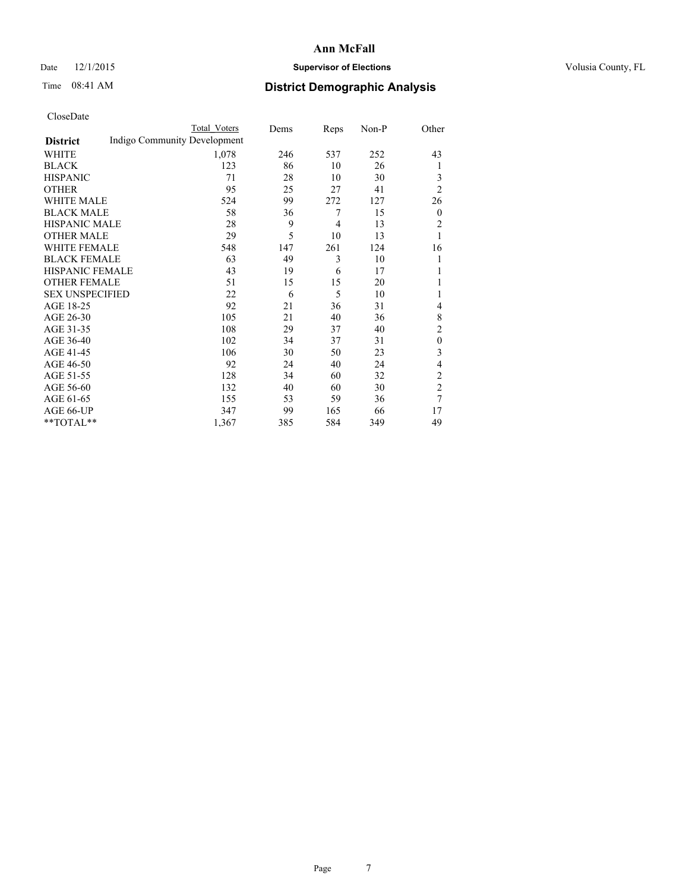CloseDate

| District | Indigo Community Development Total Voters | Dems | Reps | Non-P | Other |
|---|---|---|---|---|---|
| WHITE | 1,078 | 246 | 537 | 252 | 43 |
| BLACK | 123 | 86 | 10 | 26 | 1 |
| HISPANIC | 71 | 28 | 10 | 30 | 3 |
| OTHER | 95 | 25 | 27 | 41 | 2 |
| WHITE MALE | 524 | 99 | 272 | 127 | 26 |
| BLACK MALE | 58 | 36 | 7 | 15 | 0 |
| HISPANIC MALE | 28 | 9 | 4 | 13 | 2 |
| OTHER MALE | 29 | 5 | 10 | 13 | 1 |
| WHITE FEMALE | 548 | 147 | 261 | 124 | 16 |
| BLACK FEMALE | 63 | 49 | 3 | 10 | 1 |
| HISPANIC FEMALE | 43 | 19 | 6 | 17 | 1 |
| OTHER FEMALE | 51 | 15 | 15 | 20 | 1 |
| SEX UNSPECIFIED | 22 | 6 | 5 | 10 | 1 |
| AGE 18-25 | 92 | 21 | 36 | 31 | 4 |
| AGE 26-30 | 105 | 21 | 40 | 36 | 8 |
| AGE 31-35 | 108 | 29 | 37 | 40 | 2 |
| AGE 36-40 | 102 | 34 | 37 | 31 | 0 |
| AGE 41-45 | 106 | 30 | 50 | 23 | 3 |
| AGE 46-50 | 92 | 24 | 40 | 24 | 4 |
| AGE 51-55 | 128 | 34 | 60 | 32 | 2 |
| AGE 56-60 | 132 | 40 | 60 | 30 | 2 |
| AGE 61-65 | 155 | 53 | 59 | 36 | 7 |
| AGE 66-UP | 347 | 99 | 165 | 66 | 17 |
| **TOTAL** | 1,367 | 385 | 584 | 349 | 49 |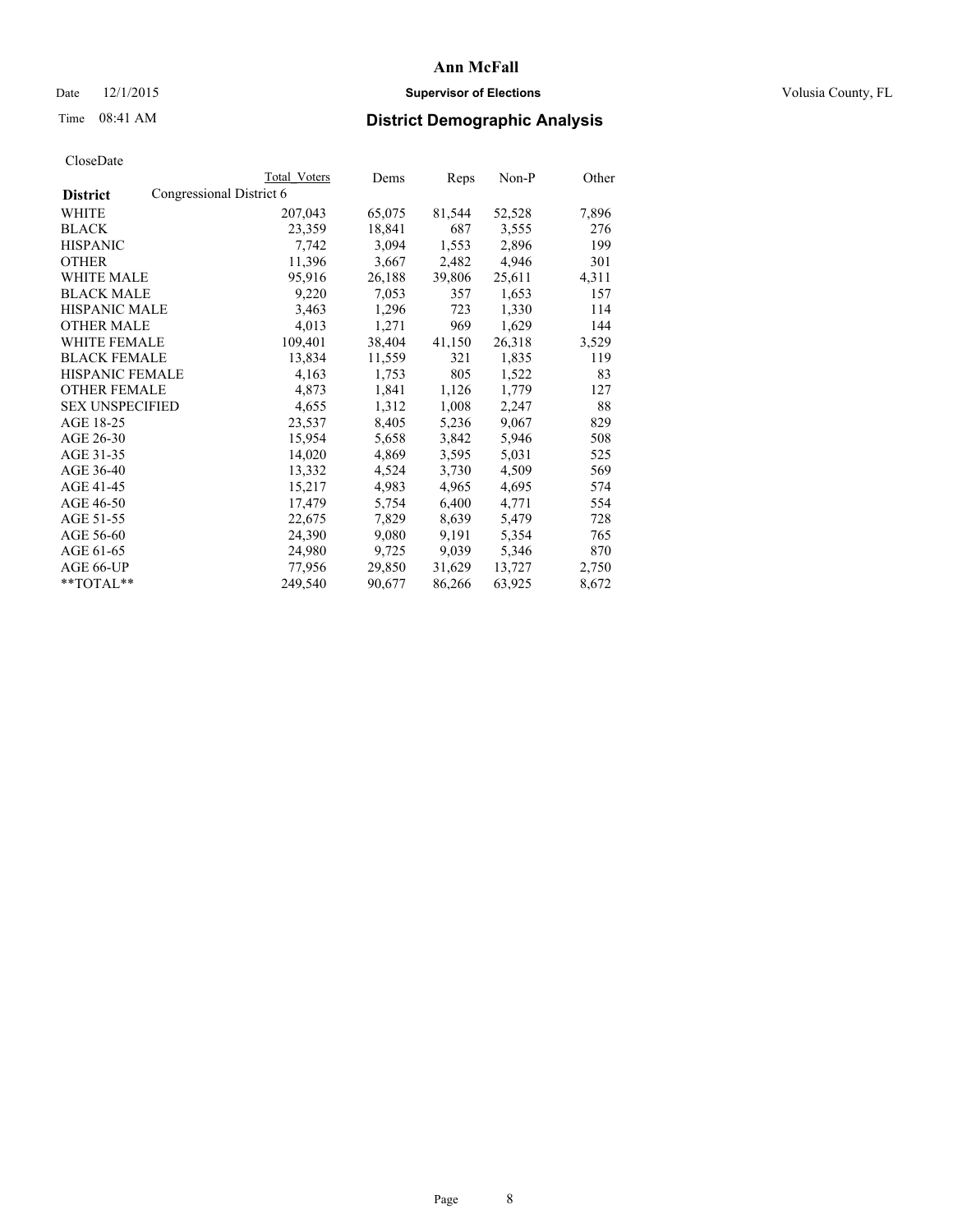# Ann McFall

Date 12/1/2015 **Supervisor of Elections** Volusia County, FL

Time 08:41 AM **District Demographic Analysis**

CloseDate

| **District** | Total Voters | Dems | Reps | Non-P | Other |
|---|---|---|---|---|---|
| Congressional District 6 | | | | | |
| WHITE | 207,043 | 65,075 | 81,544 | 52,528 | 7,896 |
| BLACK | 23,359 | 18,841 | 687 | 3,555 | 276 |
| HISPANIC | 7,742 | 3,094 | 1,553 | 2,896 | 199 |
| OTHER | 11,396 | 3,667 | 2,482 | 4,946 | 301 |
| WHITE MALE | 95,916 | 26,188 | 39,806 | 25,611 | 4,311 |
| BLACK MALE | 9,220 | 7,053 | 357 | 1,653 | 157 |
| HISPANIC MALE | 3,463 | 1,296 | 723 | 1,330 | 114 |
| OTHER MALE | 4,013 | 1,271 | 969 | 1,629 | 144 |
| WHITE FEMALE | 109,401 | 38,404 | 41,150 | 26,318 | 3,529 |
| BLACK FEMALE | 13,834 | 11,559 | 321 | 1,835 | 119 |
| HISPANIC FEMALE | 4,163 | 1,753 | 805 | 1,522 | 83 |
| OTHER FEMALE | 4,873 | 1,841 | 1,126 | 1,779 | 127 |
| SEX UNSPECIFIED | 4,655 | 1,312 | 1,008 | 2,247 | 88 |
| AGE 18-25 | 23,537 | 8,405 | 5,236 | 9,067 | 829 |
| AGE 26-30 | 15,954 | 5,658 | 3,842 | 5,946 | 508 |
| AGE 31-35 | 14,020 | 4,869 | 3,595 | 5,031 | 525 |
| AGE 36-40 | 13,332 | 4,524 | 3,730 | 4,509 | 569 |
| AGE 41-45 | 15,217 | 4,983 | 4,965 | 4,695 | 574 |
| AGE 46-50 | 17,479 | 5,754 | 6,400 | 4,771 | 554 |
| AGE 51-55 | 22,675 | 7,829 | 8,639 | 5,479 | 728 |
| AGE 56-60 | 24,390 | 9,080 | 9,191 | 5,354 | 765 |
| AGE 61-65 | 24,980 | 9,725 | 9,039 | 5,346 | 870 |
| AGE 66-UP | 77,956 | 29,850 | 31,629 | 13,727 | 2,750 |
| **TOTAL** | 249,540 | 90,677 | 86,266 | 63,925 | 8,672 |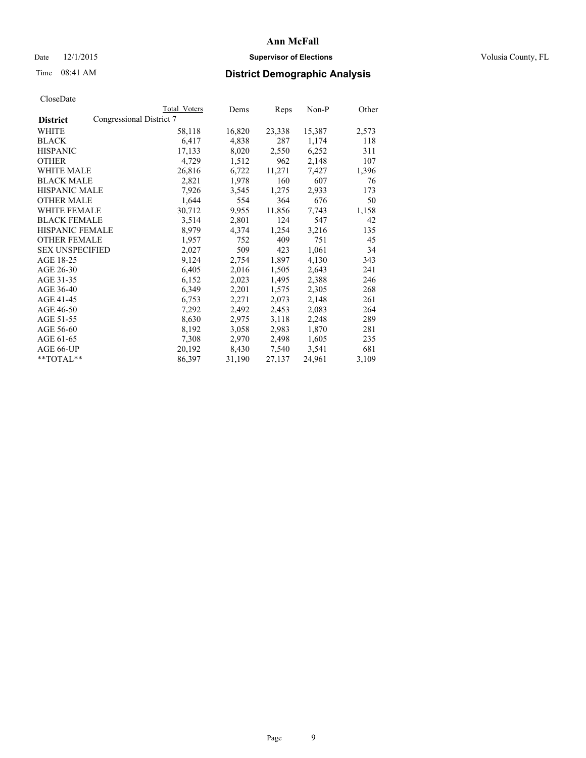# Ann McFall

Date 12/1/2015 **Supervisor of Elections** Volusia County, FL

Time 08:41 AM **District Demographic Analysis**

CloseDate

| **District** | Congressional District 7 | Total Voters | Dems | Reps | Non-P | Other |
|---|---|---|---|---|---|---|
| WHITE | | 58,118 | 16,820 | 23,338 | 15,387 | 2,573 |
| BLACK | | 6,417 | 4,838 | 287 | 1,174 | 118 |
| HISPANIC | | 17,133 | 8,020 | 2,550 | 6,252 | 311 |
| OTHER | | 4,729 | 1,512 | 962 | 2,148 | 107 |
| WHITE MALE | | 26,816 | 6,722 | 11,271 | 7,427 | 1,396 |
| BLACK MALE | | 2,821 | 1,978 | 160 | 607 | 76 |
| HISPANIC MALE | | 7,926 | 3,545 | 1,275 | 2,933 | 173 |
| OTHER MALE | | 1,644 | 554 | 364 | 676 | 50 |
| WHITE FEMALE | | 30,712 | 9,955 | 11,856 | 7,743 | 1,158 |
| BLACK FEMALE | | 3,514 | 2,801 | 124 | 547 | 42 |
| HISPANIC FEMALE | | 8,979 | 4,374 | 1,254 | 3,216 | 135 |
| OTHER FEMALE | | 1,957 | 752 | 409 | 751 | 45 |
| SEX UNSPECIFIED | | 2,027 | 509 | 423 | 1,061 | 34 |
| AGE 18-25 | | 9,124 | 2,754 | 1,897 | 4,130 | 343 |
| AGE 26-30 | | 6,405 | 2,016 | 1,505 | 2,643 | 241 |
| AGE 31-35 | | 6,152 | 2,023 | 1,495 | 2,388 | 246 |
| AGE 36-40 | | 6,349 | 2,201 | 1,575 | 2,305 | 268 |
| AGE 41-45 | | 6,753 | 2,271 | 2,073 | 2,148 | 261 |
| AGE 46-50 | | 7,292 | 2,492 | 2,453 | 2,083 | 264 |
| AGE 51-55 | | 8,630 | 2,975 | 3,118 | 2,248 | 289 |
| AGE 56-60 | | 8,192 | 3,058 | 2,983 | 1,870 | 281 |
| AGE 61-65 | | 7,308 | 2,970 | 2,498 | 1,605 | 235 |
| AGE 66-UP | | 20,192 | 8,430 | 7,540 | 3,541 | 681 |
| **TOTAL** | | 86,397 | 31,190 | 27,137 | 24,961 | 3,109 |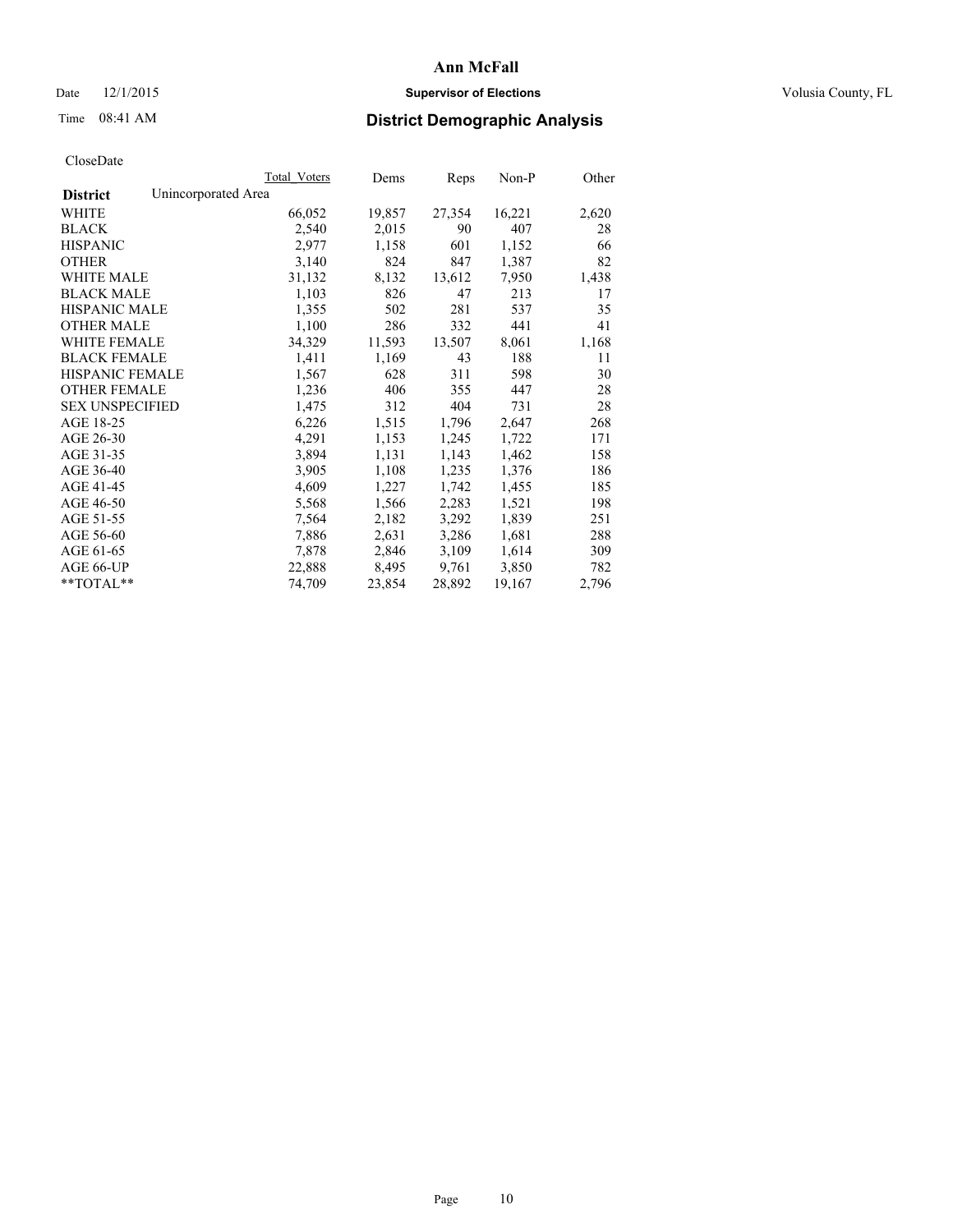# Ann McFall

Date 12/1/2015 **Supervisor of Elections** Volusia County, FL

Time 08:41 AM **District Demographic Analysis**

CloseDate

| | Total Voters | Dems | Reps | Non-P | Other |
|---|---|---|---|---|---|
| **District** Unincorporated Area | | | | | |
| WHITE | 66,052 | 19,857 | 27,354 | 16,221 | 2,620 |
| BLACK | 2,540 | 2,015 | 90 | 407 | 28 |
| HISPANIC | 2,977 | 1,158 | 601 | 1,152 | 66 |
| OTHER | 3,140 | 824 | 847 | 1,387 | 82 |
| WHITE MALE | 31,132 | 8,132 | 13,612 | 7,950 | 1,438 |
| BLACK MALE | 1,103 | 826 | 47 | 213 | 17 |
| HISPANIC MALE | 1,355 | 502 | 281 | 537 | 35 |
| OTHER MALE | 1,100 | 286 | 332 | 441 | 41 |
| WHITE FEMALE | 34,329 | 11,593 | 13,507 | 8,061 | 1,168 |
| BLACK FEMALE | 1,411 | 1,169 | 43 | 188 | 11 |
| HISPANIC FEMALE | 1,567 | 628 | 311 | 598 | 30 |
| OTHER FEMALE | 1,236 | 406 | 355 | 447 | 28 |
| SEX UNSPECIFIED | 1,475 | 312 | 404 | 731 | 28 |
| AGE 18-25 | 6,226 | 1,515 | 1,796 | 2,647 | 268 |
| AGE 26-30 | 4,291 | 1,153 | 1,245 | 1,722 | 171 |
| AGE 31-35 | 3,894 | 1,131 | 1,143 | 1,462 | 158 |
| AGE 36-40 | 3,905 | 1,108 | 1,235 | 1,376 | 186 |
| AGE 41-45 | 4,609 | 1,227 | 1,742 | 1,455 | 185 |
| AGE 46-50 | 5,568 | 1,566 | 2,283 | 1,521 | 198 |
| AGE 51-55 | 7,564 | 2,182 | 3,292 | 1,839 | 251 |
| AGE 56-60 | 7,886 | 2,631 | 3,286 | 1,681 | 288 |
| AGE 61-65 | 7,878 | 2,846 | 3,109 | 1,614 | 309 |
| AGE 66-UP | 22,888 | 8,495 | 9,761 | 3,850 | 782 |
| **TOTAL** | 74,709 | 23,854 | 28,892 | 19,167 | 2,796 |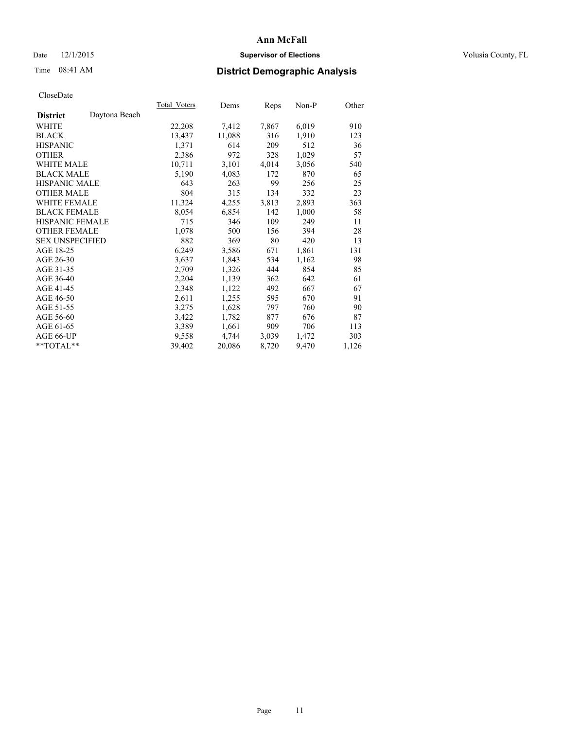# Ann McFall

Date 12/1/2015 **Supervisor of Elections** Volusia County, FL

Time 08:41 AM **District Demographic Analysis**

CloseDate

| **District** Daytona Beach | Total_Voters | Dems | Reps | Non-P | Other |
|---|---|---|---|---|---|
| WHITE | 22,208 | 7,412 | 7,867 | 6,019 | 910 |
| BLACK | 13,437 | 11,088 | 316 | 1,910 | 123 |
| HISPANIC | 1,371 | 614 | 209 | 512 | 36 |
| OTHER | 2,386 | 972 | 328 | 1,029 | 57 |
| WHITE MALE | 10,711 | 3,101 | 4,014 | 3,056 | 540 |
| BLACK MALE | 5,190 | 4,083 | 172 | 870 | 65 |
| HISPANIC MALE | 643 | 263 | 99 | 256 | 25 |
| OTHER MALE | 804 | 315 | 134 | 332 | 23 |
| WHITE FEMALE | 11,324 | 4,255 | 3,813 | 2,893 | 363 |
| BLACK FEMALE | 8,054 | 6,854 | 142 | 1,000 | 58 |
| HISPANIC FEMALE | 715 | 346 | 109 | 249 | 11 |
| OTHER FEMALE | 1,078 | 500 | 156 | 394 | 28 |
| SEX UNSPECIFIED | 882 | 369 | 80 | 420 | 13 |
| AGE 18-25 | 6,249 | 3,586 | 671 | 1,861 | 131 |
| AGE 26-30 | 3,637 | 1,843 | 534 | 1,162 | 98 |
| AGE 31-35 | 2,709 | 1,326 | 444 | 854 | 85 |
| AGE 36-40 | 2,204 | 1,139 | 362 | 642 | 61 |
| AGE 41-45 | 2,348 | 1,122 | 492 | 667 | 67 |
| AGE 46-50 | 2,611 | 1,255 | 595 | 670 | 91 |
| AGE 51-55 | 3,275 | 1,628 | 797 | 760 | 90 |
| AGE 56-60 | 3,422 | 1,782 | 877 | 676 | 87 |
| AGE 61-65 | 3,389 | 1,661 | 909 | 706 | 113 |
| AGE 66-UP | 9,558 | 4,744 | 3,039 | 1,472 | 303 |
| **TOTAL** | 39,402 | 20,086 | 8,720 | 9,470 | 1,126 |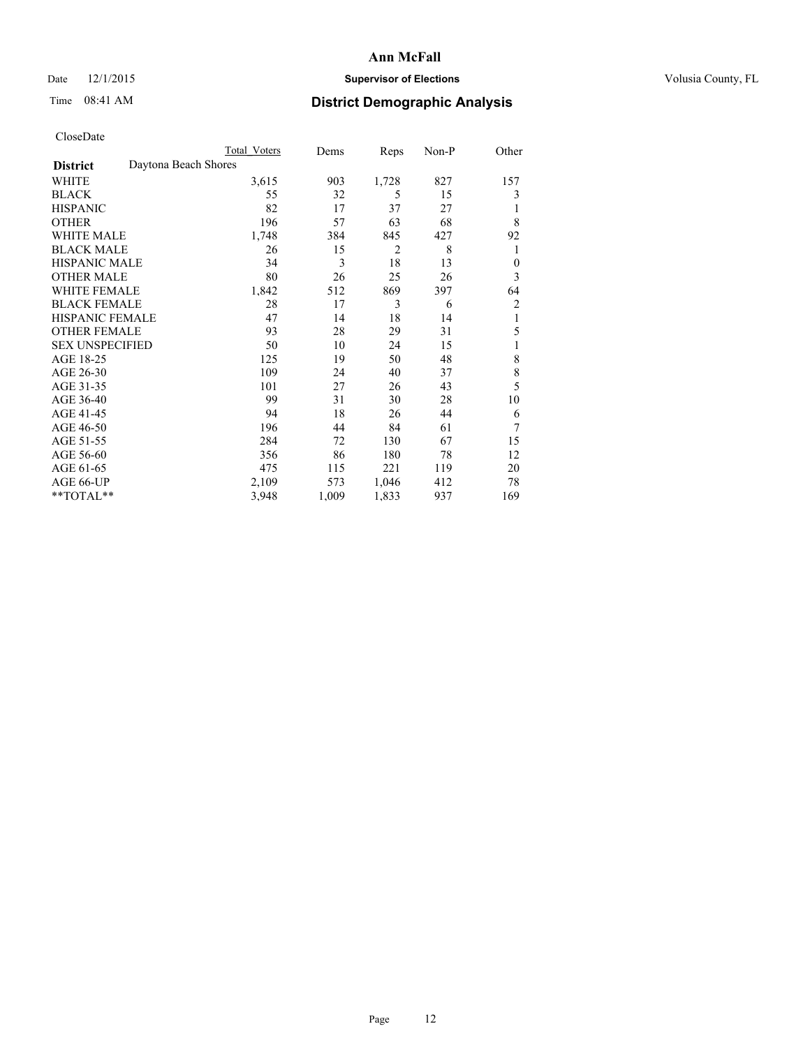# Ann McFall

Date 12/1/2015 **Supervisor of Elections** Volusia County, FL

Time 08:41 AM **District Demographic Analysis**

CloseDate

| District | Daytona Beach Shores | Total Voters | Dems | Reps | Non-P | Other |
|---|---|---|---|---|---|---|
| WHITE | | 3,615 | 903 | 1,728 | 827 | 157 |
| BLACK | | 55 | 32 | 5 | 15 | 3 |
| HISPANIC | | 82 | 17 | 37 | 27 | 1 |
| OTHER | | 196 | 57 | 63 | 68 | 8 |
| WHITE MALE | | 1,748 | 384 | 845 | 427 | 92 |
| BLACK MALE | | 26 | 15 | 2 | 8 | 1 |
| HISPANIC MALE | | 34 | 3 | 18 | 13 | 0 |
| OTHER MALE | | 80 | 26 | 25 | 26 | 3 |
| WHITE FEMALE | | 1,842 | 512 | 869 | 397 | 64 |
| BLACK FEMALE | | 28 | 17 | 3 | 6 | 2 |
| HISPANIC FEMALE | | 47 | 14 | 18 | 14 | 1 |
| OTHER FEMALE | | 93 | 28 | 29 | 31 | 5 |
| SEX UNSPECIFIED | | 50 | 10 | 24 | 15 | 1 |
| AGE 18-25 | | 125 | 19 | 50 | 48 | 8 |
| AGE 26-30 | | 109 | 24 | 40 | 37 | 8 |
| AGE 31-35 | | 101 | 27 | 26 | 43 | 5 |
| AGE 36-40 | | 99 | 31 | 30 | 28 | 10 |
| AGE 41-45 | | 94 | 18 | 26 | 44 | 6 |
| AGE 46-50 | | 196 | 44 | 84 | 61 | 7 |
| AGE 51-55 | | 284 | 72 | 130 | 67 | 15 |
| AGE 56-60 | | 356 | 86 | 180 | 78 | 12 |
| AGE 61-65 | | 475 | 115 | 221 | 119 | 20 |
| AGE 66-UP | | 2,109 | 573 | 1,046 | 412 | 78 |
| **TOTAL** | | 3,948 | 1,009 | 1,833 | 937 | 169 |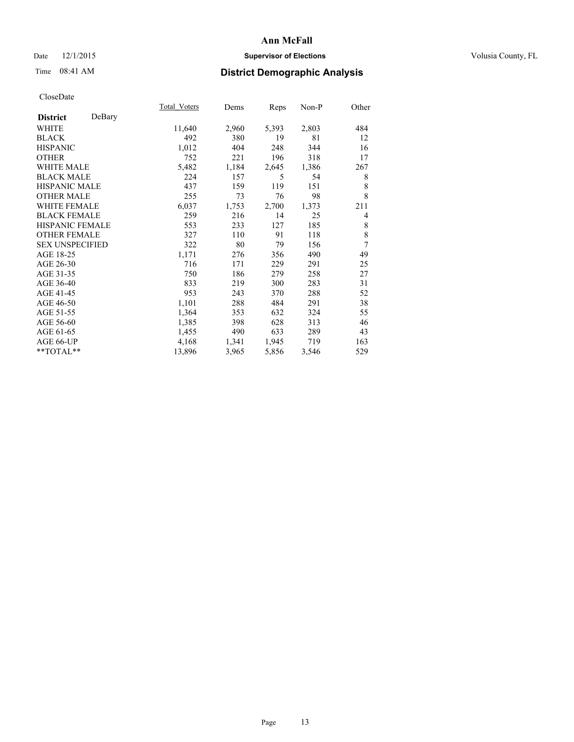# Ann McFall

Date 12/1/2015 **Supervisor of Elections** Volusia County, FL

Time 08:41 AM **District Demographic Analysis**

CloseDate

| District DeBary | Total_Voters | Dems | Reps | Non-P | Other |
|---|---|---|---|---|---|
| WHITE | 11,640 | 2,960 | 5,393 | 2,803 | 484 |
| BLACK | 492 | 380 | 19 | 81 | 12 |
| HISPANIC | 1,012 | 404 | 248 | 344 | 16 |
| OTHER | 752 | 221 | 196 | 318 | 17 |
| WHITE MALE | 5,482 | 1,184 | 2,645 | 1,386 | 267 |
| BLACK MALE | 224 | 157 | 5 | 54 | 8 |
| HISPANIC MALE | 437 | 159 | 119 | 151 | 8 |
| OTHER MALE | 255 | 73 | 76 | 98 | 8 |
| WHITE FEMALE | 6,037 | 1,753 | 2,700 | 1,373 | 211 |
| BLACK FEMALE | 259 | 216 | 14 | 25 | 4 |
| HISPANIC FEMALE | 553 | 233 | 127 | 185 | 8 |
| OTHER FEMALE | 327 | 110 | 91 | 118 | 8 |
| SEX UNSPECIFIED | 322 | 80 | 79 | 156 | 7 |
| AGE 18-25 | 1,171 | 276 | 356 | 490 | 49 |
| AGE 26-30 | 716 | 171 | 229 | 291 | 25 |
| AGE 31-35 | 750 | 186 | 279 | 258 | 27 |
| AGE 36-40 | 833 | 219 | 300 | 283 | 31 |
| AGE 41-45 | 953 | 243 | 370 | 288 | 52 |
| AGE 46-50 | 1,101 | 288 | 484 | 291 | 38 |
| AGE 51-55 | 1,364 | 353 | 632 | 324 | 55 |
| AGE 56-60 | 1,385 | 398 | 628 | 313 | 46 |
| AGE 61-65 | 1,455 | 490 | 633 | 289 | 43 |
| AGE 66-UP | 4,168 | 1,341 | 1,945 | 719 | 163 |
| **TOTAL** | 13,896 | 3,965 | 5,856 | 3,546 | 529 |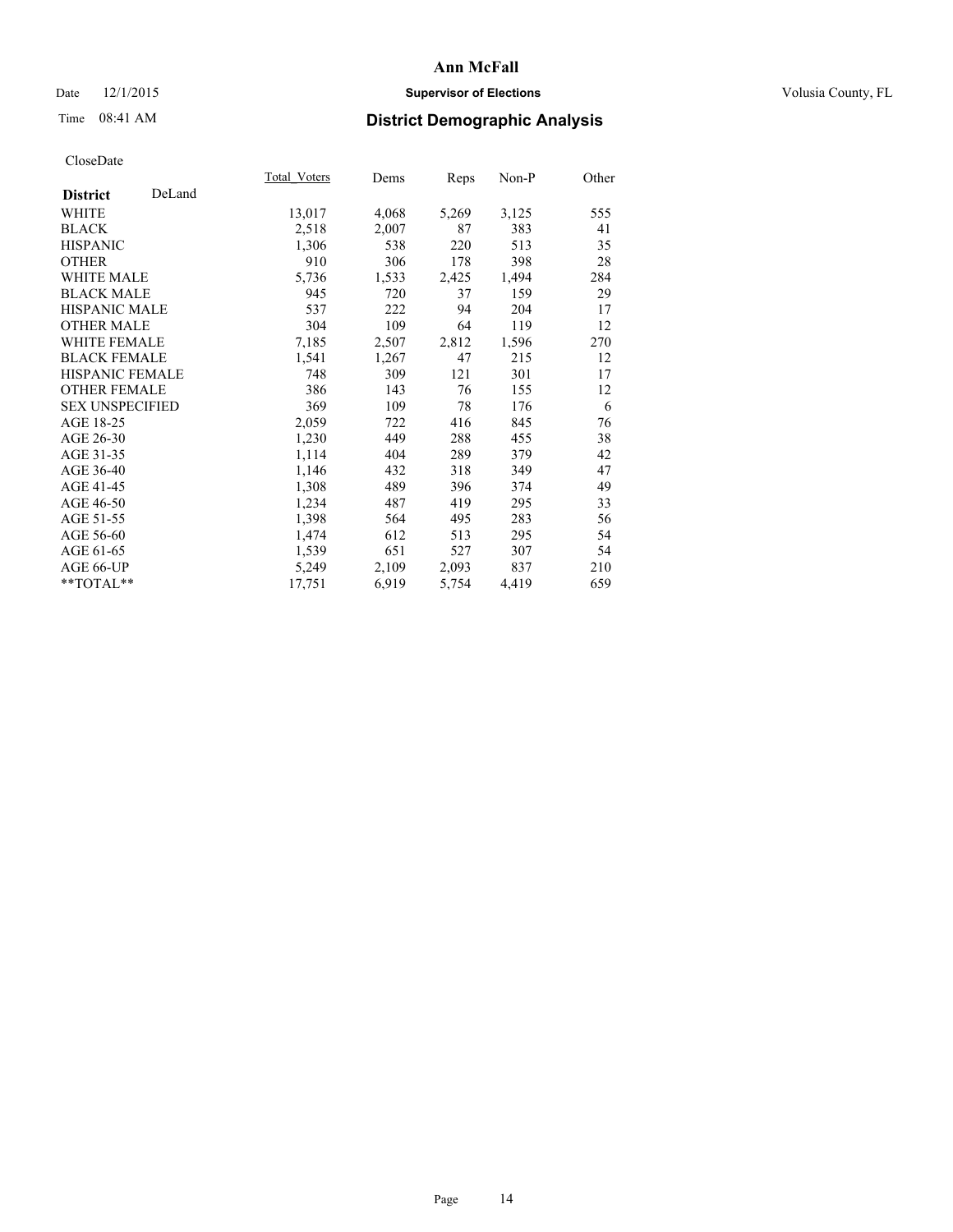# Ann McFall

Date 12/1/2015 **Supervisor of Elections** Volusia County, FL

Time 08:41 AM **District Demographic Analysis**

CloseDate

| | Total_Voters | Dems | Reps | Non-P | Other |
|---|---|---|---|---|---|
| **District** DeLand | | | | | |
| WHITE | 13,017 | 4,068 | 5,269 | 3,125 | 555 |
| BLACK | 2,518 | 2,007 | 87 | 383 | 41 |
| HISPANIC | 1,306 | 538 | 220 | 513 | 35 |
| OTHER | 910 | 306 | 178 | 398 | 28 |
| WHITE MALE | 5,736 | 1,533 | 2,425 | 1,494 | 284 |
| BLACK MALE | 945 | 720 | 37 | 159 | 29 |
| HISPANIC MALE | 537 | 222 | 94 | 204 | 17 |
| OTHER MALE | 304 | 109 | 64 | 119 | 12 |
| WHITE FEMALE | 7,185 | 2,507 | 2,812 | 1,596 | 270 |
| BLACK FEMALE | 1,541 | 1,267 | 47 | 215 | 12 |
| HISPANIC FEMALE | 748 | 309 | 121 | 301 | 17 |
| OTHER FEMALE | 386 | 143 | 76 | 155 | 12 |
| SEX UNSPECIFIED | 369 | 109 | 78 | 176 | 6 |
| AGE 18-25 | 2,059 | 722 | 416 | 845 | 76 |
| AGE 26-30 | 1,230 | 449 | 288 | 455 | 38 |
| AGE 31-35 | 1,114 | 404 | 289 | 379 | 42 |
| AGE 36-40 | 1,146 | 432 | 318 | 349 | 47 |
| AGE 41-45 | 1,308 | 489 | 396 | 374 | 49 |
| AGE 46-50 | 1,234 | 487 | 419 | 295 | 33 |
| AGE 51-55 | 1,398 | 564 | 495 | 283 | 56 |
| AGE 56-60 | 1,474 | 612 | 513 | 295 | 54 |
| AGE 61-65 | 1,539 | 651 | 527 | 307 | 54 |
| AGE 66-UP | 5,249 | 2,109 | 2,093 | 837 | 210 |
| **TOTAL** | 17,751 | 6,919 | 5,754 | 4,419 | 659 |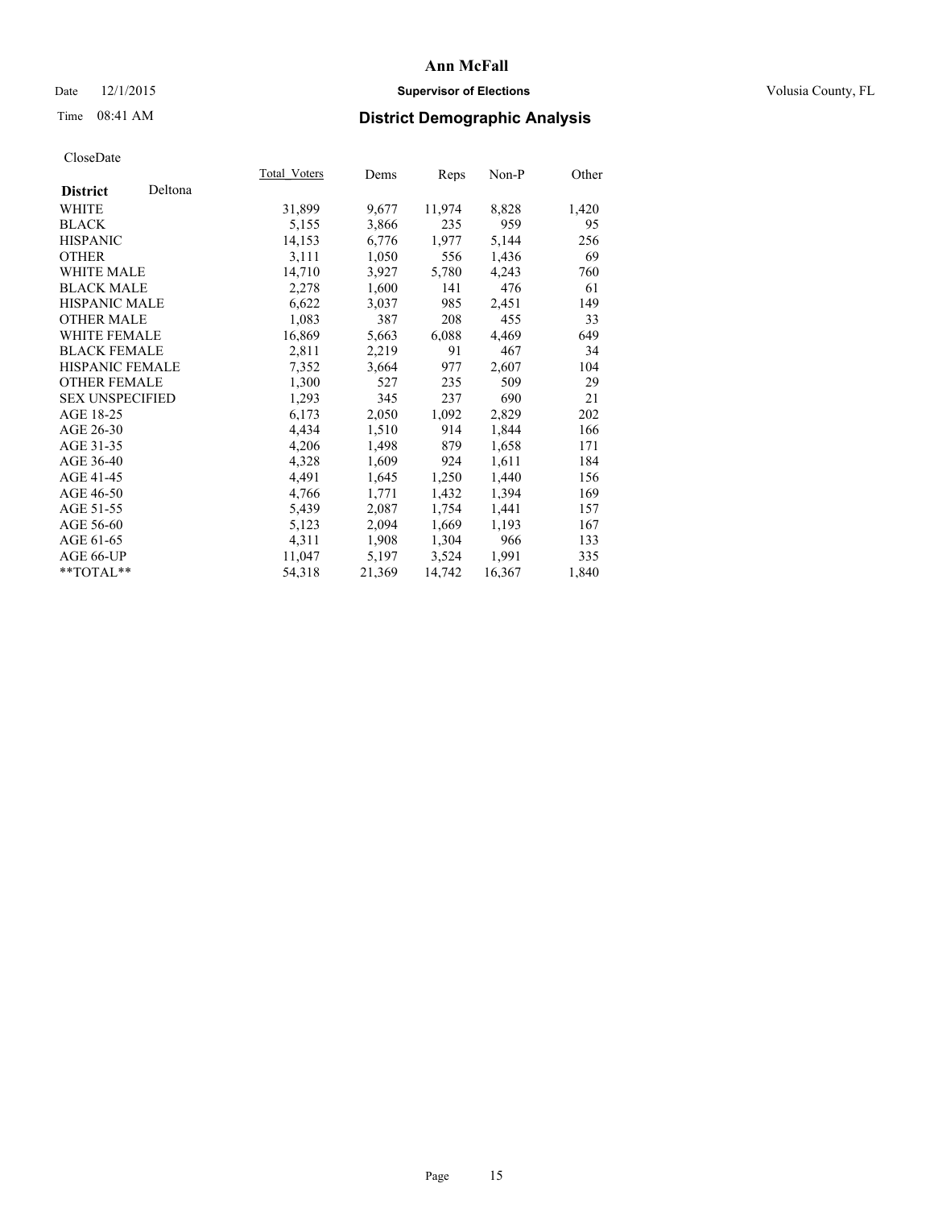# Ann McFall

Date 12/1/2015 **Supervisor of Elections** Volusia County, FL

Time 08:41 AM **District Demographic Analysis**

CloseDate

| **District** Deltona | Total_Voters | Dems | Reps | Non-P | Other |
|---|---|---|---|---|---|
| WHITE | 31,899 | 9,677 | 11,974 | 8,828 | 1,420 |
| BLACK | 5,155 | 3,866 | 235 | 959 | 95 |
| HISPANIC | 14,153 | 6,776 | 1,977 | 5,144 | 256 |
| OTHER | 3,111 | 1,050 | 556 | 1,436 | 69 |
| WHITE MALE | 14,710 | 3,927 | 5,780 | 4,243 | 760 |
| BLACK MALE | 2,278 | 1,600 | 141 | 476 | 61 |
| HISPANIC MALE | 6,622 | 3,037 | 985 | 2,451 | 149 |
| OTHER MALE | 1,083 | 387 | 208 | 455 | 33 |
| WHITE FEMALE | 16,869 | 5,663 | 6,088 | 4,469 | 649 |
| BLACK FEMALE | 2,811 | 2,219 | 91 | 467 | 34 |
| HISPANIC FEMALE | 7,352 | 3,664 | 977 | 2,607 | 104 |
| OTHER FEMALE | 1,300 | 527 | 235 | 509 | 29 |
| SEX UNSPECIFIED | 1,293 | 345 | 237 | 690 | 21 |
| AGE 18-25 | 6,173 | 2,050 | 1,092 | 2,829 | 202 |
| AGE 26-30 | 4,434 | 1,510 | 914 | 1,844 | 166 |
| AGE 31-35 | 4,206 | 1,498 | 879 | 1,658 | 171 |
| AGE 36-40 | 4,328 | 1,609 | 924 | 1,611 | 184 |
| AGE 41-45 | 4,491 | 1,645 | 1,250 | 1,440 | 156 |
| AGE 46-50 | 4,766 | 1,771 | 1,432 | 1,394 | 169 |
| AGE 51-55 | 5,439 | 2,087 | 1,754 | 1,441 | 157 |
| AGE 56-60 | 5,123 | 2,094 | 1,669 | 1,193 | 167 |
| AGE 61-65 | 4,311 | 1,908 | 1,304 | 966 | 133 |
| AGE 66-UP | 11,047 | 5,197 | 3,524 | 1,991 | 335 |
| **TOTAL** | 54,318 | 21,369 | 14,742 | 16,367 | 1,840 |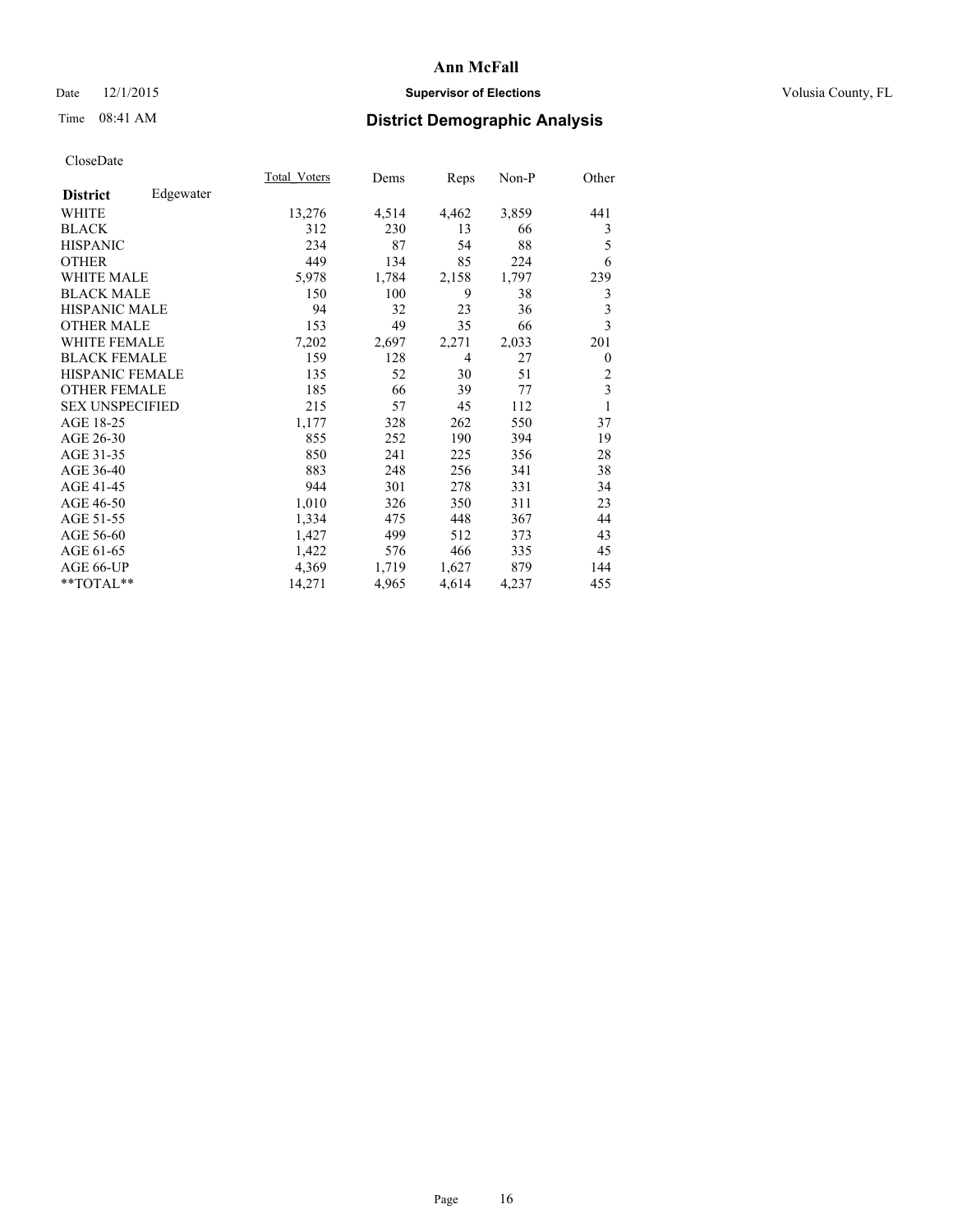# Ann McFall

Date 12/1/2015 **Supervisor of Elections** Volusia County, FL

Time 08:41 AM **District Demographic Analysis**

CloseDate

| District | Edgewater | Total_Voters | Dems | Reps | Non-P | Other |
|---|---|---|---|---|---|---|
| WHITE | | 13,276 | 4,514 | 4,462 | 3,859 | 441 |
| BLACK | | 312 | 230 | 13 | 66 | 3 |
| HISPANIC | | 234 | 87 | 54 | 88 | 5 |
| OTHER | | 449 | 134 | 85 | 224 | 6 |
| WHITE MALE | | 5,978 | 1,784 | 2,158 | 1,797 | 239 |
| BLACK MALE | | 150 | 100 | 9 | 38 | 3 |
| HISPANIC MALE | | 94 | 32 | 23 | 36 | 3 |
| OTHER MALE | | 153 | 49 | 35 | 66 | 3 |
| WHITE FEMALE | | 7,202 | 2,697 | 2,271 | 2,033 | 201 |
| BLACK FEMALE | | 159 | 128 | 4 | 27 | 0 |
| HISPANIC FEMALE | | 135 | 52 | 30 | 51 | 2 |
| OTHER FEMALE | | 185 | 66 | 39 | 77 | 3 |
| SEX UNSPECIFIED | | 215 | 57 | 45 | 112 | 1 |
| AGE 18-25 | | 1,177 | 328 | 262 | 550 | 37 |
| AGE 26-30 | | 855 | 252 | 190 | 394 | 19 |
| AGE 31-35 | | 850 | 241 | 225 | 356 | 28 |
| AGE 36-40 | | 883 | 248 | 256 | 341 | 38 |
| AGE 41-45 | | 944 | 301 | 278 | 331 | 34 |
| AGE 46-50 | | 1,010 | 326 | 350 | 311 | 23 |
| AGE 51-55 | | 1,334 | 475 | 448 | 367 | 44 |
| AGE 56-60 | | 1,427 | 499 | 512 | 373 | 43 |
| AGE 61-65 | | 1,422 | 576 | 466 | 335 | 45 |
| AGE 66-UP | | 4,369 | 1,719 | 1,627 | 879 | 144 |
| **TOTAL** | | 14,271 | 4,965 | 4,614 | 4,237 | 455 |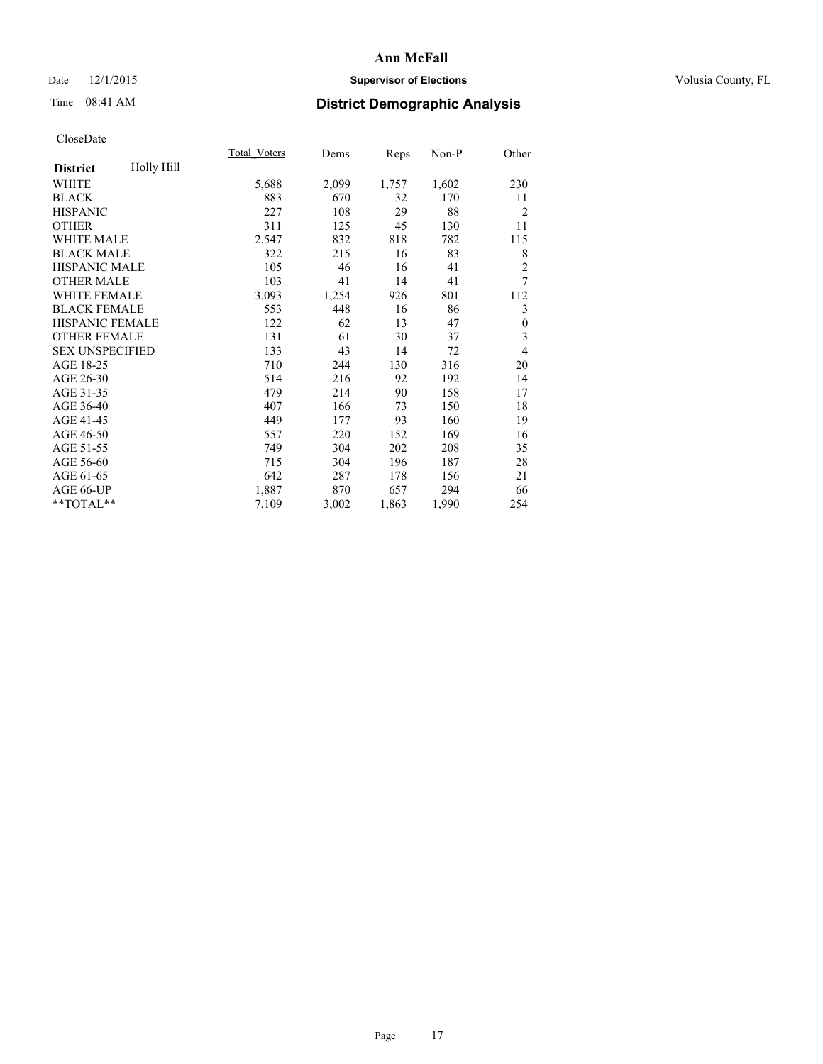# Ann McFall

Date 12/1/2015 **Supervisor of Elections** Volusia County, FL

Time 08:41 AM **District Demographic Analysis**

CloseDate

| **District** Holly Hill | Total_Voters | Dems | Reps | Non-P | Other |
|---|---|---|---|---|---|
| WHITE | 5,688 | 2,099 | 1,757 | 1,602 | 230 |
| BLACK | 883 | 670 | 32 | 170 | 11 |
| HISPANIC | 227 | 108 | 29 | 88 | 2 |
| OTHER | 311 | 125 | 45 | 130 | 11 |
| WHITE MALE | 2,547 | 832 | 818 | 782 | 115 |
| BLACK MALE | 322 | 215 | 16 | 83 | 8 |
| HISPANIC MALE | 105 | 46 | 16 | 41 | 2 |
| OTHER MALE | 103 | 41 | 14 | 41 | 7 |
| WHITE FEMALE | 3,093 | 1,254 | 926 | 801 | 112 |
| BLACK FEMALE | 553 | 448 | 16 | 86 | 3 |
| HISPANIC FEMALE | 122 | 62 | 13 | 47 | 0 |
| OTHER FEMALE | 131 | 61 | 30 | 37 | 3 |
| SEX UNSPECIFIED | 133 | 43 | 14 | 72 | 4 |
| AGE 18-25 | 710 | 244 | 130 | 316 | 20 |
| AGE 26-30 | 514 | 216 | 92 | 192 | 14 |
| AGE 31-35 | 479 | 214 | 90 | 158 | 17 |
| AGE 36-40 | 407 | 166 | 73 | 150 | 18 |
| AGE 41-45 | 449 | 177 | 93 | 160 | 19 |
| AGE 46-50 | 557 | 220 | 152 | 169 | 16 |
| AGE 51-55 | 749 | 304 | 202 | 208 | 35 |
| AGE 56-60 | 715 | 304 | 196 | 187 | 28 |
| AGE 61-65 | 642 | 287 | 178 | 156 | 21 |
| AGE 66-UP | 1,887 | 870 | 657 | 294 | 66 |
| **TOTAL** | 7,109 | 3,002 | 1,863 | 1,990 | 254 |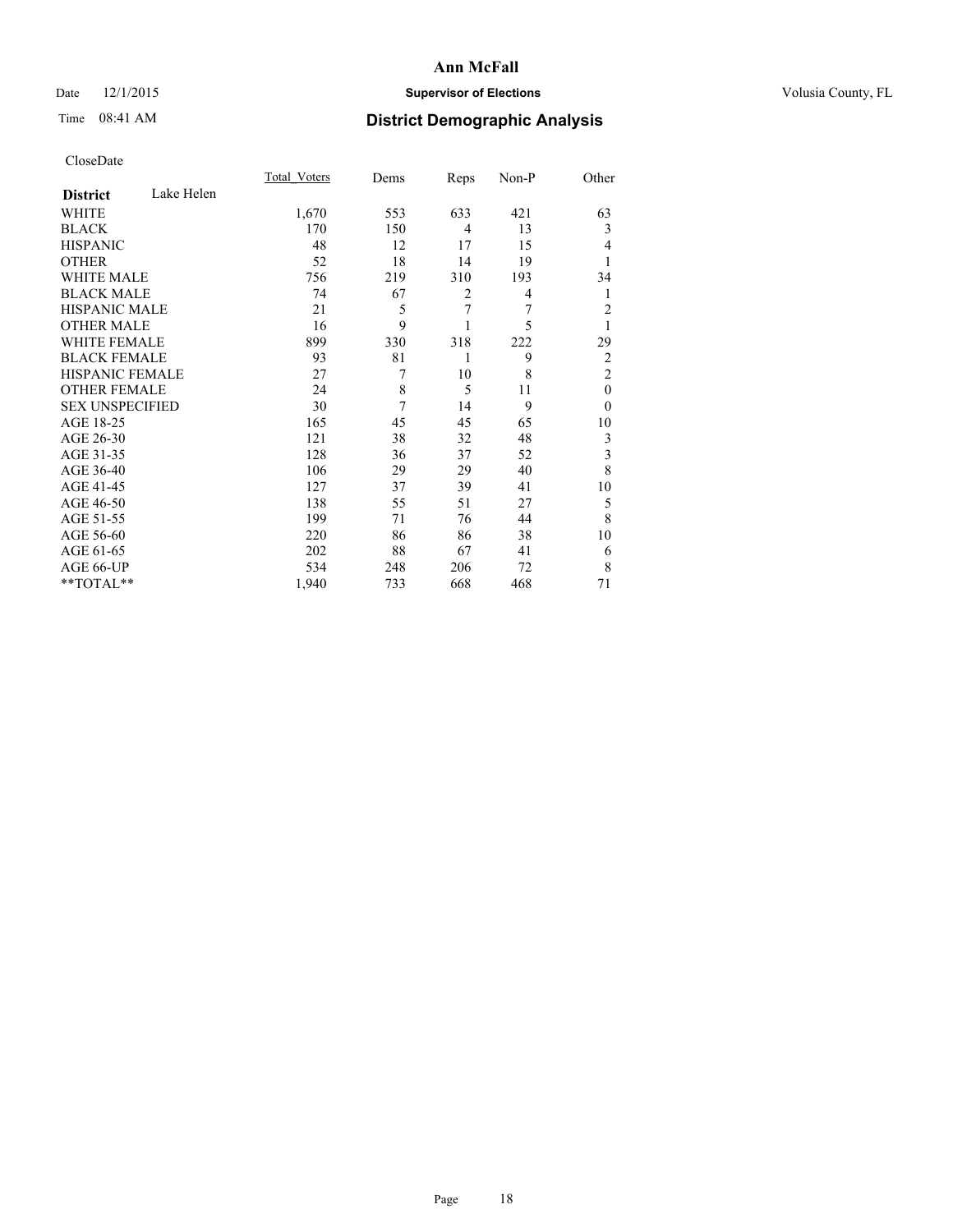**Ann McFall**

Date 12/1/2015 **Supervisor of Elections** Volusia County, FL

Time 08:41 AM

## District Demographic Analysis

CloseDate

| | Total_Voters | Dems | Reps | Non-P | Other |
|---|---|---|---|---|---|
| **District** Lake Helen | | | | | |
| WHITE | 1,670 | 553 | 633 | 421 | 63 |
| BLACK | 170 | 150 | 4 | 13 | 3 |
| HISPANIC | 48 | 12 | 17 | 15 | 4 |
| OTHER | 52 | 18 | 14 | 19 | 1 |
| WHITE MALE | 756 | 219 | 310 | 193 | 34 |
| BLACK MALE | 74 | 67 | 2 | 4 | 1 |
| HISPANIC MALE | 21 | 5 | 7 | 7 | 2 |
| OTHER MALE | 16 | 9 | 1 | 5 | 1 |
| WHITE FEMALE | 899 | 330 | 318 | 222 | 29 |
| BLACK FEMALE | 93 | 81 | 1 | 9 | 2 |
| HISPANIC FEMALE | 27 | 7 | 10 | 8 | 2 |
| OTHER FEMALE | 24 | 8 | 5 | 11 | 0 |
| SEX UNSPECIFIED | 30 | 7 | 14 | 9 | 0 |
| AGE 18-25 | 165 | 45 | 45 | 65 | 10 |
| AGE 26-30 | 121 | 38 | 32 | 48 | 3 |
| AGE 31-35 | 128 | 36 | 37 | 52 | 3 |
| AGE 36-40 | 106 | 29 | 29 | 40 | 8 |
| AGE 41-45 | 127 | 37 | 39 | 41 | 10 |
| AGE 46-50 | 138 | 55 | 51 | 27 | 5 |
| AGE 51-55 | 199 | 71 | 76 | 44 | 8 |
| AGE 56-60 | 220 | 86 | 86 | 38 | 10 |
| AGE 61-65 | 202 | 88 | 67 | 41 | 6 |
| AGE 66-UP | 534 | 248 | 206 | 72 | 8 |
| **TOTAL** | 1,940 | 733 | 668 | 468 | 71 |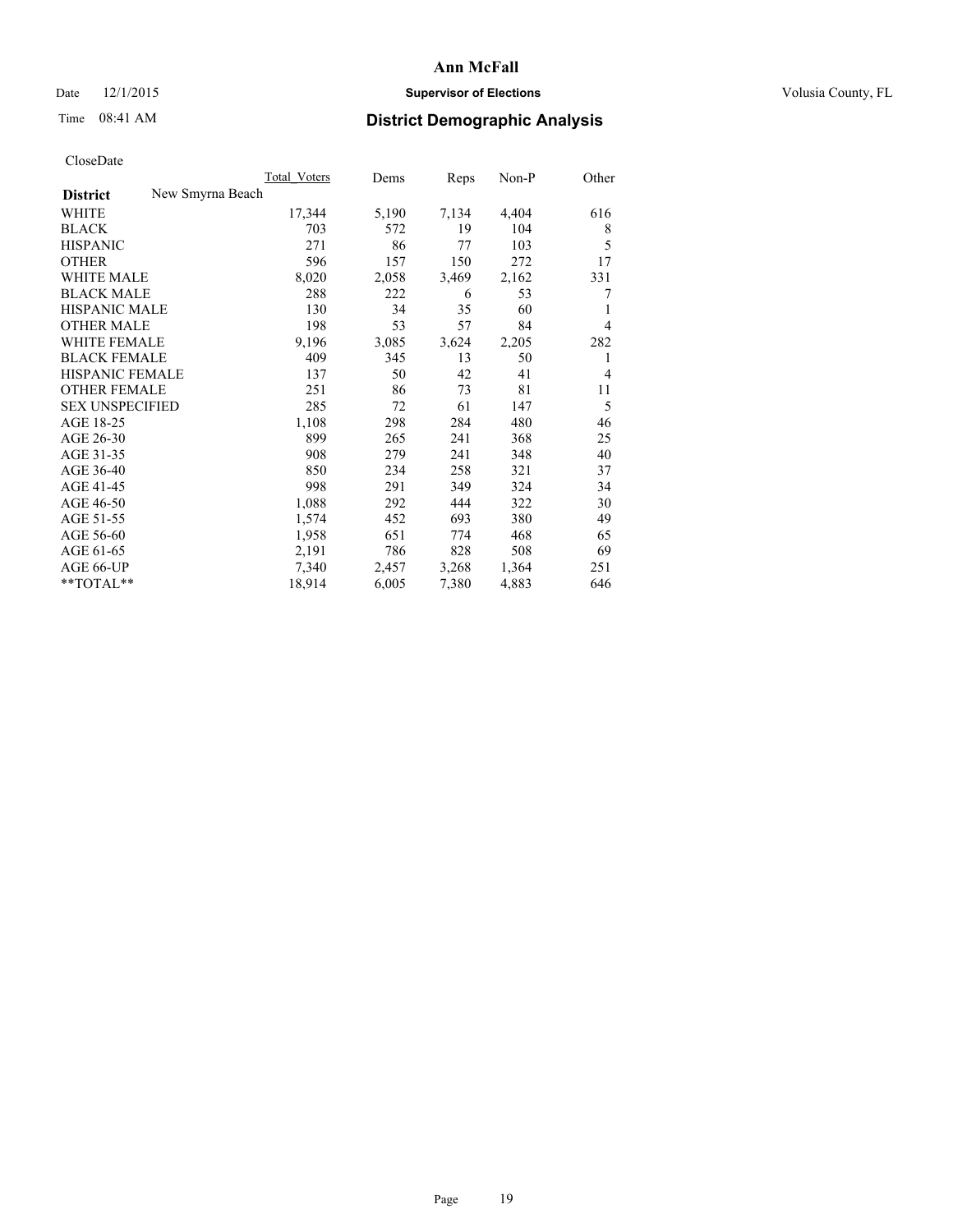# Ann McFall

Date 12/1/2015 **Supervisor of Elections** Volusia County, FL

Time 08:41 AM **District Demographic Analysis**

CloseDate

| | Total_Voters | Dems | Reps | Non-P | Other |
|---|---|---|---|---|---|
| **District** New Smyrna Beach | | | | | |
| WHITE | 17,344 | 5,190 | 7,134 | 4,404 | 616 |
| BLACK | 703 | 572 | 19 | 104 | 8 |
| HISPANIC | 271 | 86 | 77 | 103 | 5 |
| OTHER | 596 | 157 | 150 | 272 | 17 |
| WHITE MALE | 8,020 | 2,058 | 3,469 | 2,162 | 331 |
| BLACK MALE | 288 | 222 | 6 | 53 | 7 |
| HISPANIC MALE | 130 | 34 | 35 | 60 | 1 |
| OTHER MALE | 198 | 53 | 57 | 84 | 4 |
| WHITE FEMALE | 9,196 | 3,085 | 3,624 | 2,205 | 282 |
| BLACK FEMALE | 409 | 345 | 13 | 50 | 1 |
| HISPANIC FEMALE | 137 | 50 | 42 | 41 | 4 |
| OTHER FEMALE | 251 | 86 | 73 | 81 | 11 |
| SEX UNSPECIFIED | 285 | 72 | 61 | 147 | 5 |
| AGE 18-25 | 1,108 | 298 | 284 | 480 | 46 |
| AGE 26-30 | 899 | 265 | 241 | 368 | 25 |
| AGE 31-35 | 908 | 279 | 241 | 348 | 40 |
| AGE 36-40 | 850 | 234 | 258 | 321 | 37 |
| AGE 41-45 | 998 | 291 | 349 | 324 | 34 |
| AGE 46-50 | 1,088 | 292 | 444 | 322 | 30 |
| AGE 51-55 | 1,574 | 452 | 693 | 380 | 49 |
| AGE 56-60 | 1,958 | 651 | 774 | 468 | 65 |
| AGE 61-65 | 2,191 | 786 | 828 | 508 | 69 |
| AGE 66-UP | 7,340 | 2,457 | 3,268 | 1,364 | 251 |
| **TOTAL** | 18,914 | 6,005 | 7,380 | 4,883 | 646 |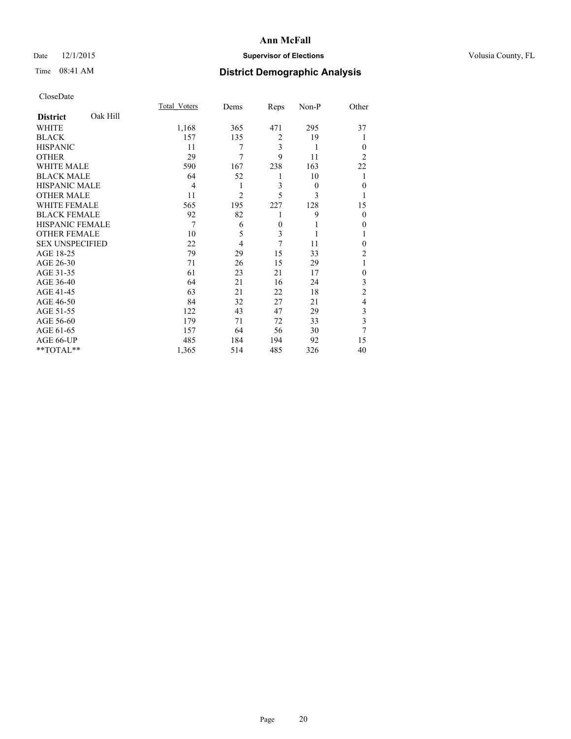CloseDate

| | Total_Voters | Dems | Reps | Non-P | Other |
|---|---|---|---|---|---|
| **District** Oak Hill | | | | | |
| WHITE | 1,168 | 365 | 471 | 295 | 37 |
| BLACK | 157 | 135 | 2 | 19 | 1 |
| HISPANIC | 11 | 7 | 3 | 1 | 0 |
| OTHER | 29 | 7 | 9 | 11 | 2 |
| WHITE MALE | 590 | 167 | 238 | 163 | 22 |
| BLACK MALE | 64 | 52 | 1 | 10 | 1 |
| HISPANIC MALE | 4 | 1 | 3 | 0 | 0 |
| OTHER MALE | 11 | 2 | 5 | 3 | 1 |
| WHITE FEMALE | 565 | 195 | 227 | 128 | 15 |
| BLACK FEMALE | 92 | 82 | 1 | 9 | 0 |
| HISPANIC FEMALE | 7 | 6 | 0 | 1 | 0 |
| OTHER FEMALE | 10 | 5 | 3 | 1 | 1 |
| SEX UNSPECIFIED | 22 | 4 | 7 | 11 | 0 |
| AGE 18-25 | 79 | 29 | 15 | 33 | 2 |
| AGE 26-30 | 71 | 26 | 15 | 29 | 1 |
| AGE 31-35 | 61 | 23 | 21 | 17 | 0 |
| AGE 36-40 | 64 | 21 | 16 | 24 | 3 |
| AGE 41-45 | 63 | 21 | 22 | 18 | 2 |
| AGE 46-50 | 84 | 32 | 27 | 21 | 4 |
| AGE 51-55 | 122 | 43 | 47 | 29 | 3 |
| AGE 56-60 | 179 | 71 | 72 | 33 | 3 |
| AGE 61-65 | 157 | 64 | 56 | 30 | 7 |
| AGE 66-UP | 485 | 184 | 194 | 92 | 15 |
| **TOTAL** | 1,365 | 514 | 485 | 326 | 40 |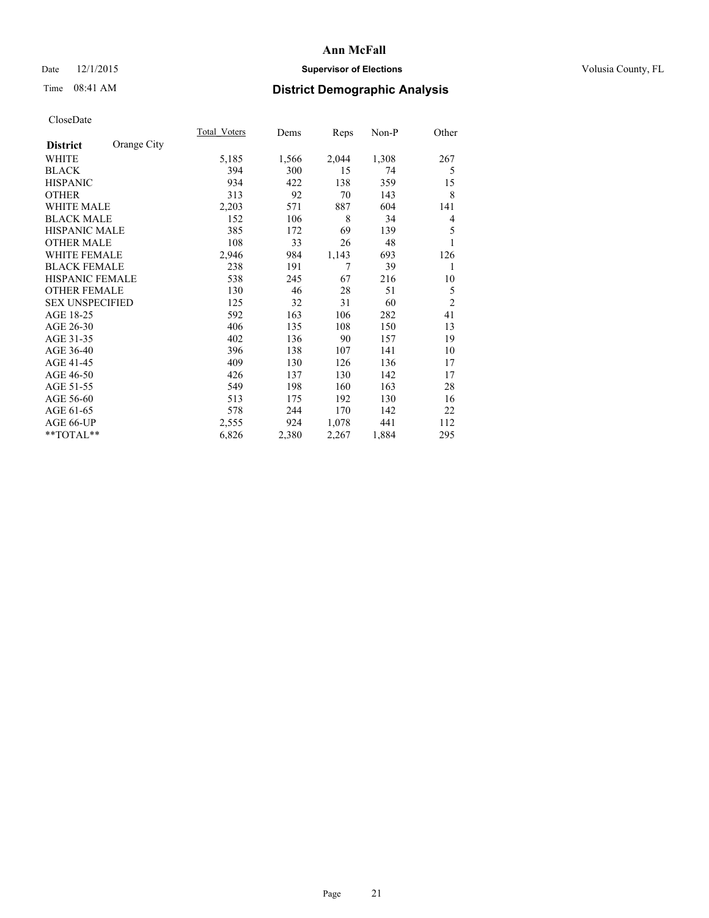Date 12/1/2015

Time 08:41 AM

**Ann McFall**

**Supervisor of Elections**

**District Demographic Analysis**

Volusia County, FL

CloseDate

| **District** Orange City | Total Voters | Dems | Reps | Non-P | Other |
|---|---|---|---|---|---|
| WHITE | 5,185 | 1,566 | 2,044 | 1,308 | 267 |
| BLACK | 394 | 300 | 15 | 74 | 5 |
| HISPANIC | 934 | 422 | 138 | 359 | 15 |
| OTHER | 313 | 92 | 70 | 143 | 8 |
| WHITE MALE | 2,203 | 571 | 887 | 604 | 141 |
| BLACK MALE | 152 | 106 | 8 | 34 | 4 |
| HISPANIC MALE | 385 | 172 | 69 | 139 | 5 |
| OTHER MALE | 108 | 33 | 26 | 48 | 1 |
| WHITE FEMALE | 2,946 | 984 | 1,143 | 693 | 126 |
| BLACK FEMALE | 238 | 191 | 7 | 39 | 1 |
| HISPANIC FEMALE | 538 | 245 | 67 | 216 | 10 |
| OTHER FEMALE | 130 | 46 | 28 | 51 | 5 |
| SEX UNSPECIFIED | 125 | 32 | 31 | 60 | 2 |
| AGE 18-25 | 592 | 163 | 106 | 282 | 41 |
| AGE 26-30 | 406 | 135 | 108 | 150 | 13 |
| AGE 31-35 | 402 | 136 | 90 | 157 | 19 |
| AGE 36-40 | 396 | 138 | 107 | 141 | 10 |
| AGE 41-45 | 409 | 130 | 126 | 136 | 17 |
| AGE 46-50 | 426 | 137 | 130 | 142 | 17 |
| AGE 51-55 | 549 | 198 | 160 | 163 | 28 |
| AGE 56-60 | 513 | 175 | 192 | 130 | 16 |
| AGE 61-65 | 578 | 244 | 170 | 142 | 22 |
| AGE 66-UP | 2,555 | 924 | 1,078 | 441 | 112 |
| **TOTAL** | 6,826 | 2,380 | 2,267 | 1,884 | 295 |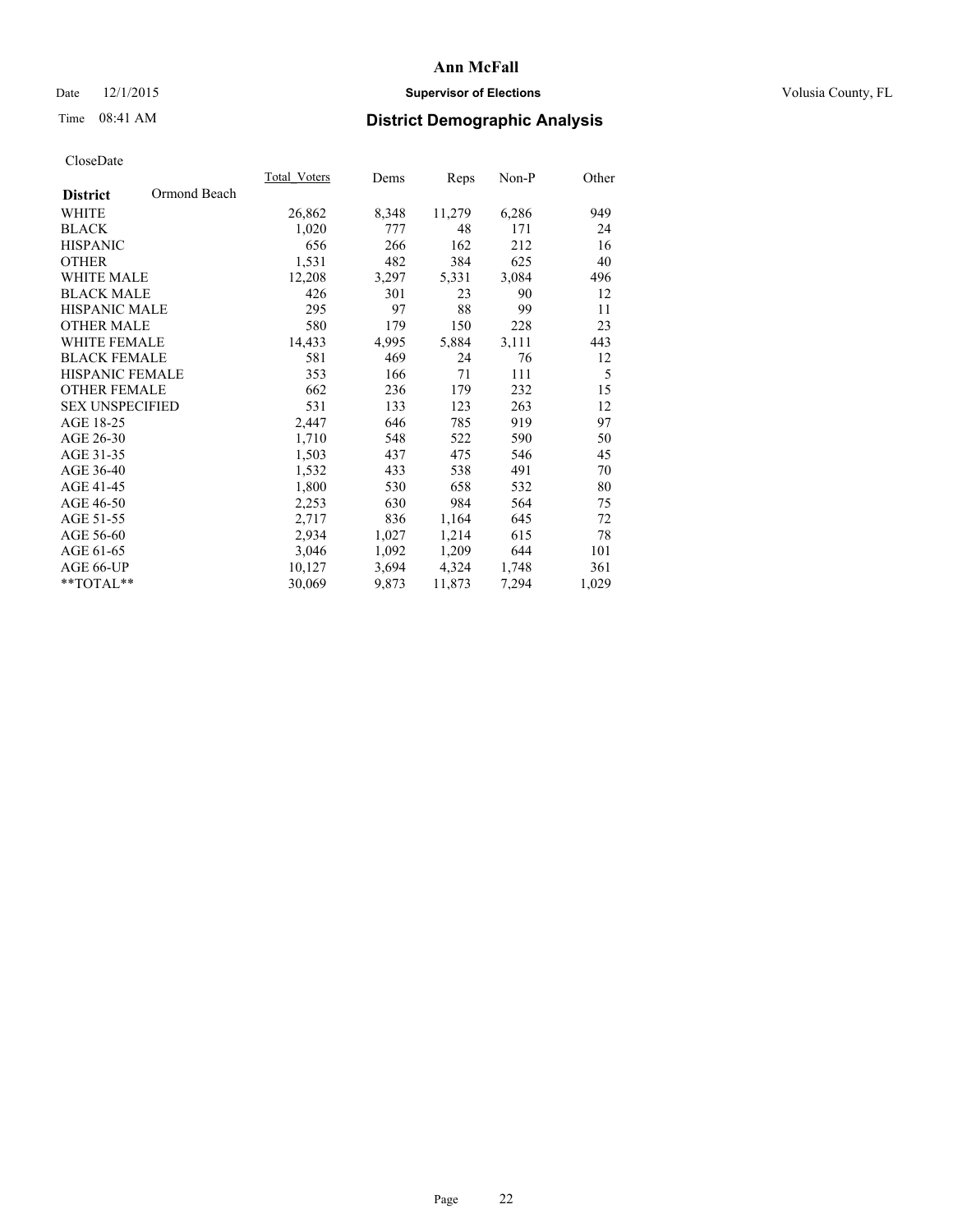**Ann McFall**

Date 12/1/2015 **Supervisor of Elections** Volusia County, FL

Time 08:41 AM **District Demographic Analysis**

CloseDate

| **District** Ormond Beach | Total_Voters | Dems | Reps | Non-P | Other |
|---|---|---|---|---|---|
| WHITE | 26,862 | 8,348 | 11,279 | 6,286 | 949 |
| BLACK | 1,020 | 777 | 48 | 171 | 24 |
| HISPANIC | 656 | 266 | 162 | 212 | 16 |
| OTHER | 1,531 | 482 | 384 | 625 | 40 |
| WHITE MALE | 12,208 | 3,297 | 5,331 | 3,084 | 496 |
| BLACK MALE | 426 | 301 | 23 | 90 | 12 |
| HISPANIC MALE | 295 | 97 | 88 | 99 | 11 |
| OTHER MALE | 580 | 179 | 150 | 228 | 23 |
| WHITE FEMALE | 14,433 | 4,995 | 5,884 | 3,111 | 443 |
| BLACK FEMALE | 581 | 469 | 24 | 76 | 12 |
| HISPANIC FEMALE | 353 | 166 | 71 | 111 | 5 |
| OTHER FEMALE | 662 | 236 | 179 | 232 | 15 |
| SEX UNSPECIFIED | 531 | 133 | 123 | 263 | 12 |
| AGE 18-25 | 2,447 | 646 | 785 | 919 | 97 |
| AGE 26-30 | 1,710 | 548 | 522 | 590 | 50 |
| AGE 31-35 | 1,503 | 437 | 475 | 546 | 45 |
| AGE 36-40 | 1,532 | 433 | 538 | 491 | 70 |
| AGE 41-45 | 1,800 | 530 | 658 | 532 | 80 |
| AGE 46-50 | 2,253 | 630 | 984 | 564 | 75 |
| AGE 51-55 | 2,717 | 836 | 1,164 | 645 | 72 |
| AGE 56-60 | 2,934 | 1,027 | 1,214 | 615 | 78 |
| AGE 61-65 | 3,046 | 1,092 | 1,209 | 644 | 101 |
| AGE 66-UP | 10,127 | 3,694 | 4,324 | 1,748 | 361 |
| **TOTAL** | 30,069 | 9,873 | 11,873 | 7,294 | 1,029 |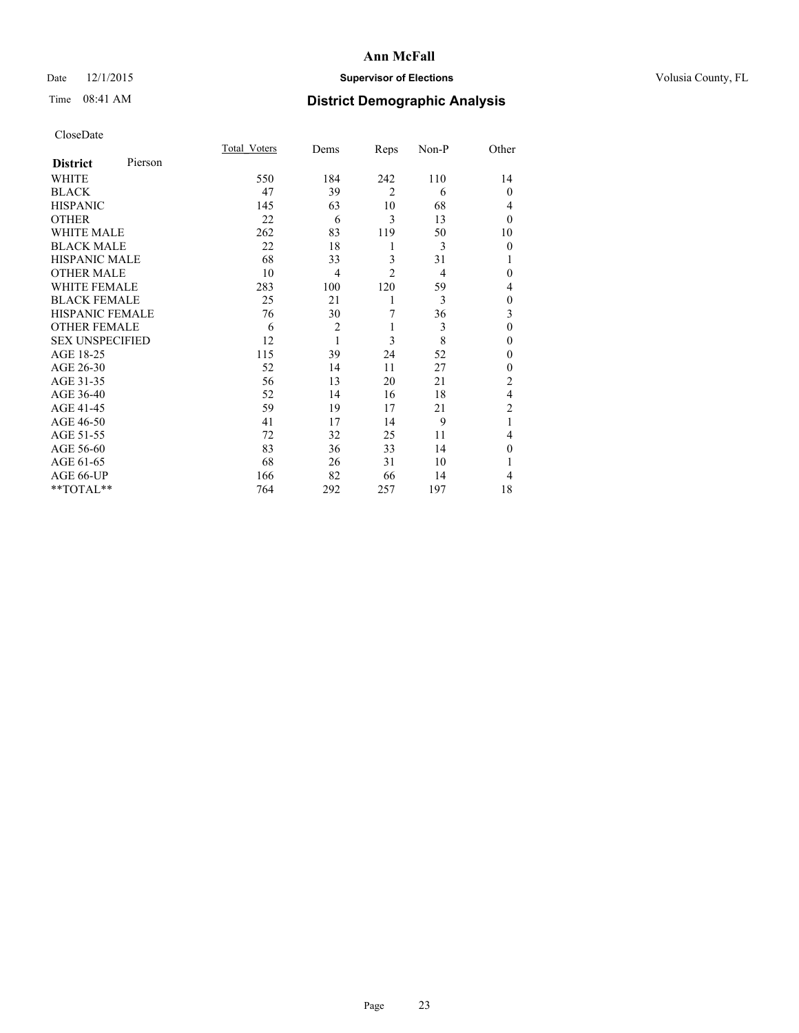# Ann McFall

Date 12/1/2015 **Supervisor of Elections** Volusia County, FL

Time 08:41 AM **District Demographic Analysis**

CloseDate

| **District** Pierson | Total_Voters | Dems | Reps | Non-P | Other |
|---|---|---|---|---|---|
| WHITE | 550 | 184 | 242 | 110 | 14 |
| BLACK | 47 | 39 | 2 | 6 | 0 |
| HISPANIC | 145 | 63 | 10 | 68 | 4 |
| OTHER | 22 | 6 | 3 | 13 | 0 |
| WHITE MALE | 262 | 83 | 119 | 50 | 10 |
| BLACK MALE | 22 | 18 | 1 | 3 | 0 |
| HISPANIC MALE | 68 | 33 | 3 | 31 | 1 |
| OTHER MALE | 10 | 4 | 2 | 4 | 0 |
| WHITE FEMALE | 283 | 100 | 120 | 59 | 4 |
| BLACK FEMALE | 25 | 21 | 1 | 3 | 0 |
| HISPANIC FEMALE | 76 | 30 | 7 | 36 | 3 |
| OTHER FEMALE | 6 | 2 | 1 | 3 | 0 |
| SEX UNSPECIFIED | 12 | 1 | 3 | 8 | 0 |
| AGE 18-25 | 115 | 39 | 24 | 52 | 0 |
| AGE 26-30 | 52 | 14 | 11 | 27 | 0 |
| AGE 31-35 | 56 | 13 | 20 | 21 | 2 |
| AGE 36-40 | 52 | 14 | 16 | 18 | 4 |
| AGE 41-45 | 59 | 19 | 17 | 21 | 2 |
| AGE 46-50 | 41 | 17 | 14 | 9 | 1 |
| AGE 51-55 | 72 | 32 | 25 | 11 | 4 |
| AGE 56-60 | 83 | 36 | 33 | 14 | 0 |
| AGE 61-65 | 68 | 26 | 31 | 10 | 1 |
| AGE 66-UP | 166 | 82 | 66 | 14 | 4 |
| **TOTAL** | 764 | 292 | 257 | 197 | 18 |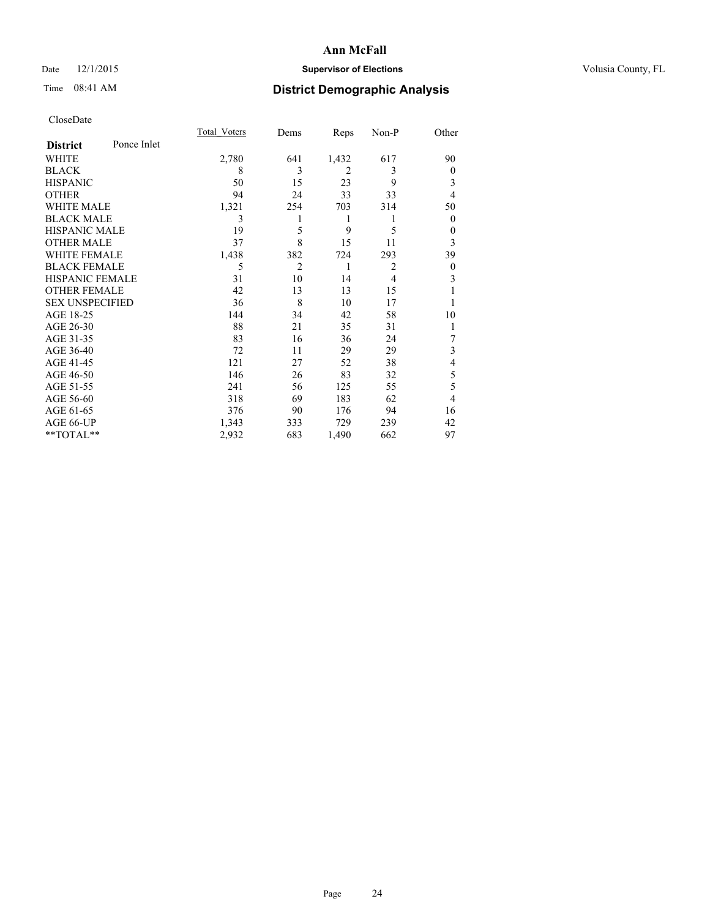# Ann McFall

Date 12/1/2015 **Supervisor of Elections** Volusia County, FL

Time 08:41 AM **District Demographic Analysis**

CloseDate

| **District** Ponce Inlet | Total_Voters | Dems | Reps | Non-P | Other |
|---|---|---|---|---|---|
| WHITE | 2,780 | 641 | 1,432 | 617 | 90 |
| BLACK | 8 | 3 | 2 | 3 | 0 |
| HISPANIC | 50 | 15 | 23 | 9 | 3 |
| OTHER | 94 | 24 | 33 | 33 | 4 |
| WHITE MALE | 1,321 | 254 | 703 | 314 | 50 |
| BLACK MALE | 3 | 1 | 1 | 1 | 0 |
| HISPANIC MALE | 19 | 5 | 9 | 5 | 0 |
| OTHER MALE | 37 | 8 | 15 | 11 | 3 |
| WHITE FEMALE | 1,438 | 382 | 724 | 293 | 39 |
| BLACK FEMALE | 5 | 2 | 1 | 2 | 0 |
| HISPANIC FEMALE | 31 | 10 | 14 | 4 | 3 |
| OTHER FEMALE | 42 | 13 | 13 | 15 | 1 |
| SEX UNSPECIFIED | 36 | 8 | 10 | 17 | 1 |
| AGE 18-25 | 144 | 34 | 42 | 58 | 10 |
| AGE 26-30 | 88 | 21 | 35 | 31 | 1 |
| AGE 31-35 | 83 | 16 | 36 | 24 | 7 |
| AGE 36-40 | 72 | 11 | 29 | 29 | 3 |
| AGE 41-45 | 121 | 27 | 52 | 38 | 4 |
| AGE 46-50 | 146 | 26 | 83 | 32 | 5 |
| AGE 51-55 | 241 | 56 | 125 | 55 | 5 |
| AGE 56-60 | 318 | 69 | 183 | 62 | 4 |
| AGE 61-65 | 376 | 90 | 176 | 94 | 16 |
| AGE 66-UP | 1,343 | 333 | 729 | 239 | 42 |
| **TOTAL** | 2,932 | 683 | 1,490 | 662 | 97 |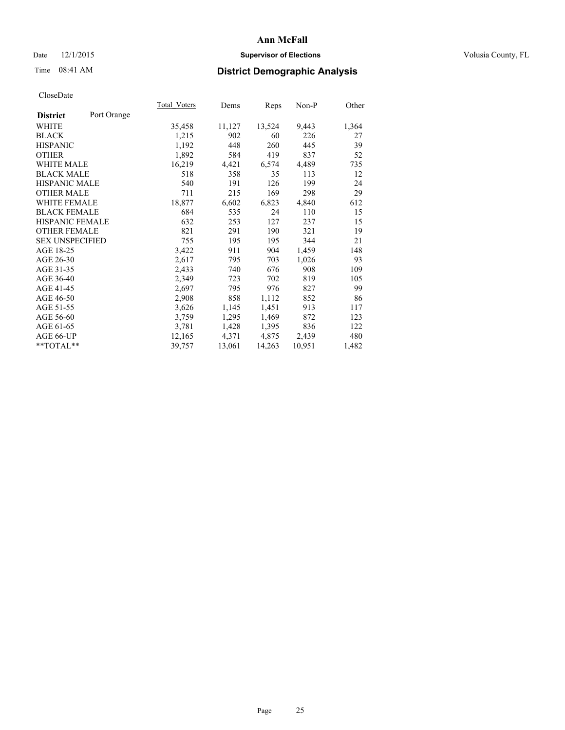# Ann McFall

Date 12/1/2015 **Supervisor of Elections** Volusia County, FL

Time 08:41 AM **District Demographic Analysis**

CloseDate

| **District** Port Orange | Total_Voters | Dems | Reps | Non-P | Other |
|---|---|---|---|---|---|
| WHITE | 35,458 | 11,127 | 13,524 | 9,443 | 1,364 |
| BLACK | 1,215 | 902 | 60 | 226 | 27 |
| HISPANIC | 1,192 | 448 | 260 | 445 | 39 |
| OTHER | 1,892 | 584 | 419 | 837 | 52 |
| WHITE MALE | 16,219 | 4,421 | 6,574 | 4,489 | 735 |
| BLACK MALE | 518 | 358 | 35 | 113 | 12 |
| HISPANIC MALE | 540 | 191 | 126 | 199 | 24 |
| OTHER MALE | 711 | 215 | 169 | 298 | 29 |
| WHITE FEMALE | 18,877 | 6,602 | 6,823 | 4,840 | 612 |
| BLACK FEMALE | 684 | 535 | 24 | 110 | 15 |
| HISPANIC FEMALE | 632 | 253 | 127 | 237 | 15 |
| OTHER FEMALE | 821 | 291 | 190 | 321 | 19 |
| SEX UNSPECIFIED | 755 | 195 | 195 | 344 | 21 |
| AGE 18-25 | 3,422 | 911 | 904 | 1,459 | 148 |
| AGE 26-30 | 2,617 | 795 | 703 | 1,026 | 93 |
| AGE 31-35 | 2,433 | 740 | 676 | 908 | 109 |
| AGE 36-40 | 2,349 | 723 | 702 | 819 | 105 |
| AGE 41-45 | 2,697 | 795 | 976 | 827 | 99 |
| AGE 46-50 | 2,908 | 858 | 1,112 | 852 | 86 |
| AGE 51-55 | 3,626 | 1,145 | 1,451 | 913 | 117 |
| AGE 56-60 | 3,759 | 1,295 | 1,469 | 872 | 123 |
| AGE 61-65 | 3,781 | 1,428 | 1,395 | 836 | 122 |
| AGE 66-UP | 12,165 | 4,371 | 4,875 | 2,439 | 480 |
| **TOTAL** | 39,757 | 13,061 | 14,263 | 10,951 | 1,482 |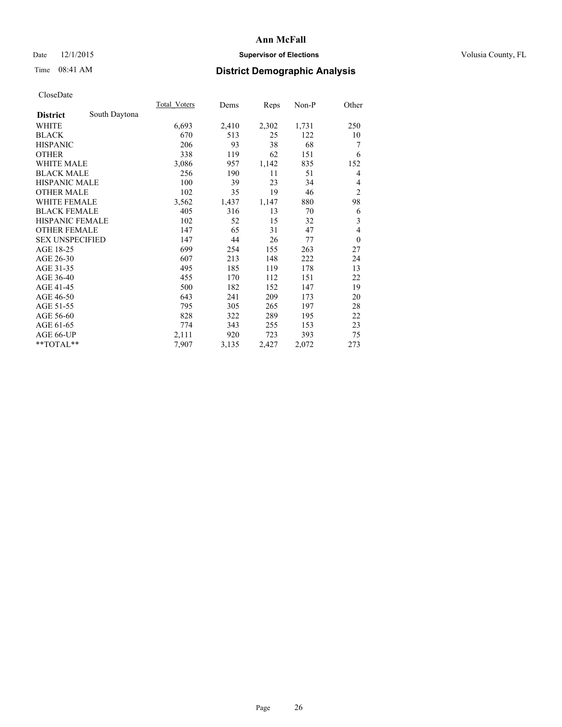# Ann McFall

Date 12/1/2015 **Supervisor of Elections** Volusia County, FL

Time 08:41 AM **District Demographic Analysis**

CloseDate

| **District** | South Daytona | Total_Voters | Dems | Reps | Non-P | Other |
|---|---|---|---|---|---|---|
| WHITE | | 6,693 | 2,410 | 2,302 | 1,731 | 250 |
| BLACK | | 670 | 513 | 25 | 122 | 10 |
| HISPANIC | | 206 | 93 | 38 | 68 | 7 |
| OTHER | | 338 | 119 | 62 | 151 | 6 |
| WHITE MALE | | 3,086 | 957 | 1,142 | 835 | 152 |
| BLACK MALE | | 256 | 190 | 11 | 51 | 4 |
| HISPANIC MALE | | 100 | 39 | 23 | 34 | 4 |
| OTHER MALE | | 102 | 35 | 19 | 46 | 2 |
| WHITE FEMALE | | 3,562 | 1,437 | 1,147 | 880 | 98 |
| BLACK FEMALE | | 405 | 316 | 13 | 70 | 6 |
| HISPANIC FEMALE | | 102 | 52 | 15 | 32 | 3 |
| OTHER FEMALE | | 147 | 65 | 31 | 47 | 4 |
| SEX UNSPECIFIED | | 147 | 44 | 26 | 77 | 0 |
| AGE 18-25 | | 699 | 254 | 155 | 263 | 27 |
| AGE 26-30 | | 607 | 213 | 148 | 222 | 24 |
| AGE 31-35 | | 495 | 185 | 119 | 178 | 13 |
| AGE 36-40 | | 455 | 170 | 112 | 151 | 22 |
| AGE 41-45 | | 500 | 182 | 152 | 147 | 19 |
| AGE 46-50 | | 643 | 241 | 209 | 173 | 20 |
| AGE 51-55 | | 795 | 305 | 265 | 197 | 28 |
| AGE 56-60 | | 828 | 322 | 289 | 195 | 22 |
| AGE 61-65 | | 774 | 343 | 255 | 153 | 23 |
| AGE 66-UP | | 2,111 | 920 | 723 | 393 | 75 |
| **TOTAL** | | 7,907 | 3,135 | 2,427 | 2,072 | 273 |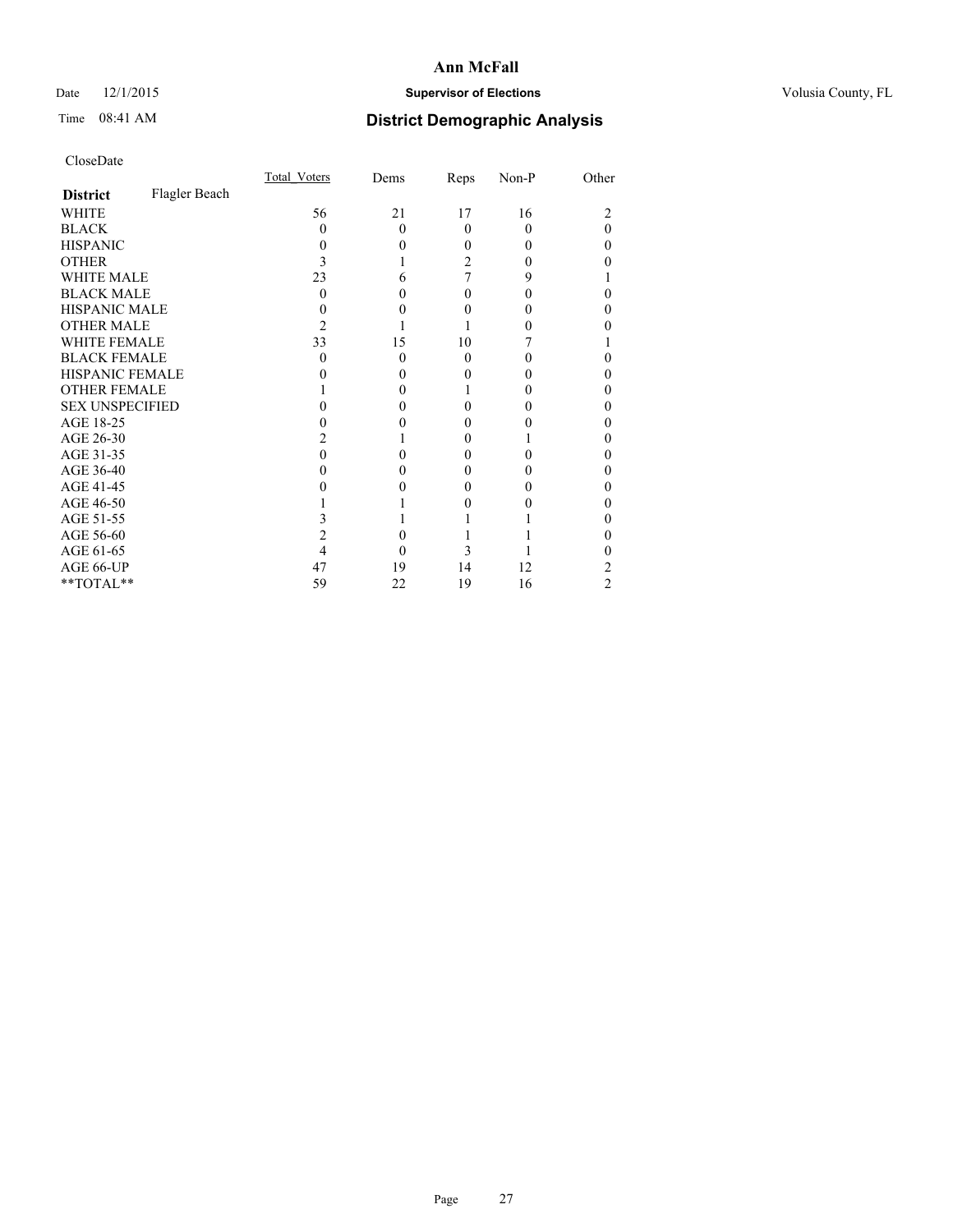# Ann McFall

Date 12/1/2015

**Supervisor of Elections**

Volusia County, FL

Time 08:41 AM

## District Demographic Analysis

CloseDate

| **District** Flagler Beach | Total_Voters | Dems | Reps | Non-P | Other |
|---|---|---|---|---|---|
| WHITE | 56 | 21 | 17 | 16 | 2 |
| BLACK | 0 | 0 | 0 | 0 | 0 |
| HISPANIC | 0 | 0 | 0 | 0 | 0 |
| OTHER | 3 | 1 | 2 | 0 | 0 |
| WHITE MALE | 23 | 6 | 7 | 9 | 1 |
| BLACK MALE | 0 | 0 | 0 | 0 | 0 |
| HISPANIC MALE | 0 | 0 | 0 | 0 | 0 |
| OTHER MALE | 2 | 1 | 1 | 0 | 0 |
| WHITE FEMALE | 33 | 15 | 10 | 7 | 1 |
| BLACK FEMALE | 0 | 0 | 0 | 0 | 0 |
| HISPANIC FEMALE | 0 | 0 | 0 | 0 | 0 |
| OTHER FEMALE | 1 | 0 | 1 | 0 | 0 |
| SEX UNSPECIFIED | 0 | 0 | 0 | 0 | 0 |
| AGE 18-25 | 0 | 0 | 0 | 0 | 0 |
| AGE 26-30 | 2 | 1 | 0 | 1 | 0 |
| AGE 31-35 | 0 | 0 | 0 | 0 | 0 |
| AGE 36-40 | 0 | 0 | 0 | 0 | 0 |
| AGE 41-45 | 0 | 0 | 0 | 0 | 0 |
| AGE 46-50 | 1 | 1 | 0 | 0 | 0 |
| AGE 51-55 | 3 | 1 | 1 | 1 | 0 |
| AGE 56-60 | 2 | 0 | 1 | 1 | 0 |
| AGE 61-65 | 4 | 0 | 3 | 1 | 0 |
| AGE 66-UP | 47 | 19 | 14 | 12 | 2 |
| **TOTAL** | 59 | 22 | 19 | 16 | 2 |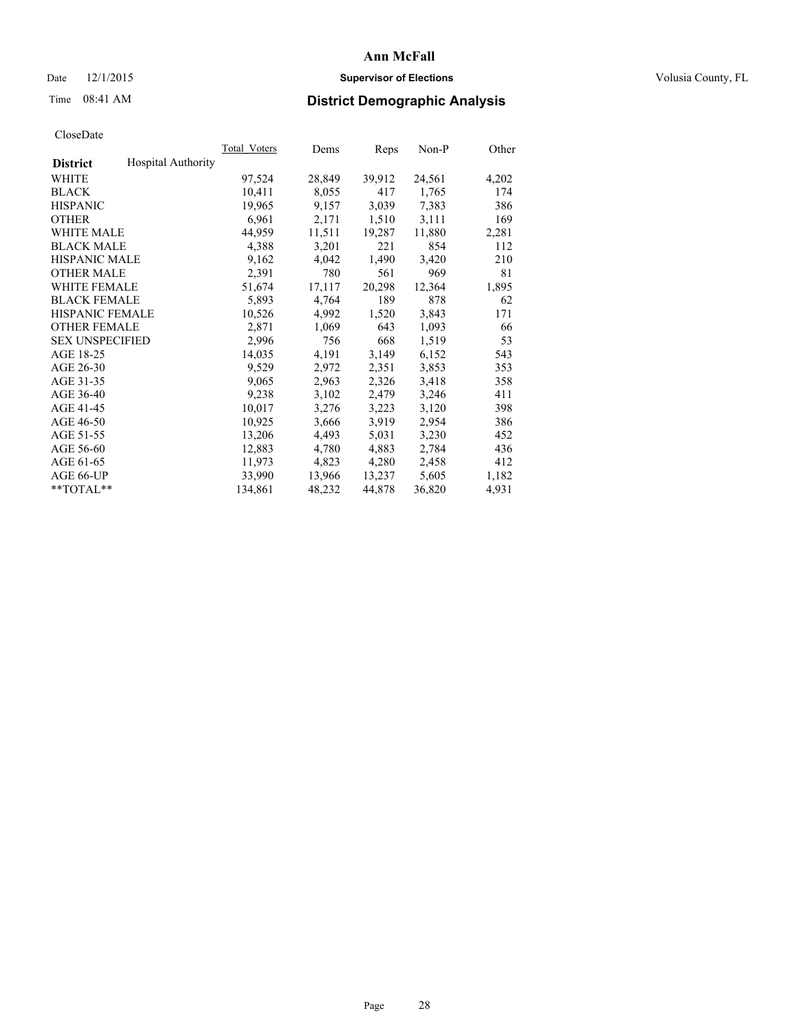# Ann McFall

Date 12/1/2015 **Supervisor of Elections** Volusia County, FL

Time 08:41 AM **District Demographic Analysis**

CloseDate

| **District** Hospital Authority | Total_Voters | Dems | Reps | Non-P | Other |
|---|---|---|---|---|---|
| WHITE | 97,524 | 28,849 | 39,912 | 24,561 | 4,202 |
| BLACK | 10,411 | 8,055 | 417 | 1,765 | 174 |
| HISPANIC | 19,965 | 9,157 | 3,039 | 7,383 | 386 |
| OTHER | 6,961 | 2,171 | 1,510 | 3,111 | 169 |
| WHITE MALE | 44,959 | 11,511 | 19,287 | 11,880 | 2,281 |
| BLACK MALE | 4,388 | 3,201 | 221 | 854 | 112 |
| HISPANIC MALE | 9,162 | 4,042 | 1,490 | 3,420 | 210 |
| OTHER MALE | 2,391 | 780 | 561 | 969 | 81 |
| WHITE FEMALE | 51,674 | 17,117 | 20,298 | 12,364 | 1,895 |
| BLACK FEMALE | 5,893 | 4,764 | 189 | 878 | 62 |
| HISPANIC FEMALE | 10,526 | 4,992 | 1,520 | 3,843 | 171 |
| OTHER FEMALE | 2,871 | 1,069 | 643 | 1,093 | 66 |
| SEX UNSPECIFIED | 2,996 | 756 | 668 | 1,519 | 53 |
| AGE 18-25 | 14,035 | 4,191 | 3,149 | 6,152 | 543 |
| AGE 26-30 | 9,529 | 2,972 | 2,351 | 3,853 | 353 |
| AGE 31-35 | 9,065 | 2,963 | 2,326 | 3,418 | 358 |
| AGE 36-40 | 9,238 | 3,102 | 2,479 | 3,246 | 411 |
| AGE 41-45 | 10,017 | 3,276 | 3,223 | 3,120 | 398 |
| AGE 46-50 | 10,925 | 3,666 | 3,919 | 2,954 | 386 |
| AGE 51-55 | 13,206 | 4,493 | 5,031 | 3,230 | 452 |
| AGE 56-60 | 12,883 | 4,780 | 4,883 | 2,784 | 436 |
| AGE 61-65 | 11,973 | 4,823 | 4,280 | 2,458 | 412 |
| AGE 66-UP | 33,990 | 13,966 | 13,237 | 5,605 | 1,182 |
| **TOTAL** | 134,861 | 48,232 | 44,878 | 36,820 | 4,931 |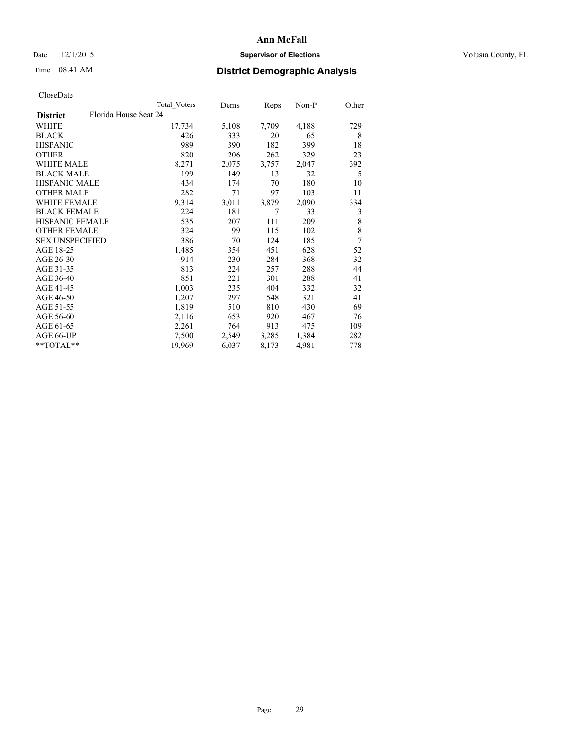# Ann McFall

Date 12/1/2015 | **Supervisor of Elections** | Volusia County, FL

Time 08:41 AM | **District Demographic Analysis**

CloseDate

| | Total Voters | Dems | Reps | Non-P | Other |
|---|---|---|---|---|---|
| **District** Florida House Seat 24 | | | | | |
| WHITE | 17,734 | 5,108 | 7,709 | 4,188 | 729 |
| BLACK | 426 | 333 | 20 | 65 | 8 |
| HISPANIC | 989 | 390 | 182 | 399 | 18 |
| OTHER | 820 | 206 | 262 | 329 | 23 |
| WHITE MALE | 8,271 | 2,075 | 3,757 | 2,047 | 392 |
| BLACK MALE | 199 | 149 | 13 | 32 | 5 |
| HISPANIC MALE | 434 | 174 | 70 | 180 | 10 |
| OTHER MALE | 282 | 71 | 97 | 103 | 11 |
| WHITE FEMALE | 9,314 | 3,011 | 3,879 | 2,090 | 334 |
| BLACK FEMALE | 224 | 181 | 7 | 33 | 3 |
| HISPANIC FEMALE | 535 | 207 | 111 | 209 | 8 |
| OTHER FEMALE | 324 | 99 | 115 | 102 | 8 |
| SEX UNSPECIFIED | 386 | 70 | 124 | 185 | 7 |
| AGE 18-25 | 1,485 | 354 | 451 | 628 | 52 |
| AGE 26-30 | 914 | 230 | 284 | 368 | 32 |
| AGE 31-35 | 813 | 224 | 257 | 288 | 44 |
| AGE 36-40 | 851 | 221 | 301 | 288 | 41 |
| AGE 41-45 | 1,003 | 235 | 404 | 332 | 32 |
| AGE 46-50 | 1,207 | 297 | 548 | 321 | 41 |
| AGE 51-55 | 1,819 | 510 | 810 | 430 | 69 |
| AGE 56-60 | 2,116 | 653 | 920 | 467 | 76 |
| AGE 61-65 | 2,261 | 764 | 913 | 475 | 109 |
| AGE 66-UP | 7,500 | 2,549 | 3,285 | 1,384 | 282 |
| **TOTAL** | 19,969 | 6,037 | 8,173 | 4,981 | 778 |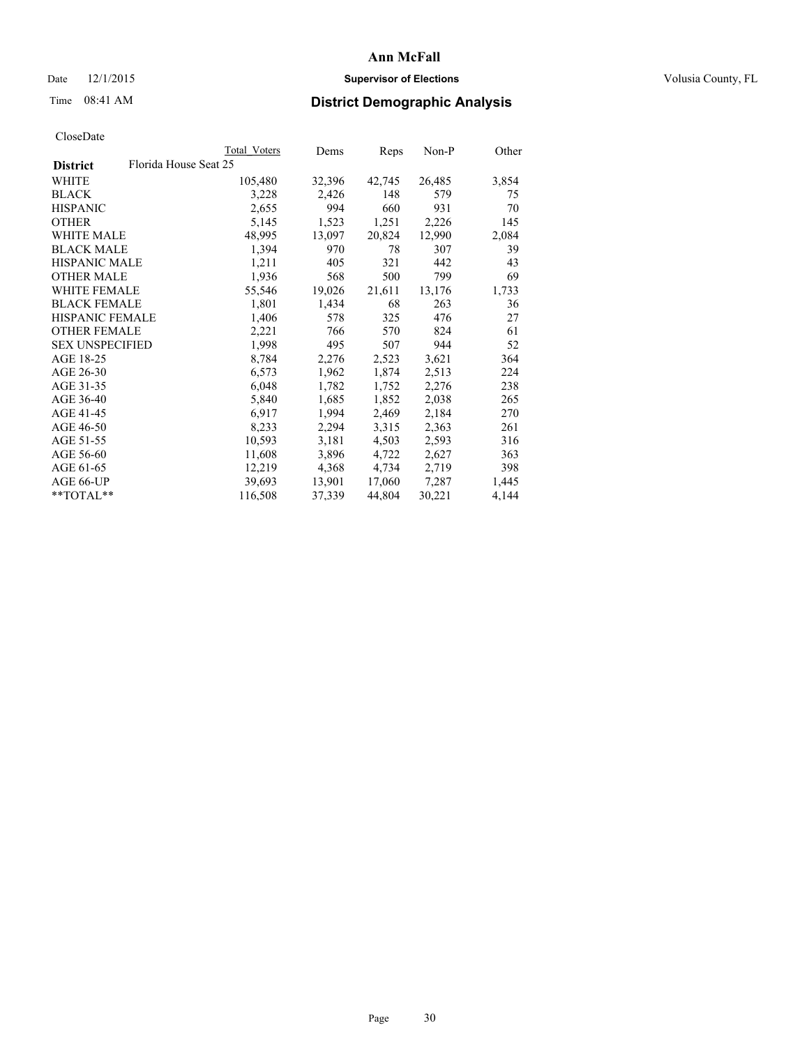# Ann McFall

Date 12/1/2015 **Supervisor of Elections** Volusia County, FL

Time 08:41 AM **District Demographic Analysis**

CloseDate

| | Total Voters | Dems | Reps | Non-P | Other |
|---|---|---|---|---|---|
| **District** Florida House Seat 25 | | | | | |
| WHITE | 105,480 | 32,396 | 42,745 | 26,485 | 3,854 |
| BLACK | 3,228 | 2,426 | 148 | 579 | 75 |
| HISPANIC | 2,655 | 994 | 660 | 931 | 70 |
| OTHER | 5,145 | 1,523 | 1,251 | 2,226 | 145 |
| WHITE MALE | 48,995 | 13,097 | 20,824 | 12,990 | 2,084 |
| BLACK MALE | 1,394 | 970 | 78 | 307 | 39 |
| HISPANIC MALE | 1,211 | 405 | 321 | 442 | 43 |
| OTHER MALE | 1,936 | 568 | 500 | 799 | 69 |
| WHITE FEMALE | 55,546 | 19,026 | 21,611 | 13,176 | 1,733 |
| BLACK FEMALE | 1,801 | 1,434 | 68 | 263 | 36 |
| HISPANIC FEMALE | 1,406 | 578 | 325 | 476 | 27 |
| OTHER FEMALE | 2,221 | 766 | 570 | 824 | 61 |
| SEX UNSPECIFIED | 1,998 | 495 | 507 | 944 | 52 |
| AGE 18-25 | 8,784 | 2,276 | 2,523 | 3,621 | 364 |
| AGE 26-30 | 6,573 | 1,962 | 1,874 | 2,513 | 224 |
| AGE 31-35 | 6,048 | 1,782 | 1,752 | 2,276 | 238 |
| AGE 36-40 | 5,840 | 1,685 | 1,852 | 2,038 | 265 |
| AGE 41-45 | 6,917 | 1,994 | 2,469 | 2,184 | 270 |
| AGE 46-50 | 8,233 | 2,294 | 3,315 | 2,363 | 261 |
| AGE 51-55 | 10,593 | 3,181 | 4,503 | 2,593 | 316 |
| AGE 56-60 | 11,608 | 3,896 | 4,722 | 2,627 | 363 |
| AGE 61-65 | 12,219 | 4,368 | 4,734 | 2,719 | 398 |
| AGE 66-UP | 39,693 | 13,901 | 17,060 | 7,287 | 1,445 |
| **TOTAL** | 116,508 | 37,339 | 44,804 | 30,221 | 4,144 |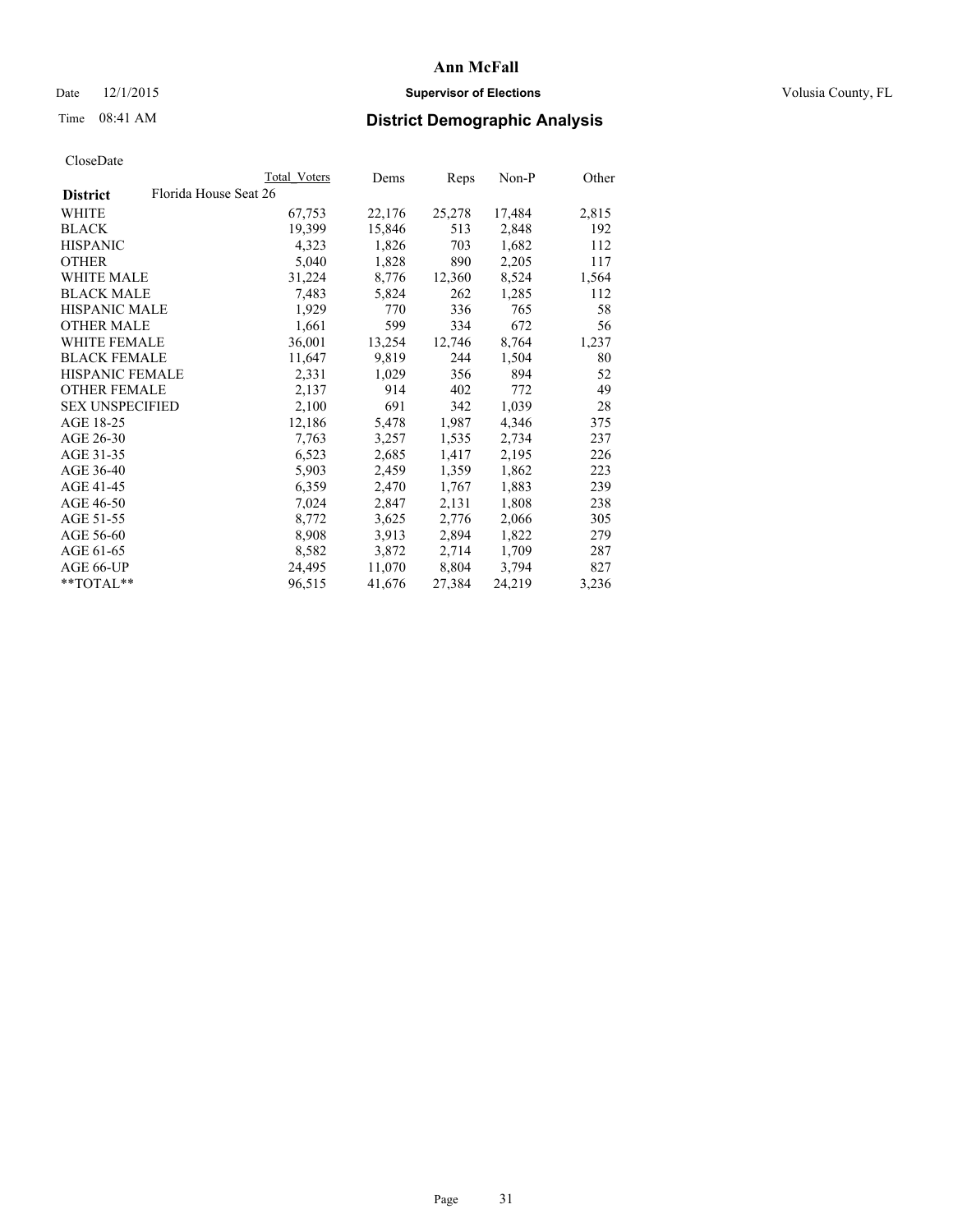# Ann McFall

Date 12/1/2015 **Supervisor of Elections** Volusia County, FL

Time 08:41 AM **District Demographic Analysis**

CloseDate

| **District** Florida House Seat 26 | Total Voters | Dems | Reps | Non-P | Other |
|---|---|---|---|---|---|
| WHITE | 67,753 | 22,176 | 25,278 | 17,484 | 2,815 |
| BLACK | 19,399 | 15,846 | 513 | 2,848 | 192 |
| HISPANIC | 4,323 | 1,826 | 703 | 1,682 | 112 |
| OTHER | 5,040 | 1,828 | 890 | 2,205 | 117 |
| WHITE MALE | 31,224 | 8,776 | 12,360 | 8,524 | 1,564 |
| BLACK MALE | 7,483 | 5,824 | 262 | 1,285 | 112 |
| HISPANIC MALE | 1,929 | 770 | 336 | 765 | 58 |
| OTHER MALE | 1,661 | 599 | 334 | 672 | 56 |
| WHITE FEMALE | 36,001 | 13,254 | 12,746 | 8,764 | 1,237 |
| BLACK FEMALE | 11,647 | 9,819 | 244 | 1,504 | 80 |
| HISPANIC FEMALE | 2,331 | 1,029 | 356 | 894 | 52 |
| OTHER FEMALE | 2,137 | 914 | 402 | 772 | 49 |
| SEX UNSPECIFIED | 2,100 | 691 | 342 | 1,039 | 28 |
| AGE 18-25 | 12,186 | 5,478 | 1,987 | 4,346 | 375 |
| AGE 26-30 | 7,763 | 3,257 | 1,535 | 2,734 | 237 |
| AGE 31-35 | 6,523 | 2,685 | 1,417 | 2,195 | 226 |
| AGE 36-40 | 5,903 | 2,459 | 1,359 | 1,862 | 223 |
| AGE 41-45 | 6,359 | 2,470 | 1,767 | 1,883 | 239 |
| AGE 46-50 | 7,024 | 2,847 | 2,131 | 1,808 | 238 |
| AGE 51-55 | 8,772 | 3,625 | 2,776 | 2,066 | 305 |
| AGE 56-60 | 8,908 | 3,913 | 2,894 | 1,822 | 279 |
| AGE 61-65 | 8,582 | 3,872 | 2,714 | 1,709 | 287 |
| AGE 66-UP | 24,495 | 11,070 | 8,804 | 3,794 | 827 |
| **TOTAL** | 96,515 | 41,676 | 27,384 | 24,219 | 3,236 |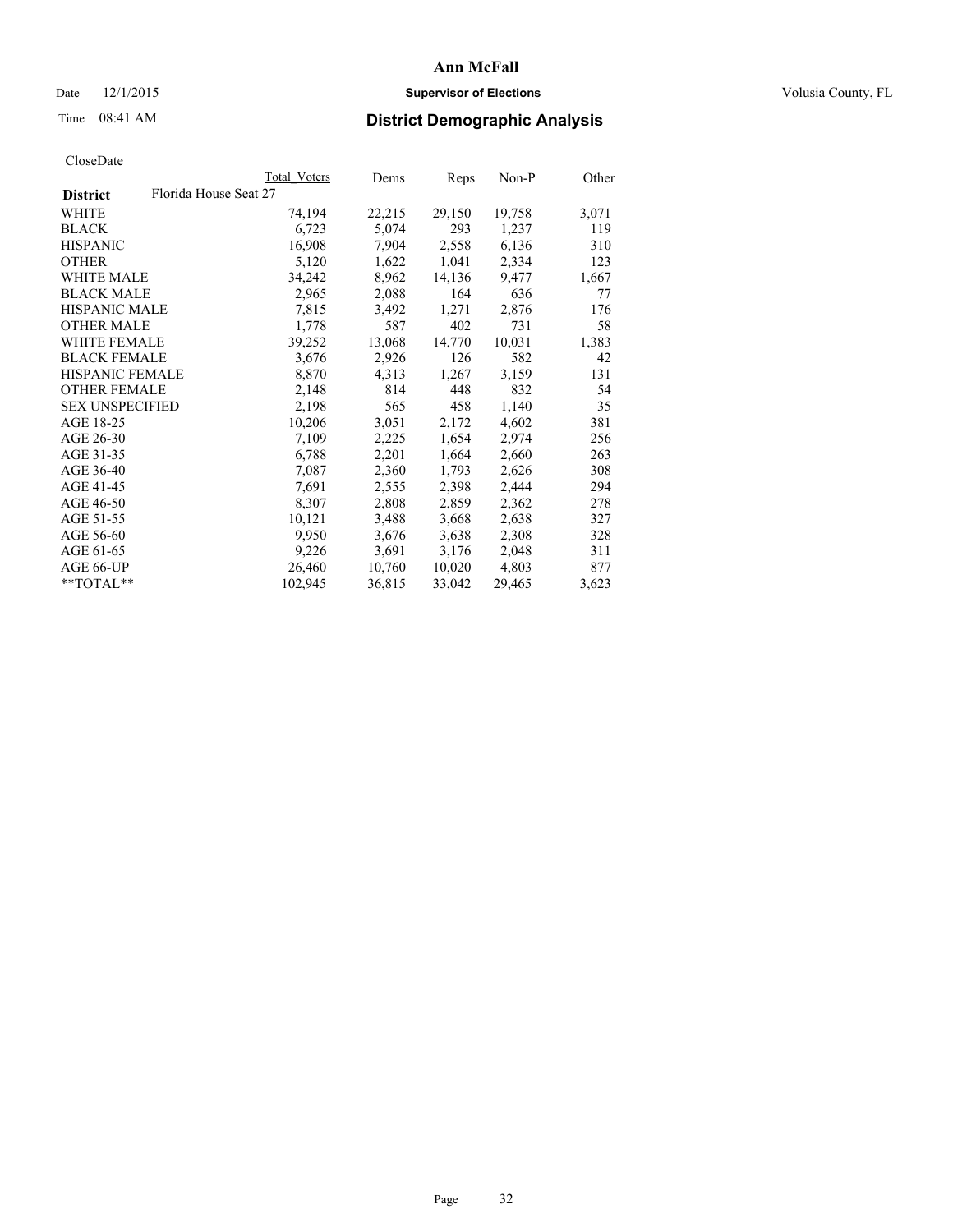CloseDate

| District | Florida House Seat 27 | Total Voters | Dems | Reps | Non-P | Other |
|---|---|---|---|---|---|---|
| WHITE | | 74,194 | 22,215 | 29,150 | 19,758 | 3,071 |
| BLACK | | 6,723 | 5,074 | 293 | 1,237 | 119 |
| HISPANIC | | 16,908 | 7,904 | 2,558 | 6,136 | 310 |
| OTHER | | 5,120 | 1,622 | 1,041 | 2,334 | 123 |
| WHITE MALE | | 34,242 | 8,962 | 14,136 | 9,477 | 1,667 |
| BLACK MALE | | 2,965 | 2,088 | 164 | 636 | 77 |
| HISPANIC MALE | | 7,815 | 3,492 | 1,271 | 2,876 | 176 |
| OTHER MALE | | 1,778 | 587 | 402 | 731 | 58 |
| WHITE FEMALE | | 39,252 | 13,068 | 14,770 | 10,031 | 1,383 |
| BLACK FEMALE | | 3,676 | 2,926 | 126 | 582 | 42 |
| HISPANIC FEMALE | | 8,870 | 4,313 | 1,267 | 3,159 | 131 |
| OTHER FEMALE | | 2,148 | 814 | 448 | 832 | 54 |
| SEX UNSPECIFIED | | 2,198 | 565 | 458 | 1,140 | 35 |
| AGE 18-25 | | 10,206 | 3,051 | 2,172 | 4,602 | 381 |
| AGE 26-30 | | 7,109 | 2,225 | 1,654 | 2,974 | 256 |
| AGE 31-35 | | 6,788 | 2,201 | 1,664 | 2,660 | 263 |
| AGE 36-40 | | 7,087 | 2,360 | 1,793 | 2,626 | 308 |
| AGE 41-45 | | 7,691 | 2,555 | 2,398 | 2,444 | 294 |
| AGE 46-50 | | 8,307 | 2,808 | 2,859 | 2,362 | 278 |
| AGE 51-55 | | 10,121 | 3,488 | 3,668 | 2,638 | 327 |
| AGE 56-60 | | 9,950 | 3,676 | 3,638 | 2,308 | 328 |
| AGE 61-65 | | 9,226 | 3,691 | 3,176 | 2,048 | 311 |
| AGE 66-UP | | 26,460 | 10,760 | 10,020 | 4,803 | 877 |
| **TOTAL** | | 102,945 | 36,815 | 33,042 | 29,465 | 3,623 |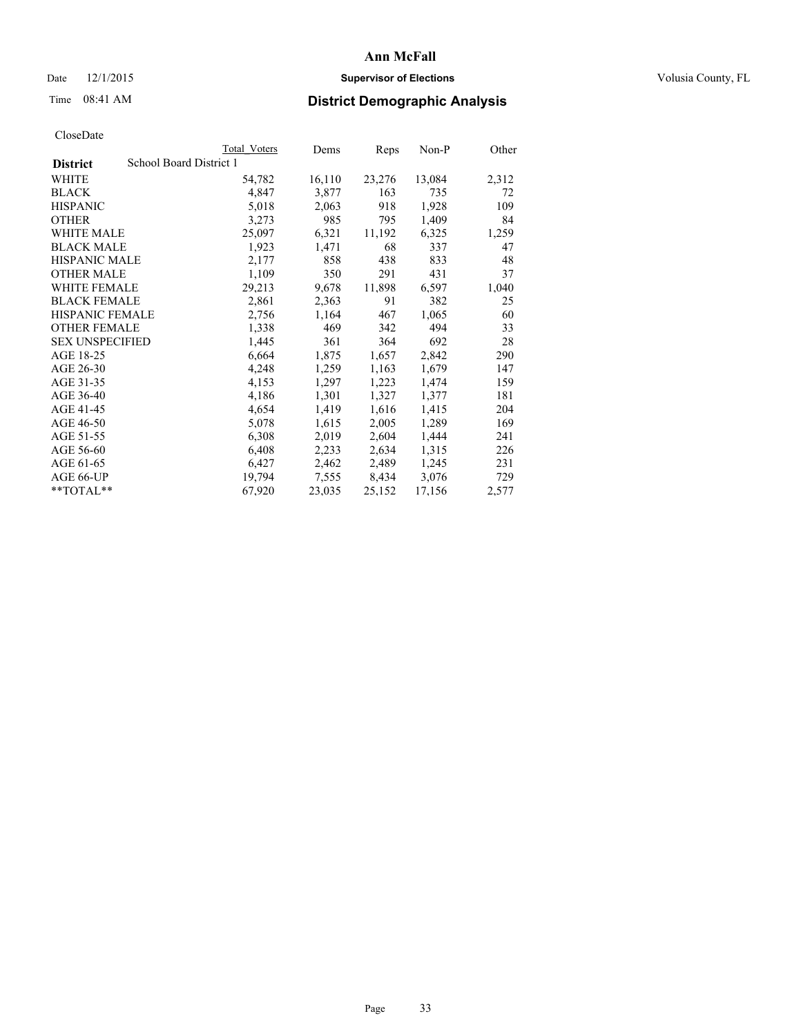Date 12/1/2015

**Supervisor of Elections**

Volusia County, FL

Time 08:41 AM

## District Demographic Analysis

CloseDate

| | Total Voters | Dems | Reps | Non-P | Other |
|---|---|---|---|---|---|
| **District** School Board District 1 | | | | | |
| WHITE | 54,782 | 16,110 | 23,276 | 13,084 | 2,312 |
| BLACK | 4,847 | 3,877 | 163 | 735 | 72 |
| HISPANIC | 5,018 | 2,063 | 918 | 1,928 | 109 |
| OTHER | 3,273 | 985 | 795 | 1,409 | 84 |
| WHITE MALE | 25,097 | 6,321 | 11,192 | 6,325 | 1,259 |
| BLACK MALE | 1,923 | 1,471 | 68 | 337 | 47 |
| HISPANIC MALE | 2,177 | 858 | 438 | 833 | 48 |
| OTHER MALE | 1,109 | 350 | 291 | 431 | 37 |
| WHITE FEMALE | 29,213 | 9,678 | 11,898 | 6,597 | 1,040 |
| BLACK FEMALE | 2,861 | 2,363 | 91 | 382 | 25 |
| HISPANIC FEMALE | 2,756 | 1,164 | 467 | 1,065 | 60 |
| OTHER FEMALE | 1,338 | 469 | 342 | 494 | 33 |
| SEX UNSPECIFIED | 1,445 | 361 | 364 | 692 | 28 |
| AGE 18-25 | 6,664 | 1,875 | 1,657 | 2,842 | 290 |
| AGE 26-30 | 4,248 | 1,259 | 1,163 | 1,679 | 147 |
| AGE 31-35 | 4,153 | 1,297 | 1,223 | 1,474 | 159 |
| AGE 36-40 | 4,186 | 1,301 | 1,327 | 1,377 | 181 |
| AGE 41-45 | 4,654 | 1,419 | 1,616 | 1,415 | 204 |
| AGE 46-50 | 5,078 | 1,615 | 2,005 | 1,289 | 169 |
| AGE 51-55 | 6,308 | 2,019 | 2,604 | 1,444 | 241 |
| AGE 56-60 | 6,408 | 2,233 | 2,634 | 1,315 | 226 |
| AGE 61-65 | 6,427 | 2,462 | 2,489 | 1,245 | 231 |
| AGE 66-UP | 19,794 | 7,555 | 8,434 | 3,076 | 729 |
| **TOTAL** | 67,920 | 23,035 | 25,152 | 17,156 | 2,577 |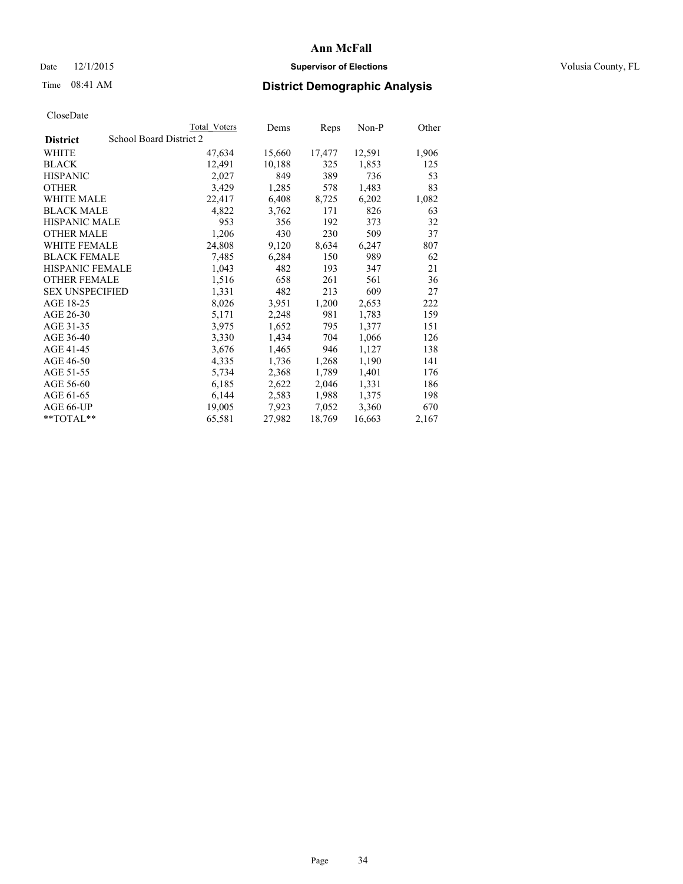# Ann McFall

Date 12/1/2015 **Supervisor of Elections** Volusia County, FL

Time 08:41 AM **District Demographic Analysis**

CloseDate

| District | School Board District 2 Total Voters | Dems | Reps | Non-P | Other |
|---|---|---|---|---|---|
| WHITE | 47,634 | 15,660 | 17,477 | 12,591 | 1,906 |
| BLACK | 12,491 | 10,188 | 325 | 1,853 | 125 |
| HISPANIC | 2,027 | 849 | 389 | 736 | 53 |
| OTHER | 3,429 | 1,285 | 578 | 1,483 | 83 |
| WHITE MALE | 22,417 | 6,408 | 8,725 | 6,202 | 1,082 |
| BLACK MALE | 4,822 | 3,762 | 171 | 826 | 63 |
| HISPANIC MALE | 953 | 356 | 192 | 373 | 32 |
| OTHER MALE | 1,206 | 430 | 230 | 509 | 37 |
| WHITE FEMALE | 24,808 | 9,120 | 8,634 | 6,247 | 807 |
| BLACK FEMALE | 7,485 | 6,284 | 150 | 989 | 62 |
| HISPANIC FEMALE | 1,043 | 482 | 193 | 347 | 21 |
| OTHER FEMALE | 1,516 | 658 | 261 | 561 | 36 |
| SEX UNSPECIFIED | 1,331 | 482 | 213 | 609 | 27 |
| AGE 18-25 | 8,026 | 3,951 | 1,200 | 2,653 | 222 |
| AGE 26-30 | 5,171 | 2,248 | 981 | 1,783 | 159 |
| AGE 31-35 | 3,975 | 1,652 | 795 | 1,377 | 151 |
| AGE 36-40 | 3,330 | 1,434 | 704 | 1,066 | 126 |
| AGE 41-45 | 3,676 | 1,465 | 946 | 1,127 | 138 |
| AGE 46-50 | 4,335 | 1,736 | 1,268 | 1,190 | 141 |
| AGE 51-55 | 5,734 | 2,368 | 1,789 | 1,401 | 176 |
| AGE 56-60 | 6,185 | 2,622 | 2,046 | 1,331 | 186 |
| AGE 61-65 | 6,144 | 2,583 | 1,988 | 1,375 | 198 |
| AGE 66-UP | 19,005 | 7,923 | 7,052 | 3,360 | 670 |
| **TOTAL** | 65,581 | 27,982 | 18,769 | 16,663 | 2,167 |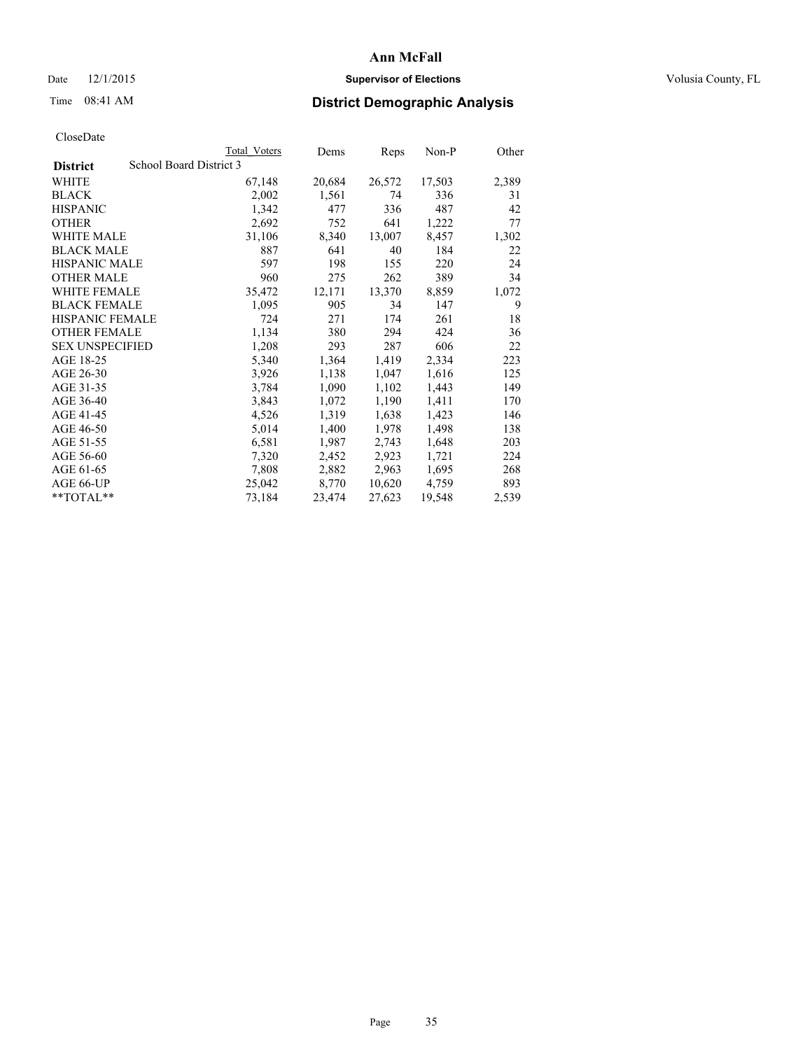# Ann McFall

Date 12/1/2015 **Supervisor of Elections** Volusia County, FL

Time 08:41 AM **District Demographic Analysis**

CloseDate

| District | School Board District 3 | Total Voters | Dems | Reps | Non-P | Other |
|---|---|---|---|---|---|---|
| WHITE | | 67,148 | 20,684 | 26,572 | 17,503 | 2,389 |
| BLACK | | 2,002 | 1,561 | 74 | 336 | 31 |
| HISPANIC | | 1,342 | 477 | 336 | 487 | 42 |
| OTHER | | 2,692 | 752 | 641 | 1,222 | 77 |
| WHITE MALE | | 31,106 | 8,340 | 13,007 | 8,457 | 1,302 |
| BLACK MALE | | 887 | 641 | 40 | 184 | 22 |
| HISPANIC MALE | | 597 | 198 | 155 | 220 | 24 |
| OTHER MALE | | 960 | 275 | 262 | 389 | 34 |
| WHITE FEMALE | | 35,472 | 12,171 | 13,370 | 8,859 | 1,072 |
| BLACK FEMALE | | 1,095 | 905 | 34 | 147 | 9 |
| HISPANIC FEMALE | | 724 | 271 | 174 | 261 | 18 |
| OTHER FEMALE | | 1,134 | 380 | 294 | 424 | 36 |
| SEX UNSPECIFIED | | 1,208 | 293 | 287 | 606 | 22 |
| AGE 18-25 | | 5,340 | 1,364 | 1,419 | 2,334 | 223 |
| AGE 26-30 | | 3,926 | 1,138 | 1,047 | 1,616 | 125 |
| AGE 31-35 | | 3,784 | 1,090 | 1,102 | 1,443 | 149 |
| AGE 36-40 | | 3,843 | 1,072 | 1,190 | 1,411 | 170 |
| AGE 41-45 | | 4,526 | 1,319 | 1,638 | 1,423 | 146 |
| AGE 46-50 | | 5,014 | 1,400 | 1,978 | 1,498 | 138 |
| AGE 51-55 | | 6,581 | 1,987 | 2,743 | 1,648 | 203 |
| AGE 56-60 | | 7,320 | 2,452 | 2,923 | 1,721 | 224 |
| AGE 61-65 | | 7,808 | 2,882 | 2,963 | 1,695 | 268 |
| AGE 66-UP | | 25,042 | 8,770 | 10,620 | 4,759 | 893 |
| **TOTAL** | | 73,184 | 23,474 | 27,623 | 19,548 | 2,539 |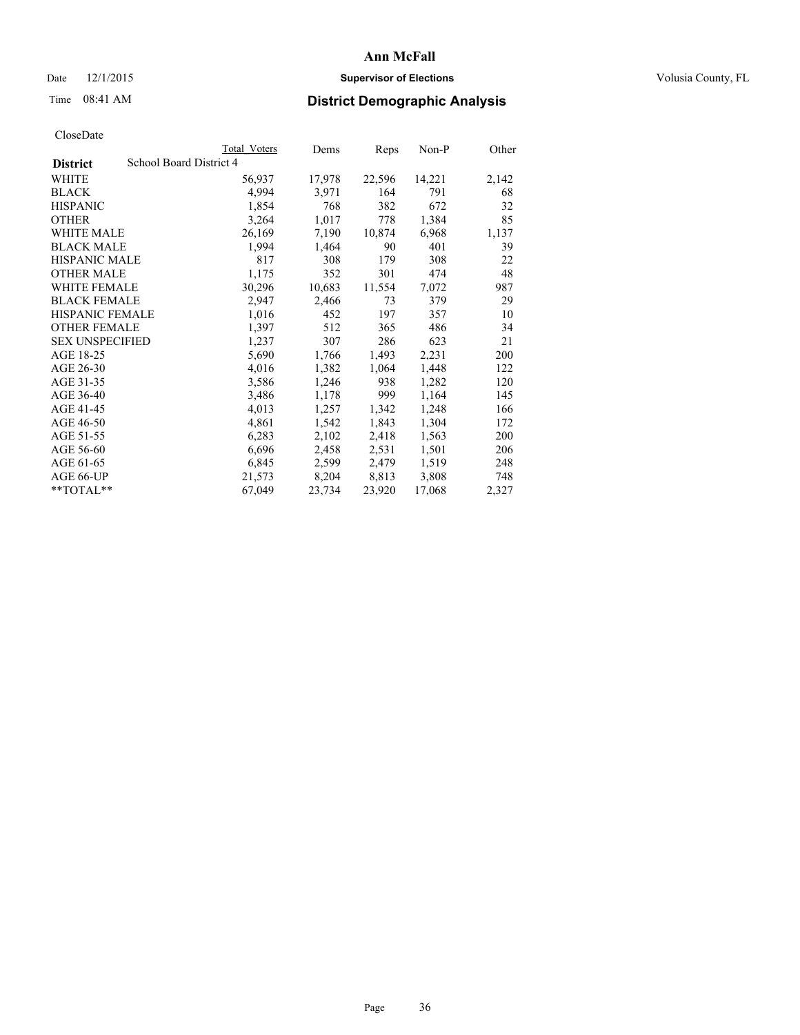# Ann McFall

Date 12/1/2015 **Supervisor of Elections** Volusia County, FL

Time 08:41 AM **District Demographic Analysis**

CloseDate

| District | School Board District 4 Total Voters | Dems | Reps | Non-P | Other |
|---|---|---|---|---|---|
| WHITE | 56,937 | 17,978 | 22,596 | 14,221 | 2,142 |
| BLACK | 4,994 | 3,971 | 164 | 791 | 68 |
| HISPANIC | 1,854 | 768 | 382 | 672 | 32 |
| OTHER | 3,264 | 1,017 | 778 | 1,384 | 85 |
| WHITE MALE | 26,169 | 7,190 | 10,874 | 6,968 | 1,137 |
| BLACK MALE | 1,994 | 1,464 | 90 | 401 | 39 |
| HISPANIC MALE | 817 | 308 | 179 | 308 | 22 |
| OTHER MALE | 1,175 | 352 | 301 | 474 | 48 |
| WHITE FEMALE | 30,296 | 10,683 | 11,554 | 7,072 | 987 |
| BLACK FEMALE | 2,947 | 2,466 | 73 | 379 | 29 |
| HISPANIC FEMALE | 1,016 | 452 | 197 | 357 | 10 |
| OTHER FEMALE | 1,397 | 512 | 365 | 486 | 34 |
| SEX UNSPECIFIED | 1,237 | 307 | 286 | 623 | 21 |
| AGE 18-25 | 5,690 | 1,766 | 1,493 | 2,231 | 200 |
| AGE 26-30 | 4,016 | 1,382 | 1,064 | 1,448 | 122 |
| AGE 31-35 | 3,586 | 1,246 | 938 | 1,282 | 120 |
| AGE 36-40 | 3,486 | 1,178 | 999 | 1,164 | 145 |
| AGE 41-45 | 4,013 | 1,257 | 1,342 | 1,248 | 166 |
| AGE 46-50 | 4,861 | 1,542 | 1,843 | 1,304 | 172 |
| AGE 51-55 | 6,283 | 2,102 | 2,418 | 1,563 | 200 |
| AGE 56-60 | 6,696 | 2,458 | 2,531 | 1,501 | 206 |
| AGE 61-65 | 6,845 | 2,599 | 2,479 | 1,519 | 248 |
| AGE 66-UP | 21,573 | 8,204 | 8,813 | 3,808 | 748 |
| **TOTAL** | 67,049 | 23,734 | 23,920 | 17,068 | 2,327 |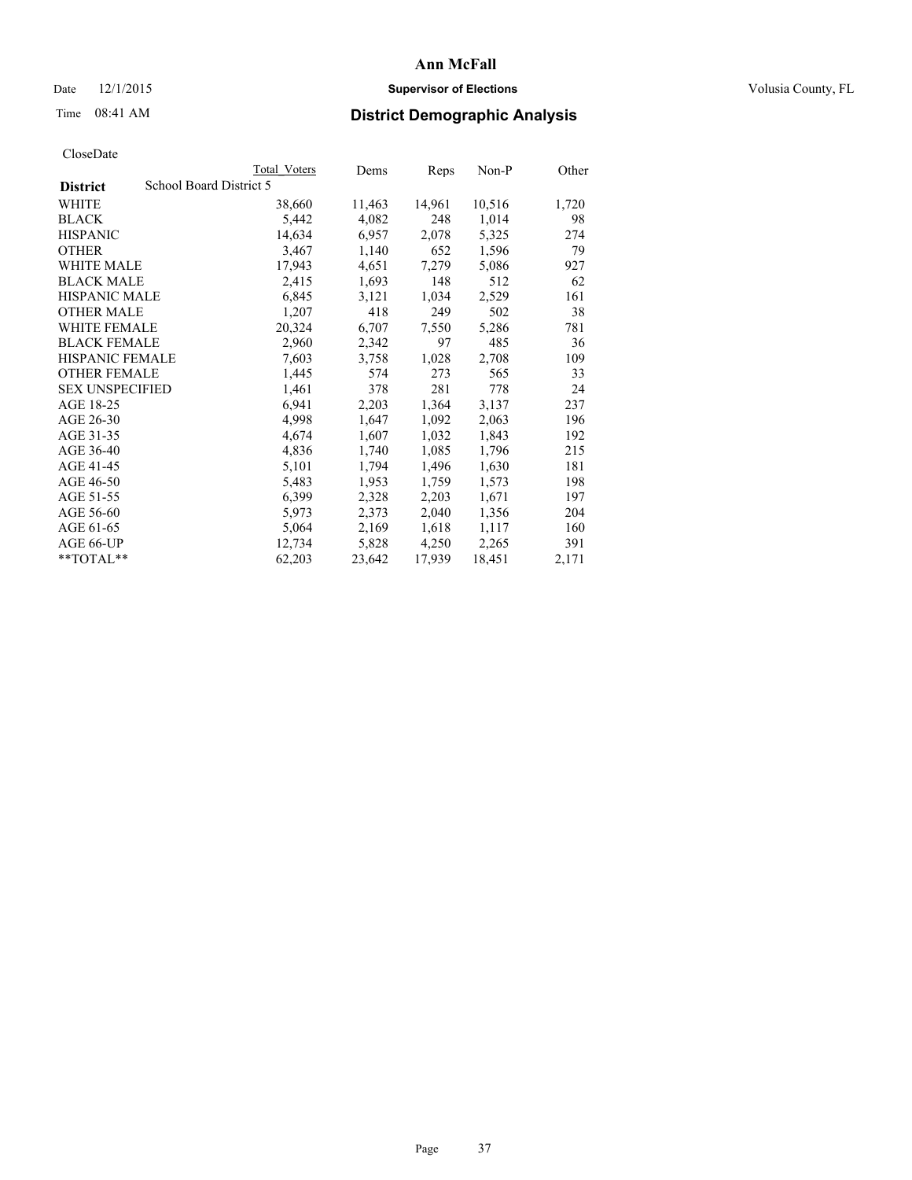**Ann McFall**

Date 12/1/2015 **Supervisor of Elections** Volusia County, FL

Time 08:41 AM **District Demographic Analysis**

CloseDate

| **District** | School Board District 5 | Total Voters | Dems | Reps | Non-P | Other |
|---|---|---|---|---|---|---|
| WHITE | | 38,660 | 11,463 | 14,961 | 10,516 | 1,720 |
| BLACK | | 5,442 | 4,082 | 248 | 1,014 | 98 |
| HISPANIC | | 14,634 | 6,957 | 2,078 | 5,325 | 274 |
| OTHER | | 3,467 | 1,140 | 652 | 1,596 | 79 |
| WHITE MALE | | 17,943 | 4,651 | 7,279 | 5,086 | 927 |
| BLACK MALE | | 2,415 | 1,693 | 148 | 512 | 62 |
| HISPANIC MALE | | 6,845 | 3,121 | 1,034 | 2,529 | 161 |
| OTHER MALE | | 1,207 | 418 | 249 | 502 | 38 |
| WHITE FEMALE | | 20,324 | 6,707 | 7,550 | 5,286 | 781 |
| BLACK FEMALE | | 2,960 | 2,342 | 97 | 485 | 36 |
| HISPANIC FEMALE | | 7,603 | 3,758 | 1,028 | 2,708 | 109 |
| OTHER FEMALE | | 1,445 | 574 | 273 | 565 | 33 |
| SEX UNSPECIFIED | | 1,461 | 378 | 281 | 778 | 24 |
| AGE 18-25 | | 6,941 | 2,203 | 1,364 | 3,137 | 237 |
| AGE 26-30 | | 4,998 | 1,647 | 1,092 | 2,063 | 196 |
| AGE 31-35 | | 4,674 | 1,607 | 1,032 | 1,843 | 192 |
| AGE 36-40 | | 4,836 | 1,740 | 1,085 | 1,796 | 215 |
| AGE 41-45 | | 5,101 | 1,794 | 1,496 | 1,630 | 181 |
| AGE 46-50 | | 5,483 | 1,953 | 1,759 | 1,573 | 198 |
| AGE 51-55 | | 6,399 | 2,328 | 2,203 | 1,671 | 197 |
| AGE 56-60 | | 5,973 | 2,373 | 2,040 | 1,356 | 204 |
| AGE 61-65 | | 5,064 | 2,169 | 1,618 | 1,117 | 160 |
| AGE 66-UP | | 12,734 | 5,828 | 4,250 | 2,265 | 391 |
| **TOTAL** | | 62,203 | 23,642 | 17,939 | 18,451 | 2,171 |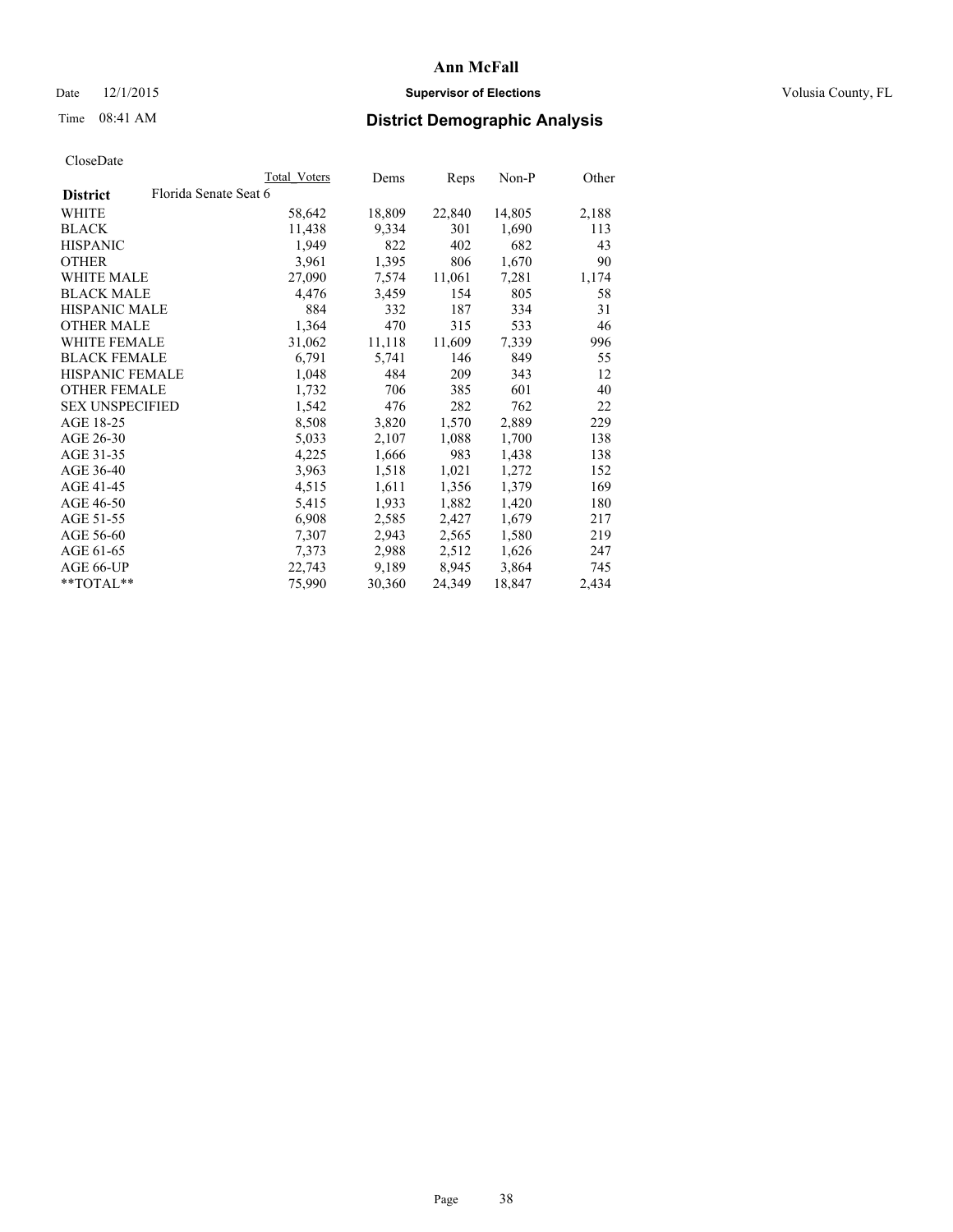# Ann McFall

Date 12/1/2015 **Supervisor of Elections** Volusia County, FL

Time 08:41 AM **District Demographic Analysis**

CloseDate

| District | Florida Senate Seat 6 | Total Voters | Dems | Reps | Non-P | Other |
|---|---|---|---|---|---|---|
| WHITE | | 58,642 | 18,809 | 22,840 | 14,805 | 2,188 |
| BLACK | | 11,438 | 9,334 | 301 | 1,690 | 113 |
| HISPANIC | | 1,949 | 822 | 402 | 682 | 43 |
| OTHER | | 3,961 | 1,395 | 806 | 1,670 | 90 |
| WHITE MALE | | 27,090 | 7,574 | 11,061 | 7,281 | 1,174 |
| BLACK MALE | | 4,476 | 3,459 | 154 | 805 | 58 |
| HISPANIC MALE | | 884 | 332 | 187 | 334 | 31 |
| OTHER MALE | | 1,364 | 470 | 315 | 533 | 46 |
| WHITE FEMALE | | 31,062 | 11,118 | 11,609 | 7,339 | 996 |
| BLACK FEMALE | | 6,791 | 5,741 | 146 | 849 | 55 |
| HISPANIC FEMALE | | 1,048 | 484 | 209 | 343 | 12 |
| OTHER FEMALE | | 1,732 | 706 | 385 | 601 | 40 |
| SEX UNSPECIFIED | | 1,542 | 476 | 282 | 762 | 22 |
| AGE 18-25 | | 8,508 | 3,820 | 1,570 | 2,889 | 229 |
| AGE 26-30 | | 5,033 | 2,107 | 1,088 | 1,700 | 138 |
| AGE 31-35 | | 4,225 | 1,666 | 983 | 1,438 | 138 |
| AGE 36-40 | | 3,963 | 1,518 | 1,021 | 1,272 | 152 |
| AGE 41-45 | | 4,515 | 1,611 | 1,356 | 1,379 | 169 |
| AGE 46-50 | | 5,415 | 1,933 | 1,882 | 1,420 | 180 |
| AGE 51-55 | | 6,908 | 2,585 | 2,427 | 1,679 | 217 |
| AGE 56-60 | | 7,307 | 2,943 | 2,565 | 1,580 | 219 |
| AGE 61-65 | | 7,373 | 2,988 | 2,512 | 1,626 | 247 |
| AGE 66-UP | | 22,743 | 9,189 | 8,945 | 3,864 | 745 |
| **TOTAL** | | 75,990 | 30,360 | 24,349 | 18,847 | 2,434 |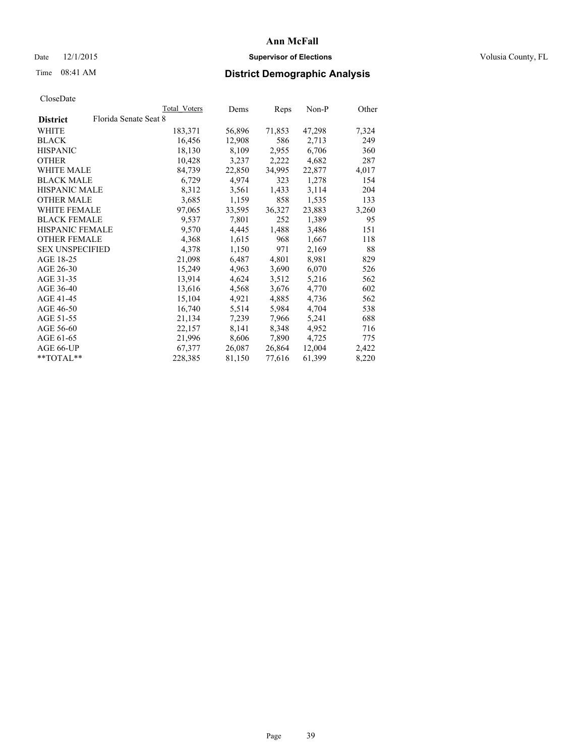**Ann McFall**

Date 12/1/2015 **Supervisor of Elections** Volusia County, FL

Time 08:41 AM **District Demographic Analysis**

CloseDate

| District | Florida Senate Seat 8 | Total Voters | Dems | Reps | Non-P | Other |
|---|---|---|---|---|---|---|
| WHITE | | 183,371 | 56,896 | 71,853 | 47,298 | 7,324 |
| BLACK | | 16,456 | 12,908 | 586 | 2,713 | 249 |
| HISPANIC | | 18,130 | 8,109 | 2,955 | 6,706 | 360 |
| OTHER | | 10,428 | 3,237 | 2,222 | 4,682 | 287 |
| WHITE MALE | | 84,739 | 22,850 | 34,995 | 22,877 | 4,017 |
| BLACK MALE | | 6,729 | 4,974 | 323 | 1,278 | 154 |
| HISPANIC MALE | | 8,312 | 3,561 | 1,433 | 3,114 | 204 |
| OTHER MALE | | 3,685 | 1,159 | 858 | 1,535 | 133 |
| WHITE FEMALE | | 97,065 | 33,595 | 36,327 | 23,883 | 3,260 |
| BLACK FEMALE | | 9,537 | 7,801 | 252 | 1,389 | 95 |
| HISPANIC FEMALE | | 9,570 | 4,445 | 1,488 | 3,486 | 151 |
| OTHER FEMALE | | 4,368 | 1,615 | 968 | 1,667 | 118 |
| SEX UNSPECIFIED | | 4,378 | 1,150 | 971 | 2,169 | 88 |
| AGE 18-25 | | 21,098 | 6,487 | 4,801 | 8,981 | 829 |
| AGE 26-30 | | 15,249 | 4,963 | 3,690 | 6,070 | 526 |
| AGE 31-35 | | 13,914 | 4,624 | 3,512 | 5,216 | 562 |
| AGE 36-40 | | 13,616 | 4,568 | 3,676 | 4,770 | 602 |
| AGE 41-45 | | 15,104 | 4,921 | 4,885 | 4,736 | 562 |
| AGE 46-50 | | 16,740 | 5,514 | 5,984 | 4,704 | 538 |
| AGE 51-55 | | 21,134 | 7,239 | 7,966 | 5,241 | 688 |
| AGE 56-60 | | 22,157 | 8,141 | 8,348 | 4,952 | 716 |
| AGE 61-65 | | 21,996 | 8,606 | 7,890 | 4,725 | 775 |
| AGE 66-UP | | 67,377 | 26,087 | 26,864 | 12,004 | 2,422 |
| **TOTAL** | | 228,385 | 81,150 | 77,616 | 61,399 | 8,220 |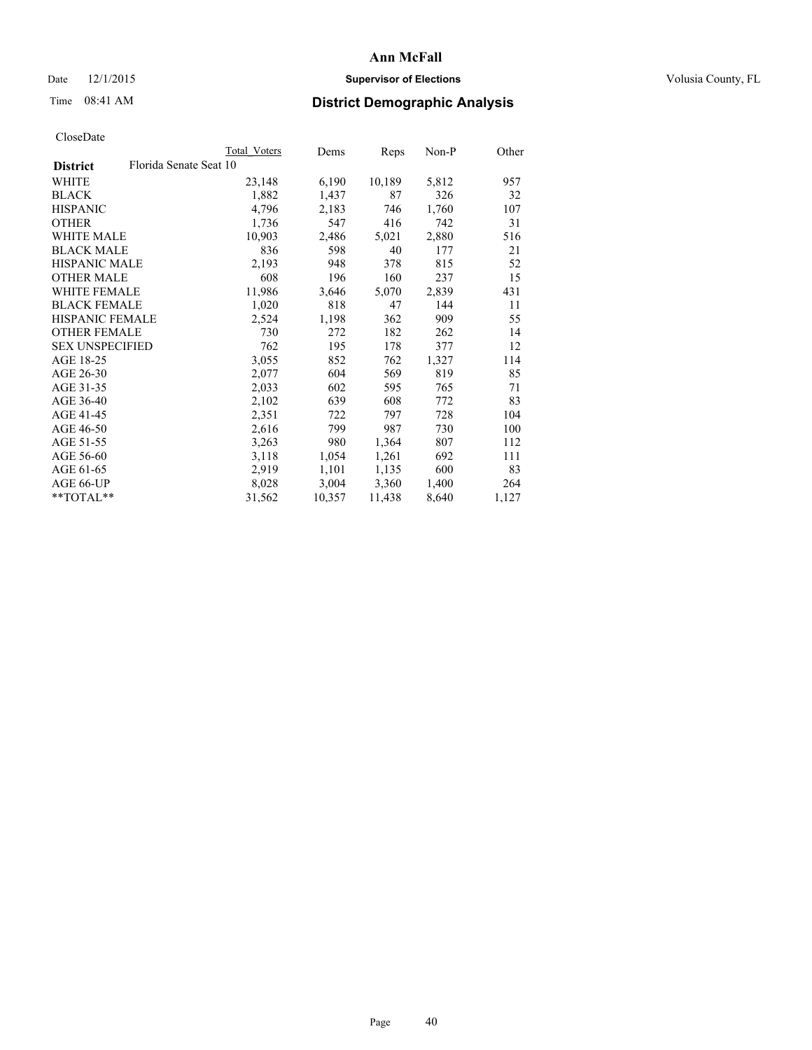# Ann McFall

Date 12/1/2015 **Supervisor of Elections** Volusia County, FL

Time 08:41 AM **District Demographic Analysis**

CloseDate

| | Total Voters | Dems | Reps | Non-P | Other |
|---|---|---|---|---|---|
| **District** Florida Senate Seat 10 | | | | | |
| WHITE | 23,148 | 6,190 | 10,189 | 5,812 | 957 |
| BLACK | 1,882 | 1,437 | 87 | 326 | 32 |
| HISPANIC | 4,796 | 2,183 | 746 | 1,760 | 107 |
| OTHER | 1,736 | 547 | 416 | 742 | 31 |
| WHITE MALE | 10,903 | 2,486 | 5,021 | 2,880 | 516 |
| BLACK MALE | 836 | 598 | 40 | 177 | 21 |
| HISPANIC MALE | 2,193 | 948 | 378 | 815 | 52 |
| OTHER MALE | 608 | 196 | 160 | 237 | 15 |
| WHITE FEMALE | 11,986 | 3,646 | 5,070 | 2,839 | 431 |
| BLACK FEMALE | 1,020 | 818 | 47 | 144 | 11 |
| HISPANIC FEMALE | 2,524 | 1,198 | 362 | 909 | 55 |
| OTHER FEMALE | 730 | 272 | 182 | 262 | 14 |
| SEX UNSPECIFIED | 762 | 195 | 178 | 377 | 12 |
| AGE 18-25 | 3,055 | 852 | 762 | 1,327 | 114 |
| AGE 26-30 | 2,077 | 604 | 569 | 819 | 85 |
| AGE 31-35 | 2,033 | 602 | 595 | 765 | 71 |
| AGE 36-40 | 2,102 | 639 | 608 | 772 | 83 |
| AGE 41-45 | 2,351 | 722 | 797 | 728 | 104 |
| AGE 46-50 | 2,616 | 799 | 987 | 730 | 100 |
| AGE 51-55 | 3,263 | 980 | 1,364 | 807 | 112 |
| AGE 56-60 | 3,118 | 1,054 | 1,261 | 692 | 111 |
| AGE 61-65 | 2,919 | 1,101 | 1,135 | 600 | 83 |
| AGE 66-UP | 8,028 | 3,004 | 3,360 | 1,400 | 264 |
| **TOTAL** | 31,562 | 10,357 | 11,438 | 8,640 | 1,127 |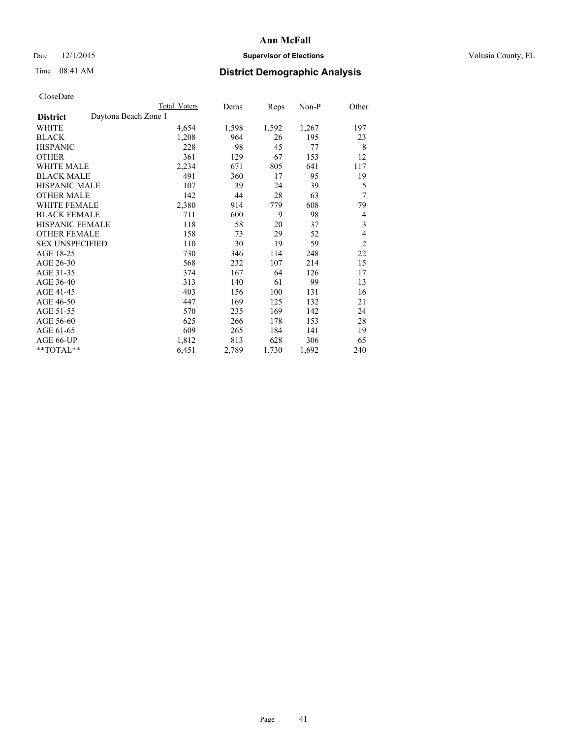# Ann McFall

Date 12/1/2015 **Supervisor of Elections** Volusia County, FL

Time 08:41 AM **District Demographic Analysis**

CloseDate

| **District** Daytona Beach Zone 1 | Total Voters | Dems | Reps | Non-P | Other |
|---|---|---|---|---|---|
| WHITE | 4,654 | 1,598 | 1,592 | 1,267 | 197 |
| BLACK | 1,208 | 964 | 26 | 195 | 23 |
| HISPANIC | 228 | 98 | 45 | 77 | 8 |
| OTHER | 361 | 129 | 67 | 153 | 12 |
| WHITE MALE | 2,234 | 671 | 805 | 641 | 117 |
| BLACK MALE | 491 | 360 | 17 | 95 | 19 |
| HISPANIC MALE | 107 | 39 | 24 | 39 | 5 |
| OTHER MALE | 142 | 44 | 28 | 63 | 7 |
| WHITE FEMALE | 2,380 | 914 | 779 | 608 | 79 |
| BLACK FEMALE | 711 | 600 | 9 | 98 | 4 |
| HISPANIC FEMALE | 118 | 58 | 20 | 37 | 3 |
| OTHER FEMALE | 158 | 73 | 29 | 52 | 4 |
| SEX UNSPECIFIED | 110 | 30 | 19 | 59 | 2 |
| AGE 18-25 | 730 | 346 | 114 | 248 | 22 |
| AGE 26-30 | 568 | 232 | 107 | 214 | 15 |
| AGE 31-35 | 374 | 167 | 64 | 126 | 17 |
| AGE 36-40 | 313 | 140 | 61 | 99 | 13 |
| AGE 41-45 | 403 | 156 | 100 | 131 | 16 |
| AGE 46-50 | 447 | 169 | 125 | 132 | 21 |
| AGE 51-55 | 570 | 235 | 169 | 142 | 24 |
| AGE 56-60 | 625 | 266 | 178 | 153 | 28 |
| AGE 61-65 | 609 | 265 | 184 | 141 | 19 |
| AGE 66-UP | 1,812 | 813 | 628 | 306 | 65 |
| **TOTAL** | 6,451 | 2,789 | 1,730 | 1,692 | 240 |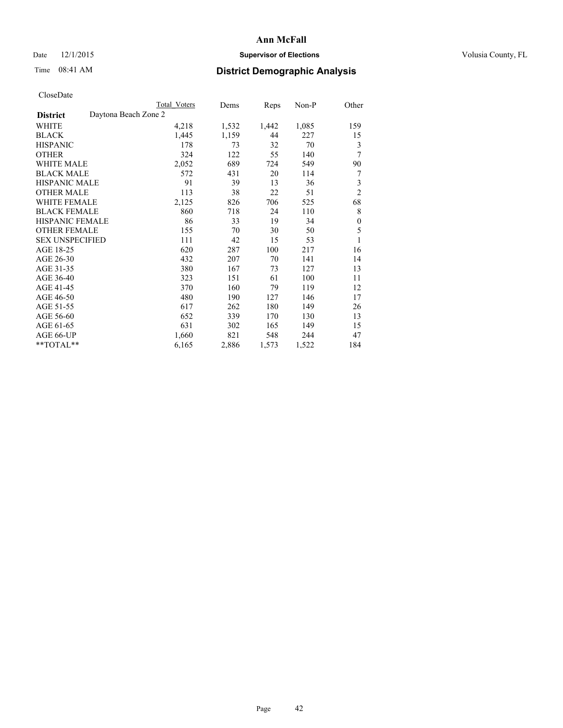# Ann McFall

Date 12/1/2015 **Supervisor of Elections** Volusia County, FL

Time 08:41 AM **District Demographic Analysis**

CloseDate

| District | Daytona Beach Zone 2 | Total Voters | Dems | Reps | Non-P | Other |
|---|---|---|---|---|---|---|
| WHITE | | 4,218 | 1,532 | 1,442 | 1,085 | 159 |
| BLACK | | 1,445 | 1,159 | 44 | 227 | 15 |
| HISPANIC | | 178 | 73 | 32 | 70 | 3 |
| OTHER | | 324 | 122 | 55 | 140 | 7 |
| WHITE MALE | | 2,052 | 689 | 724 | 549 | 90 |
| BLACK MALE | | 572 | 431 | 20 | 114 | 7 |
| HISPANIC MALE | | 91 | 39 | 13 | 36 | 3 |
| OTHER MALE | | 113 | 38 | 22 | 51 | 2 |
| WHITE FEMALE | | 2,125 | 826 | 706 | 525 | 68 |
| BLACK FEMALE | | 860 | 718 | 24 | 110 | 8 |
| HISPANIC FEMALE | | 86 | 33 | 19 | 34 | 0 |
| OTHER FEMALE | | 155 | 70 | 30 | 50 | 5 |
| SEX UNSPECIFIED | | 111 | 42 | 15 | 53 | 1 |
| AGE 18-25 | | 620 | 287 | 100 | 217 | 16 |
| AGE 26-30 | | 432 | 207 | 70 | 141 | 14 |
| AGE 31-35 | | 380 | 167 | 73 | 127 | 13 |
| AGE 36-40 | | 323 | 151 | 61 | 100 | 11 |
| AGE 41-45 | | 370 | 160 | 79 | 119 | 12 |
| AGE 46-50 | | 480 | 190 | 127 | 146 | 17 |
| AGE 51-55 | | 617 | 262 | 180 | 149 | 26 |
| AGE 56-60 | | 652 | 339 | 170 | 130 | 13 |
| AGE 61-65 | | 631 | 302 | 165 | 149 | 15 |
| AGE 66-UP | | 1,660 | 821 | 548 | 244 | 47 |
| **TOTAL** | | 6,165 | 2,886 | 1,573 | 1,522 | 184 |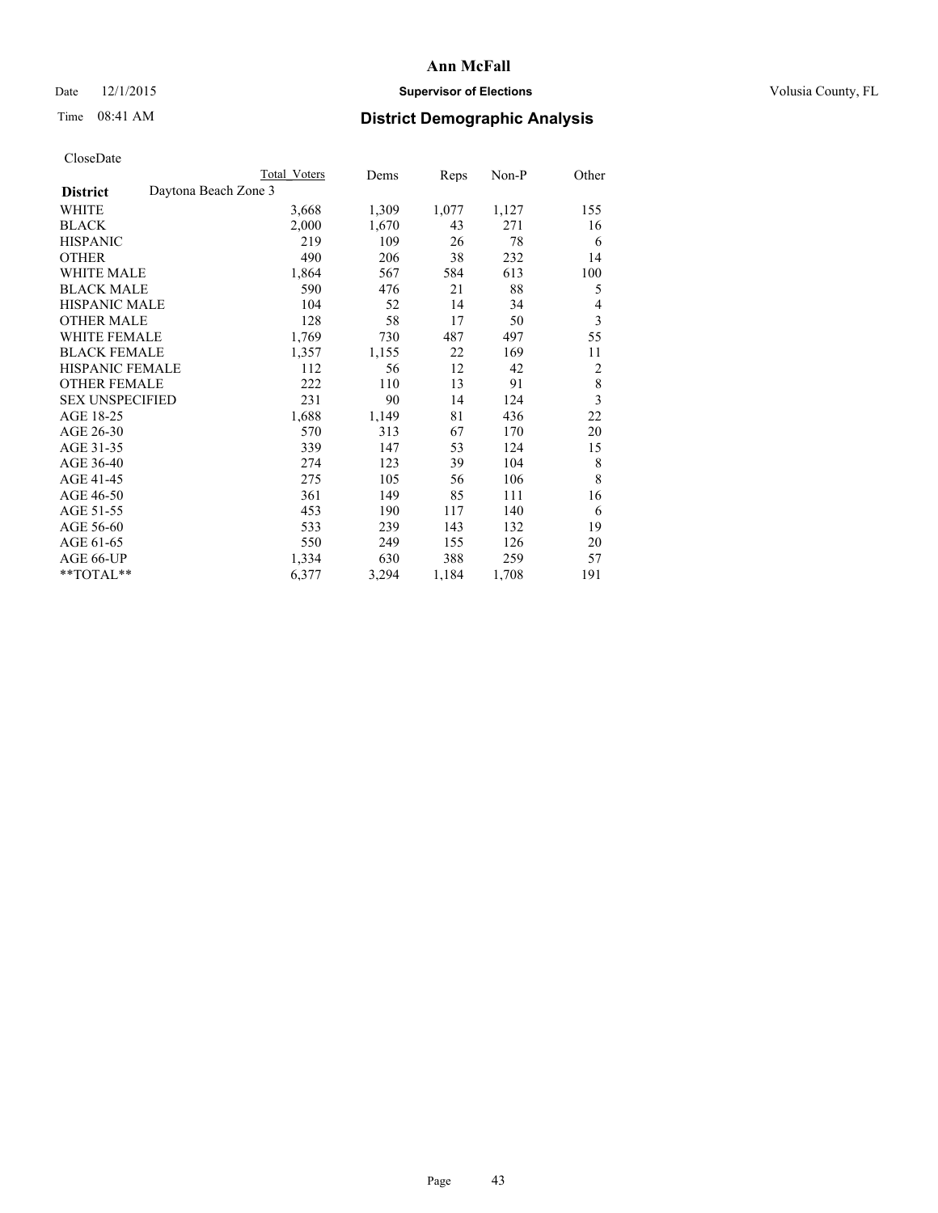CloseDate

| District | Daytona Beach Zone 3 | Total Voters | Dems | Reps | Non-P | Other |
|---|---|---|---|---|---|---|
| WHITE | | 3,668 | 1,309 | 1,077 | 1,127 | 155 |
| BLACK | | 2,000 | 1,670 | 43 | 271 | 16 |
| HISPANIC | | 219 | 109 | 26 | 78 | 6 |
| OTHER | | 490 | 206 | 38 | 232 | 14 |
| WHITE MALE | | 1,864 | 567 | 584 | 613 | 100 |
| BLACK MALE | | 590 | 476 | 21 | 88 | 5 |
| HISPANIC MALE | | 104 | 52 | 14 | 34 | 4 |
| OTHER MALE | | 128 | 58 | 17 | 50 | 3 |
| WHITE FEMALE | | 1,769 | 730 | 487 | 497 | 55 |
| BLACK FEMALE | | 1,357 | 1,155 | 22 | 169 | 11 |
| HISPANIC FEMALE | | 112 | 56 | 12 | 42 | 2 |
| OTHER FEMALE | | 222 | 110 | 13 | 91 | 8 |
| SEX UNSPECIFIED | | 231 | 90 | 14 | 124 | 3 |
| AGE 18-25 | | 1,688 | 1,149 | 81 | 436 | 22 |
| AGE 26-30 | | 570 | 313 | 67 | 170 | 20 |
| AGE 31-35 | | 339 | 147 | 53 | 124 | 15 |
| AGE 36-40 | | 274 | 123 | 39 | 104 | 8 |
| AGE 41-45 | | 275 | 105 | 56 | 106 | 8 |
| AGE 46-50 | | 361 | 149 | 85 | 111 | 16 |
| AGE 51-55 | | 453 | 190 | 117 | 140 | 6 |
| AGE 56-60 | | 533 | 239 | 143 | 132 | 19 |
| AGE 61-65 | | 550 | 249 | 155 | 126 | 20 |
| AGE 66-UP | | 1,334 | 630 | 388 | 259 | 57 |
| **TOTAL** | | 6,377 | 3,294 | 1,184 | 1,708 | 191 |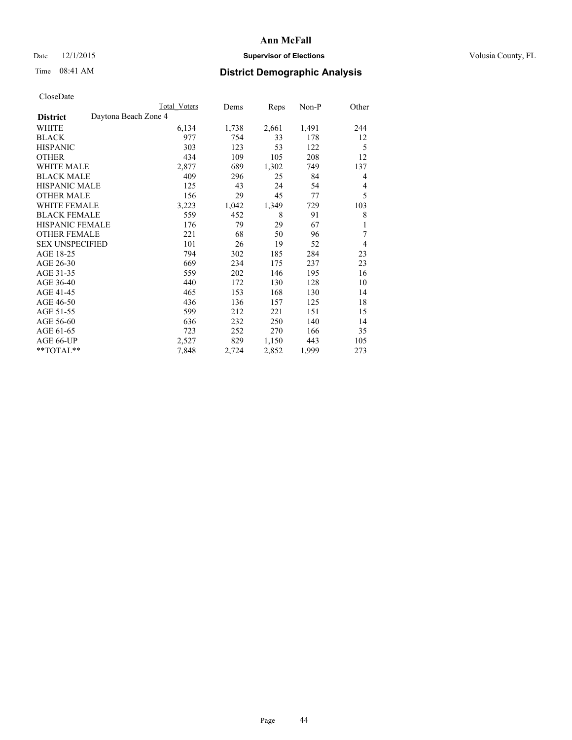# Ann McFall

Date 12/1/2015 **Supervisor of Elections** Volusia County, FL

Time 08:41 AM **District Demographic Analysis**

CloseDate

| **District** Daytona Beach Zone 4 | Total Voters | Dems | Reps | Non-P | Other |
|---|---|---|---|---|---|
| WHITE | 6,134 | 1,738 | 2,661 | 1,491 | 244 |
| BLACK | 977 | 754 | 33 | 178 | 12 |
| HISPANIC | 303 | 123 | 53 | 122 | 5 |
| OTHER | 434 | 109 | 105 | 208 | 12 |
| WHITE MALE | 2,877 | 689 | 1,302 | 749 | 137 |
| BLACK MALE | 409 | 296 | 25 | 84 | 4 |
| HISPANIC MALE | 125 | 43 | 24 | 54 | 4 |
| OTHER MALE | 156 | 29 | 45 | 77 | 5 |
| WHITE FEMALE | 3,223 | 1,042 | 1,349 | 729 | 103 |
| BLACK FEMALE | 559 | 452 | 8 | 91 | 8 |
| HISPANIC FEMALE | 176 | 79 | 29 | 67 | 1 |
| OTHER FEMALE | 221 | 68 | 50 | 96 | 7 |
| SEX UNSPECIFIED | 101 | 26 | 19 | 52 | 4 |
| AGE 18-25 | 794 | 302 | 185 | 284 | 23 |
| AGE 26-30 | 669 | 234 | 175 | 237 | 23 |
| AGE 31-35 | 559 | 202 | 146 | 195 | 16 |
| AGE 36-40 | 440 | 172 | 130 | 128 | 10 |
| AGE 41-45 | 465 | 153 | 168 | 130 | 14 |
| AGE 46-50 | 436 | 136 | 157 | 125 | 18 |
| AGE 51-55 | 599 | 212 | 221 | 151 | 15 |
| AGE 56-60 | 636 | 232 | 250 | 140 | 14 |
| AGE 61-65 | 723 | 252 | 270 | 166 | 35 |
| AGE 66-UP | 2,527 | 829 | 1,150 | 443 | 105 |
| **TOTAL** | 7,848 | 2,724 | 2,852 | 1,999 | 273 |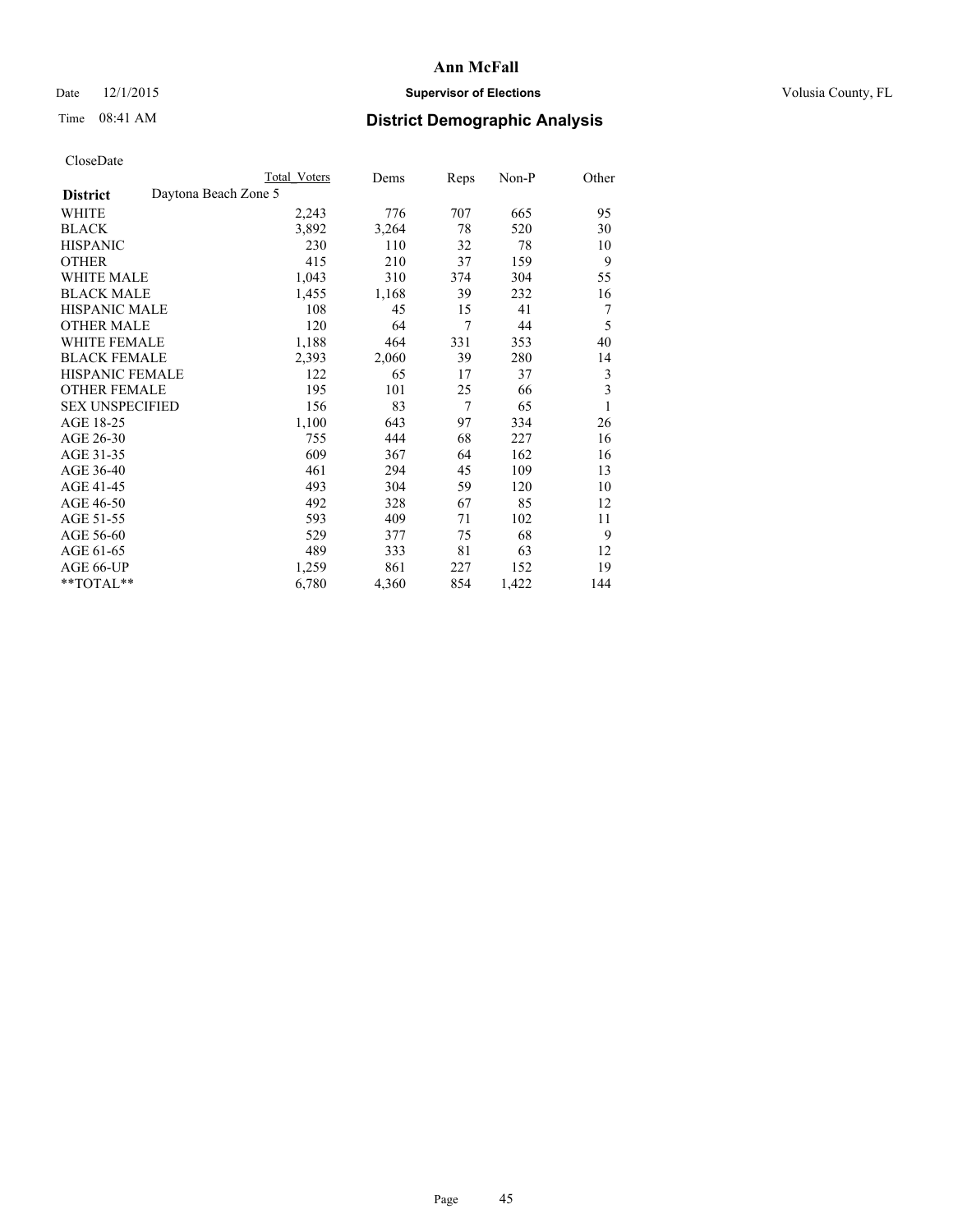# Ann McFall

Date 12/1/2015

**Supervisor of Elections**

Volusia County, FL

Time 08:41 AM

## District Demographic Analysis

CloseDate

| | Total Voters | Dems | Reps | Non-P | Other |
|---|---|---|---|---|---|
| **District** Daytona Beach Zone 5 | | | | | |
| WHITE | 2,243 | 776 | 707 | 665 | 95 |
| BLACK | 3,892 | 3,264 | 78 | 520 | 30 |
| HISPANIC | 230 | 110 | 32 | 78 | 10 |
| OTHER | 415 | 210 | 37 | 159 | 9 |
| WHITE MALE | 1,043 | 310 | 374 | 304 | 55 |
| BLACK MALE | 1,455 | 1,168 | 39 | 232 | 16 |
| HISPANIC MALE | 108 | 45 | 15 | 41 | 7 |
| OTHER MALE | 120 | 64 | 7 | 44 | 5 |
| WHITE FEMALE | 1,188 | 464 | 331 | 353 | 40 |
| BLACK FEMALE | 2,393 | 2,060 | 39 | 280 | 14 |
| HISPANIC FEMALE | 122 | 65 | 17 | 37 | 3 |
| OTHER FEMALE | 195 | 101 | 25 | 66 | 3 |
| SEX UNSPECIFIED | 156 | 83 | 7 | 65 | 1 |
| AGE 18-25 | 1,100 | 643 | 97 | 334 | 26 |
| AGE 26-30 | 755 | 444 | 68 | 227 | 16 |
| AGE 31-35 | 609 | 367 | 64 | 162 | 16 |
| AGE 36-40 | 461 | 294 | 45 | 109 | 13 |
| AGE 41-45 | 493 | 304 | 59 | 120 | 10 |
| AGE 46-50 | 492 | 328 | 67 | 85 | 12 |
| AGE 51-55 | 593 | 409 | 71 | 102 | 11 |
| AGE 56-60 | 529 | 377 | 75 | 68 | 9 |
| AGE 61-65 | 489 | 333 | 81 | 63 | 12 |
| AGE 66-UP | 1,259 | 861 | 227 | 152 | 19 |
| **TOTAL** | 6,780 | 4,360 | 854 | 1,422 | 144 |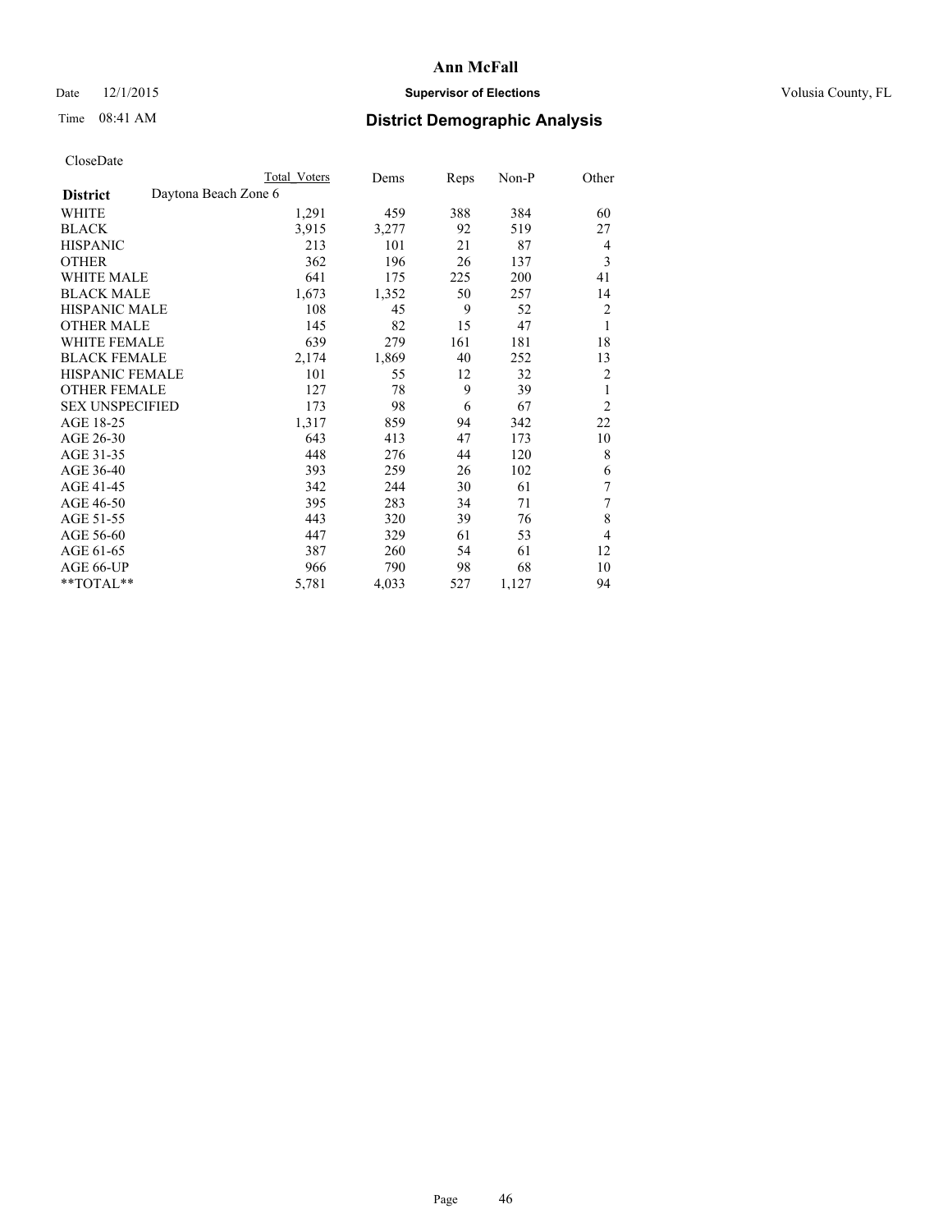# Ann McFall

Date 12/1/2015 **Supervisor of Elections** Volusia County, FL

Time 08:41 AM **District Demographic Analysis**

CloseDate

| **District** Daytona Beach Zone 6 | Total Voters | Dems | Reps | Non-P | Other |
|---|---|---|---|---|---|
| WHITE | 1,291 | 459 | 388 | 384 | 60 |
| BLACK | 3,915 | 3,277 | 92 | 519 | 27 |
| HISPANIC | 213 | 101 | 21 | 87 | 4 |
| OTHER | 362 | 196 | 26 | 137 | 3 |
| WHITE MALE | 641 | 175 | 225 | 200 | 41 |
| BLACK MALE | 1,673 | 1,352 | 50 | 257 | 14 |
| HISPANIC MALE | 108 | 45 | 9 | 52 | 2 |
| OTHER MALE | 145 | 82 | 15 | 47 | 1 |
| WHITE FEMALE | 639 | 279 | 161 | 181 | 18 |
| BLACK FEMALE | 2,174 | 1,869 | 40 | 252 | 13 |
| HISPANIC FEMALE | 101 | 55 | 12 | 32 | 2 |
| OTHER FEMALE | 127 | 78 | 9 | 39 | 1 |
| SEX UNSPECIFIED | 173 | 98 | 6 | 67 | 2 |
| AGE 18-25 | 1,317 | 859 | 94 | 342 | 22 |
| AGE 26-30 | 643 | 413 | 47 | 173 | 10 |
| AGE 31-35 | 448 | 276 | 44 | 120 | 8 |
| AGE 36-40 | 393 | 259 | 26 | 102 | 6 |
| AGE 41-45 | 342 | 244 | 30 | 61 | 7 |
| AGE 46-50 | 395 | 283 | 34 | 71 | 7 |
| AGE 51-55 | 443 | 320 | 39 | 76 | 8 |
| AGE 56-60 | 447 | 329 | 61 | 53 | 4 |
| AGE 61-65 | 387 | 260 | 54 | 61 | 12 |
| AGE 66-UP | 966 | 790 | 98 | 68 | 10 |
| **TOTAL** | 5,781 | 4,033 | 527 | 1,127 | 94 |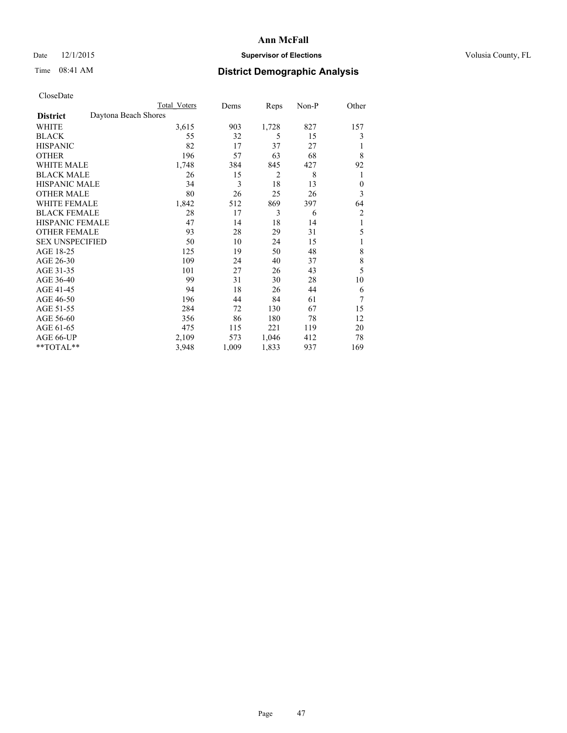Ann McFall

Date 12/1/2015 **Supervisor of Elections** Volusia County, FL

Time 08:41 AM **District Demographic Analysis**

CloseDate

| | Total Voters | Dems | Reps | Non-P | Other |
|---|---|---|---|---|---|
| **District** Daytona Beach Shores | | | | | |
| WHITE | 3,615 | 903 | 1,728 | 827 | 157 |
| BLACK | 55 | 32 | 5 | 15 | 3 |
| HISPANIC | 82 | 17 | 37 | 27 | 1 |
| OTHER | 196 | 57 | 63 | 68 | 8 |
| WHITE MALE | 1,748 | 384 | 845 | 427 | 92 |
| BLACK MALE | 26 | 15 | 2 | 8 | 1 |
| HISPANIC MALE | 34 | 3 | 18 | 13 | 0 |
| OTHER MALE | 80 | 26 | 25 | 26 | 3 |
| WHITE FEMALE | 1,842 | 512 | 869 | 397 | 64 |
| BLACK FEMALE | 28 | 17 | 3 | 6 | 2 |
| HISPANIC FEMALE | 47 | 14 | 18 | 14 | 1 |
| OTHER FEMALE | 93 | 28 | 29 | 31 | 5 |
| SEX UNSPECIFIED | 50 | 10 | 24 | 15 | 1 |
| AGE 18-25 | 125 | 19 | 50 | 48 | 8 |
| AGE 26-30 | 109 | 24 | 40 | 37 | 8 |
| AGE 31-35 | 101 | 27 | 26 | 43 | 5 |
| AGE 36-40 | 99 | 31 | 30 | 28 | 10 |
| AGE 41-45 | 94 | 18 | 26 | 44 | 6 |
| AGE 46-50 | 196 | 44 | 84 | 61 | 7 |
| AGE 51-55 | 284 | 72 | 130 | 67 | 15 |
| AGE 56-60 | 356 | 86 | 180 | 78 | 12 |
| AGE 61-65 | 475 | 115 | 221 | 119 | 20 |
| AGE 66-UP | 2,109 | 573 | 1,046 | 412 | 78 |
| **TOTAL** | 3,948 | 1,009 | 1,833 | 937 | 169 |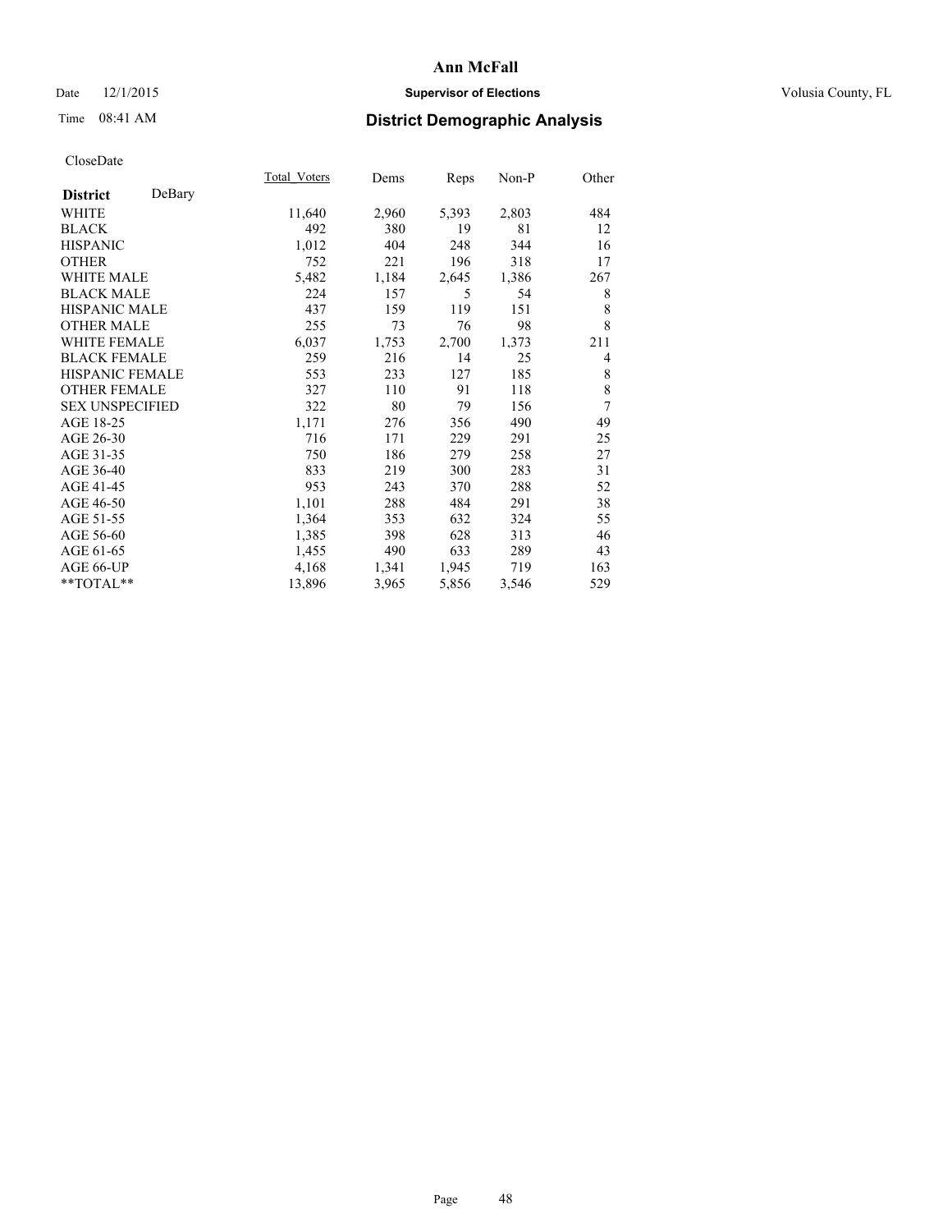**Ann McFall**

Date 12/1/2015 **Supervisor of Elections** Volusia County, FL

Time 08:41 AM **District Demographic Analysis**

CloseDate

| District DeBary | Total Voters | Dems | Reps | Non-P | Other |
|---|---|---|---|---|---|
| WHITE | 11,640 | 2,960 | 5,393 | 2,803 | 484 |
| BLACK | 492 | 380 | 19 | 81 | 12 |
| HISPANIC | 1,012 | 404 | 248 | 344 | 16 |
| OTHER | 752 | 221 | 196 | 318 | 17 |
| WHITE MALE | 5,482 | 1,184 | 2,645 | 1,386 | 267 |
| BLACK MALE | 224 | 157 | 5 | 54 | 8 |
| HISPANIC MALE | 437 | 159 | 119 | 151 | 8 |
| OTHER MALE | 255 | 73 | 76 | 98 | 8 |
| WHITE FEMALE | 6,037 | 1,753 | 2,700 | 1,373 | 211 |
| BLACK FEMALE | 259 | 216 | 14 | 25 | 4 |
| HISPANIC FEMALE | 553 | 233 | 127 | 185 | 8 |
| OTHER FEMALE | 327 | 110 | 91 | 118 | 8 |
| SEX UNSPECIFIED | 322 | 80 | 79 | 156 | 7 |
| AGE 18-25 | 1,171 | 276 | 356 | 490 | 49 |
| AGE 26-30 | 716 | 171 | 229 | 291 | 25 |
| AGE 31-35 | 750 | 186 | 279 | 258 | 27 |
| AGE 36-40 | 833 | 219 | 300 | 283 | 31 |
| AGE 41-45 | 953 | 243 | 370 | 288 | 52 |
| AGE 46-50 | 1,101 | 288 | 484 | 291 | 38 |
| AGE 51-55 | 1,364 | 353 | 632 | 324 | 55 |
| AGE 56-60 | 1,385 | 398 | 628 | 313 | 46 |
| AGE 61-65 | 1,455 | 490 | 633 | 289 | 43 |
| AGE 66-UP | 4,168 | 1,341 | 1,945 | 719 | 163 |
| **TOTAL** | 13,896 | 3,965 | 5,856 | 3,546 | 529 |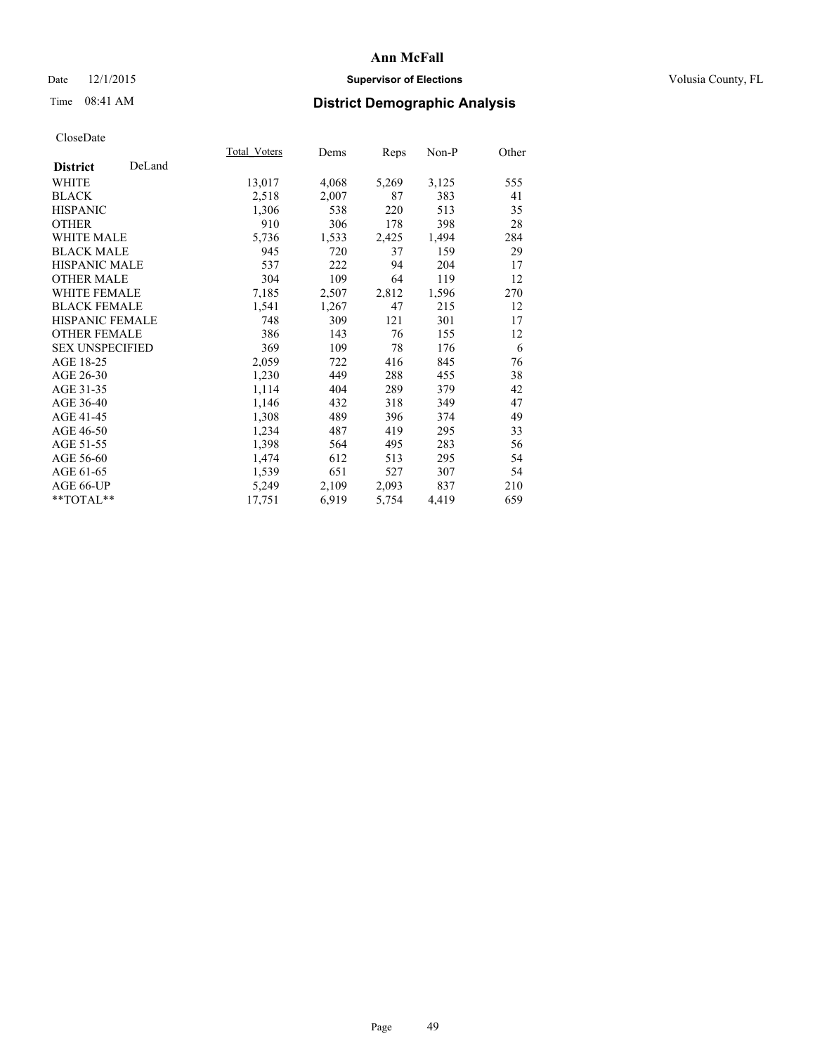# Ann McFall

Date 12/1/2015

**Supervisor of Elections**

Volusia County, FL

Time 08:41 AM

## District Demographic Analysis

CloseDate

| **District** DeLand | Total_Voters | Dems | Reps | Non-P | Other |
|---|---|---|---|---|---|
| WHITE | 13,017 | 4,068 | 5,269 | 3,125 | 555 |
| BLACK | 2,518 | 2,007 | 87 | 383 | 41 |
| HISPANIC | 1,306 | 538 | 220 | 513 | 35 |
| OTHER | 910 | 306 | 178 | 398 | 28 |
| WHITE MALE | 5,736 | 1,533 | 2,425 | 1,494 | 284 |
| BLACK MALE | 945 | 720 | 37 | 159 | 29 |
| HISPANIC MALE | 537 | 222 | 94 | 204 | 17 |
| OTHER MALE | 304 | 109 | 64 | 119 | 12 |
| WHITE FEMALE | 7,185 | 2,507 | 2,812 | 1,596 | 270 |
| BLACK FEMALE | 1,541 | 1,267 | 47 | 215 | 12 |
| HISPANIC FEMALE | 748 | 309 | 121 | 301 | 17 |
| OTHER FEMALE | 386 | 143 | 76 | 155 | 12 |
| SEX UNSPECIFIED | 369 | 109 | 78 | 176 | 6 |
| AGE 18-25 | 2,059 | 722 | 416 | 845 | 76 |
| AGE 26-30 | 1,230 | 449 | 288 | 455 | 38 |
| AGE 31-35 | 1,114 | 404 | 289 | 379 | 42 |
| AGE 36-40 | 1,146 | 432 | 318 | 349 | 47 |
| AGE 41-45 | 1,308 | 489 | 396 | 374 | 49 |
| AGE 46-50 | 1,234 | 487 | 419 | 295 | 33 |
| AGE 51-55 | 1,398 | 564 | 495 | 283 | 56 |
| AGE 56-60 | 1,474 | 612 | 513 | 295 | 54 |
| AGE 61-65 | 1,539 | 651 | 527 | 307 | 54 |
| AGE 66-UP | 5,249 | 2,109 | 2,093 | 837 | 210 |
| **TOTAL** | 17,751 | 6,919 | 5,754 | 4,419 | 659 |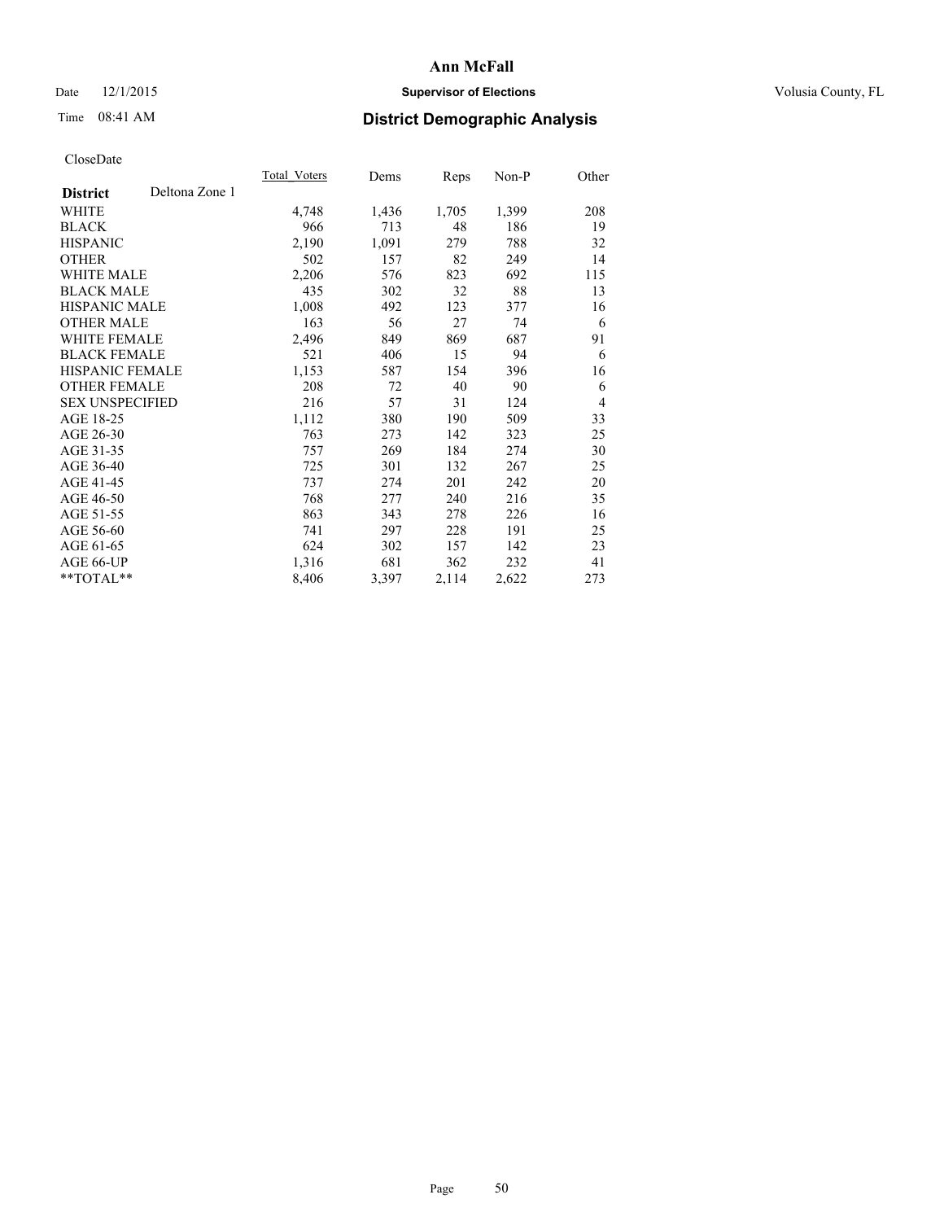# Ann McFall

Date 12/1/2015 **Supervisor of Elections** Volusia County, FL

Time 08:41 AM **District Demographic Analysis**

CloseDate

| **District** Deltona Zone 1 | Total_Voters | Dems | Reps | Non-P | Other |
|---|---|---|---|---|---|
| WHITE | 4,748 | 1,436 | 1,705 | 1,399 | 208 |
| BLACK | 966 | 713 | 48 | 186 | 19 |
| HISPANIC | 2,190 | 1,091 | 279 | 788 | 32 |
| OTHER | 502 | 157 | 82 | 249 | 14 |
| WHITE MALE | 2,206 | 576 | 823 | 692 | 115 |
| BLACK MALE | 435 | 302 | 32 | 88 | 13 |
| HISPANIC MALE | 1,008 | 492 | 123 | 377 | 16 |
| OTHER MALE | 163 | 56 | 27 | 74 | 6 |
| WHITE FEMALE | 2,496 | 849 | 869 | 687 | 91 |
| BLACK FEMALE | 521 | 406 | 15 | 94 | 6 |
| HISPANIC FEMALE | 1,153 | 587 | 154 | 396 | 16 |
| OTHER FEMALE | 208 | 72 | 40 | 90 | 6 |
| SEX UNSPECIFIED | 216 | 57 | 31 | 124 | 4 |
| AGE 18-25 | 1,112 | 380 | 190 | 509 | 33 |
| AGE 26-30 | 763 | 273 | 142 | 323 | 25 |
| AGE 31-35 | 757 | 269 | 184 | 274 | 30 |
| AGE 36-40 | 725 | 301 | 132 | 267 | 25 |
| AGE 41-45 | 737 | 274 | 201 | 242 | 20 |
| AGE 46-50 | 768 | 277 | 240 | 216 | 35 |
| AGE 51-55 | 863 | 343 | 278 | 226 | 16 |
| AGE 56-60 | 741 | 297 | 228 | 191 | 25 |
| AGE 61-65 | 624 | 302 | 157 | 142 | 23 |
| AGE 66-UP | 1,316 | 681 | 362 | 232 | 41 |
| **TOTAL** | 8,406 | 3,397 | 2,114 | 2,622 | 273 |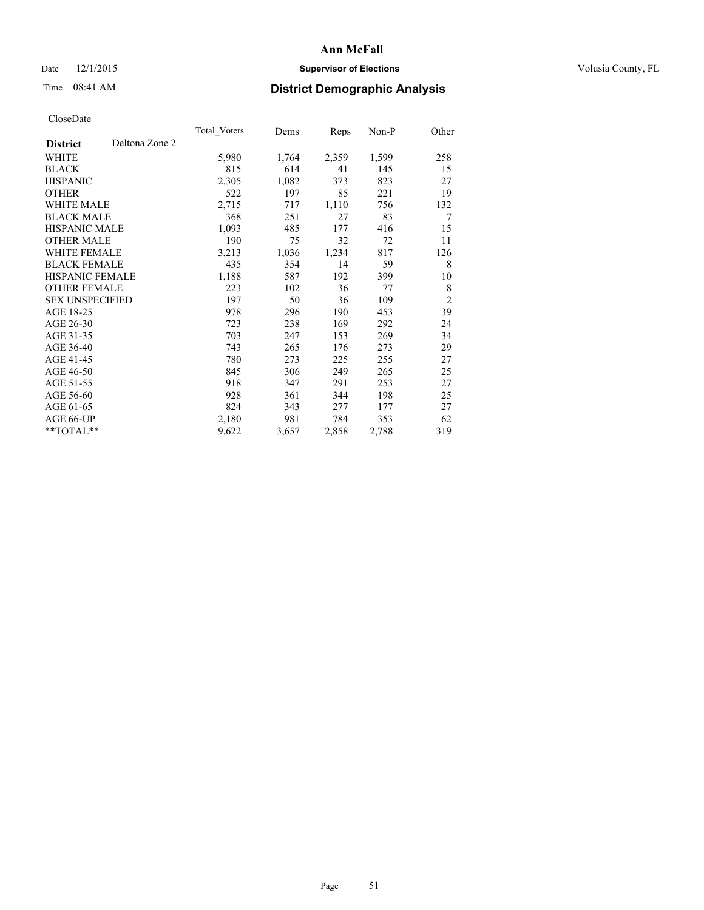# Ann McFall

Date 12/1/2015 **Supervisor of Elections** Volusia County, FL

Time 08:41 AM **District Demographic Analysis**

CloseDate

| **District** Deltona Zone 2 | Total_Voters | Dems | Reps | Non-P | Other |
|---|---|---|---|---|---|
| WHITE | 5,980 | 1,764 | 2,359 | 1,599 | 258 |
| BLACK | 815 | 614 | 41 | 145 | 15 |
| HISPANIC | 2,305 | 1,082 | 373 | 823 | 27 |
| OTHER | 522 | 197 | 85 | 221 | 19 |
| WHITE MALE | 2,715 | 717 | 1,110 | 756 | 132 |
| BLACK MALE | 368 | 251 | 27 | 83 | 7 |
| HISPANIC MALE | 1,093 | 485 | 177 | 416 | 15 |
| OTHER MALE | 190 | 75 | 32 | 72 | 11 |
| WHITE FEMALE | 3,213 | 1,036 | 1,234 | 817 | 126 |
| BLACK FEMALE | 435 | 354 | 14 | 59 | 8 |
| HISPANIC FEMALE | 1,188 | 587 | 192 | 399 | 10 |
| OTHER FEMALE | 223 | 102 | 36 | 77 | 8 |
| SEX UNSPECIFIED | 197 | 50 | 36 | 109 | 2 |
| AGE 18-25 | 978 | 296 | 190 | 453 | 39 |
| AGE 26-30 | 723 | 238 | 169 | 292 | 24 |
| AGE 31-35 | 703 | 247 | 153 | 269 | 34 |
| AGE 36-40 | 743 | 265 | 176 | 273 | 29 |
| AGE 41-45 | 780 | 273 | 225 | 255 | 27 |
| AGE 46-50 | 845 | 306 | 249 | 265 | 25 |
| AGE 51-55 | 918 | 347 | 291 | 253 | 27 |
| AGE 56-60 | 928 | 361 | 344 | 198 | 25 |
| AGE 61-65 | 824 | 343 | 277 | 177 | 27 |
| AGE 66-UP | 2,180 | 981 | 784 | 353 | 62 |
| **TOTAL** | 9,622 | 3,657 | 2,858 | 2,788 | 319 |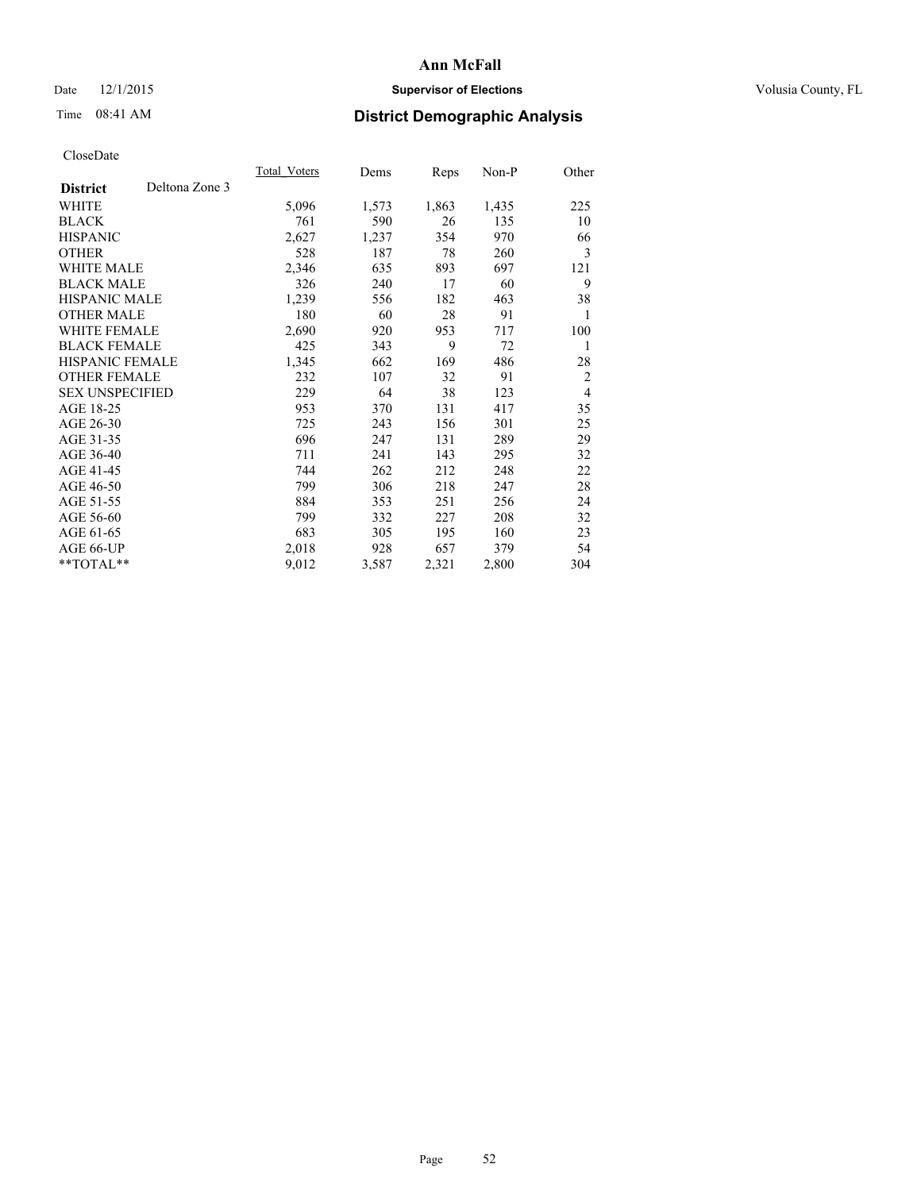# Ann McFall

Date 12/1/2015 **Supervisor of Elections** Volusia County, FL

Time 08:41 AM **District Demographic Analysis**

CloseDate

| **District** Deltona Zone 3 | Total_Voters | Dems | Reps | Non-P | Other |
|---|---|---|---|---|---|
| WHITE | 5,096 | 1,573 | 1,863 | 1,435 | 225 |
| BLACK | 761 | 590 | 26 | 135 | 10 |
| HISPANIC | 2,627 | 1,237 | 354 | 970 | 66 |
| OTHER | 528 | 187 | 78 | 260 | 3 |
| WHITE MALE | 2,346 | 635 | 893 | 697 | 121 |
| BLACK MALE | 326 | 240 | 17 | 60 | 9 |
| HISPANIC MALE | 1,239 | 556 | 182 | 463 | 38 |
| OTHER MALE | 180 | 60 | 28 | 91 | 1 |
| WHITE FEMALE | 2,690 | 920 | 953 | 717 | 100 |
| BLACK FEMALE | 425 | 343 | 9 | 72 | 1 |
| HISPANIC FEMALE | 1,345 | 662 | 169 | 486 | 28 |
| OTHER FEMALE | 232 | 107 | 32 | 91 | 2 |
| SEX UNSPECIFIED | 229 | 64 | 38 | 123 | 4 |
| AGE 18-25 | 953 | 370 | 131 | 417 | 35 |
| AGE 26-30 | 725 | 243 | 156 | 301 | 25 |
| AGE 31-35 | 696 | 247 | 131 | 289 | 29 |
| AGE 36-40 | 711 | 241 | 143 | 295 | 32 |
| AGE 41-45 | 744 | 262 | 212 | 248 | 22 |
| AGE 46-50 | 799 | 306 | 218 | 247 | 28 |
| AGE 51-55 | 884 | 353 | 251 | 256 | 24 |
| AGE 56-60 | 799 | 332 | 227 | 208 | 32 |
| AGE 61-65 | 683 | 305 | 195 | 160 | 23 |
| AGE 66-UP | 2,018 | 928 | 657 | 379 | 54 |
| **TOTAL** | 9,012 | 3,587 | 2,321 | 2,800 | 304 |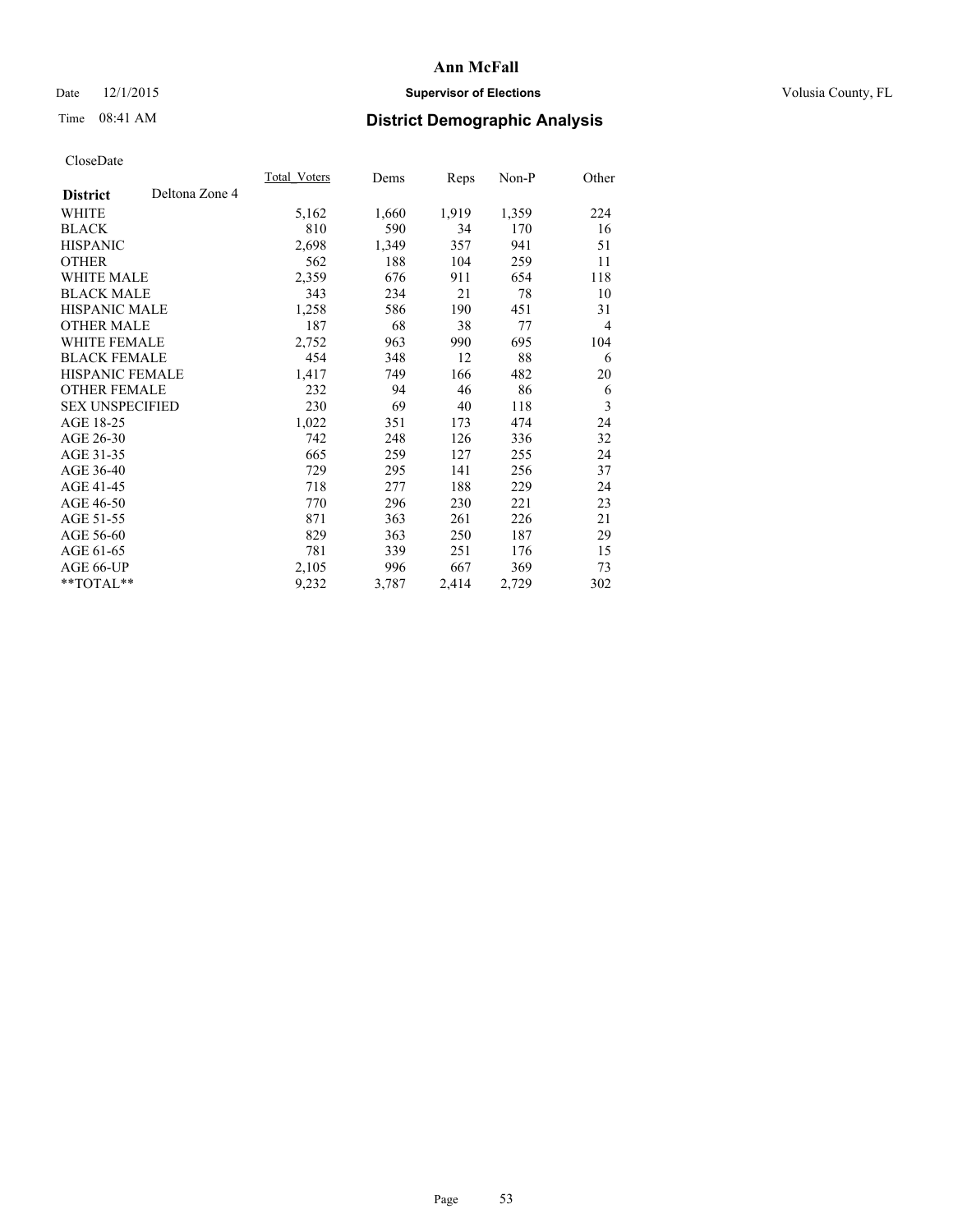# Ann McFall

Date 12/1/2015 **Supervisor of Elections** Volusia County, FL

Time 08:41 AM **District Demographic Analysis**

CloseDate

| **District** Deltona Zone 4 | Total_Voters | Dems | Reps | Non-P | Other |
|---|---|---|---|---|---|
| WHITE | 5,162 | 1,660 | 1,919 | 1,359 | 224 |
| BLACK | 810 | 590 | 34 | 170 | 16 |
| HISPANIC | 2,698 | 1,349 | 357 | 941 | 51 |
| OTHER | 562 | 188 | 104 | 259 | 11 |
| WHITE MALE | 2,359 | 676 | 911 | 654 | 118 |
| BLACK MALE | 343 | 234 | 21 | 78 | 10 |
| HISPANIC MALE | 1,258 | 586 | 190 | 451 | 31 |
| OTHER MALE | 187 | 68 | 38 | 77 | 4 |
| WHITE FEMALE | 2,752 | 963 | 990 | 695 | 104 |
| BLACK FEMALE | 454 | 348 | 12 | 88 | 6 |
| HISPANIC FEMALE | 1,417 | 749 | 166 | 482 | 20 |
| OTHER FEMALE | 232 | 94 | 46 | 86 | 6 |
| SEX UNSPECIFIED | 230 | 69 | 40 | 118 | 3 |
| AGE 18-25 | 1,022 | 351 | 173 | 474 | 24 |
| AGE 26-30 | 742 | 248 | 126 | 336 | 32 |
| AGE 31-35 | 665 | 259 | 127 | 255 | 24 |
| AGE 36-40 | 729 | 295 | 141 | 256 | 37 |
| AGE 41-45 | 718 | 277 | 188 | 229 | 24 |
| AGE 46-50 | 770 | 296 | 230 | 221 | 23 |
| AGE 51-55 | 871 | 363 | 261 | 226 | 21 |
| AGE 56-60 | 829 | 363 | 250 | 187 | 29 |
| AGE 61-65 | 781 | 339 | 251 | 176 | 15 |
| AGE 66-UP | 2,105 | 996 | 667 | 369 | 73 |
| **TOTAL** | 9,232 | 3,787 | 2,414 | 2,729 | 302 |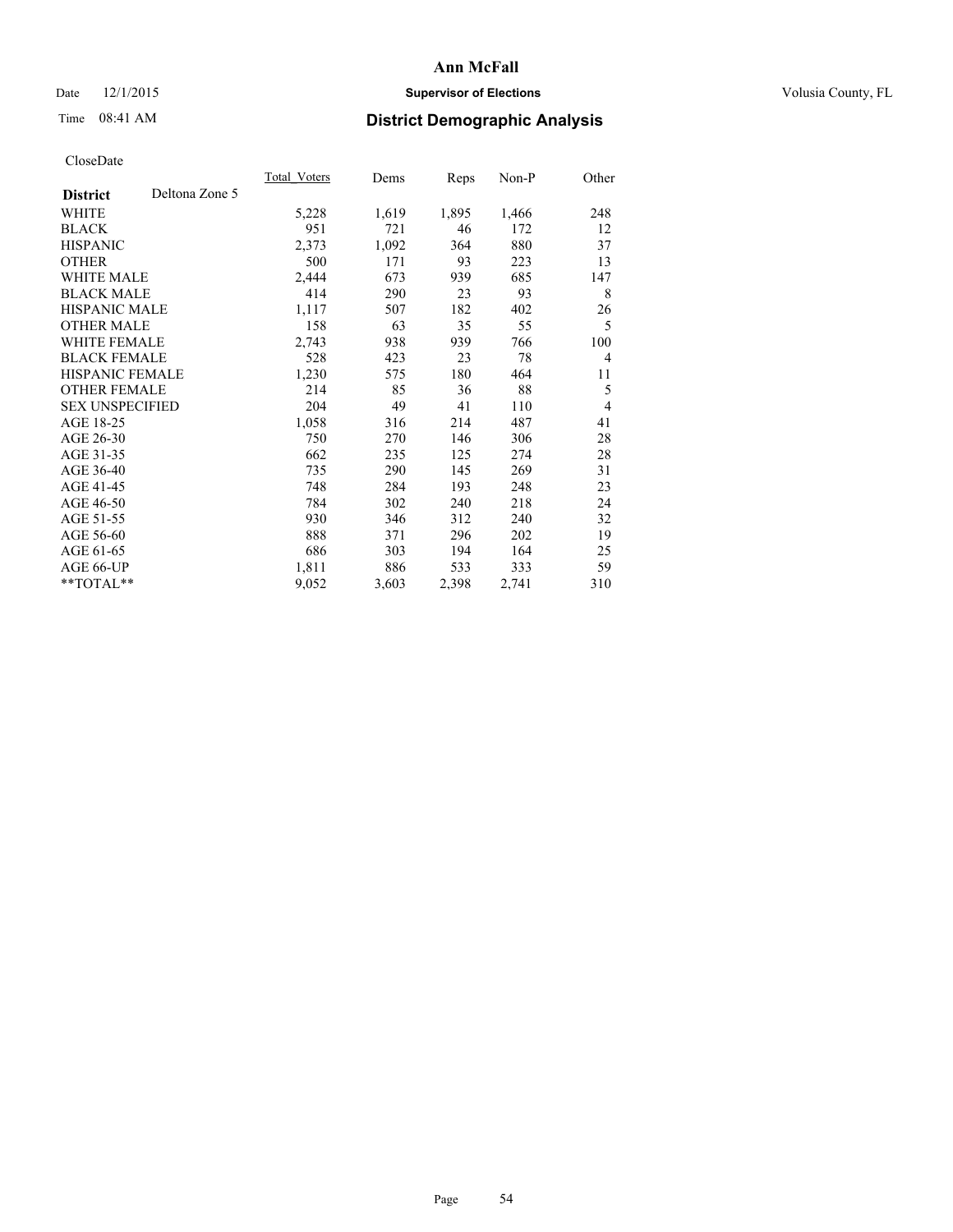# Ann McFall

Date 12/1/2015 **Supervisor of Elections** Volusia County, FL

Time 08:41 AM **District Demographic Analysis**

CloseDate

| **District** Deltona Zone 5 | Total Voters | Dems | Reps | Non-P | Other |
|---|---|---|---|---|---|
| WHITE | 5,228 | 1,619 | 1,895 | 1,466 | 248 |
| BLACK | 951 | 721 | 46 | 172 | 12 |
| HISPANIC | 2,373 | 1,092 | 364 | 880 | 37 |
| OTHER | 500 | 171 | 93 | 223 | 13 |
| WHITE MALE | 2,444 | 673 | 939 | 685 | 147 |
| BLACK MALE | 414 | 290 | 23 | 93 | 8 |
| HISPANIC MALE | 1,117 | 507 | 182 | 402 | 26 |
| OTHER MALE | 158 | 63 | 35 | 55 | 5 |
| WHITE FEMALE | 2,743 | 938 | 939 | 766 | 100 |
| BLACK FEMALE | 528 | 423 | 23 | 78 | 4 |
| HISPANIC FEMALE | 1,230 | 575 | 180 | 464 | 11 |
| OTHER FEMALE | 214 | 85 | 36 | 88 | 5 |
| SEX UNSPECIFIED | 204 | 49 | 41 | 110 | 4 |
| AGE 18-25 | 1,058 | 316 | 214 | 487 | 41 |
| AGE 26-30 | 750 | 270 | 146 | 306 | 28 |
| AGE 31-35 | 662 | 235 | 125 | 274 | 28 |
| AGE 36-40 | 735 | 290 | 145 | 269 | 31 |
| AGE 41-45 | 748 | 284 | 193 | 248 | 23 |
| AGE 46-50 | 784 | 302 | 240 | 218 | 24 |
| AGE 51-55 | 930 | 346 | 312 | 240 | 32 |
| AGE 56-60 | 888 | 371 | 296 | 202 | 19 |
| AGE 61-65 | 686 | 303 | 194 | 164 | 25 |
| AGE 66-UP | 1,811 | 886 | 533 | 333 | 59 |
| **TOTAL** | 9,052 | 3,603 | 2,398 | 2,741 | 310 |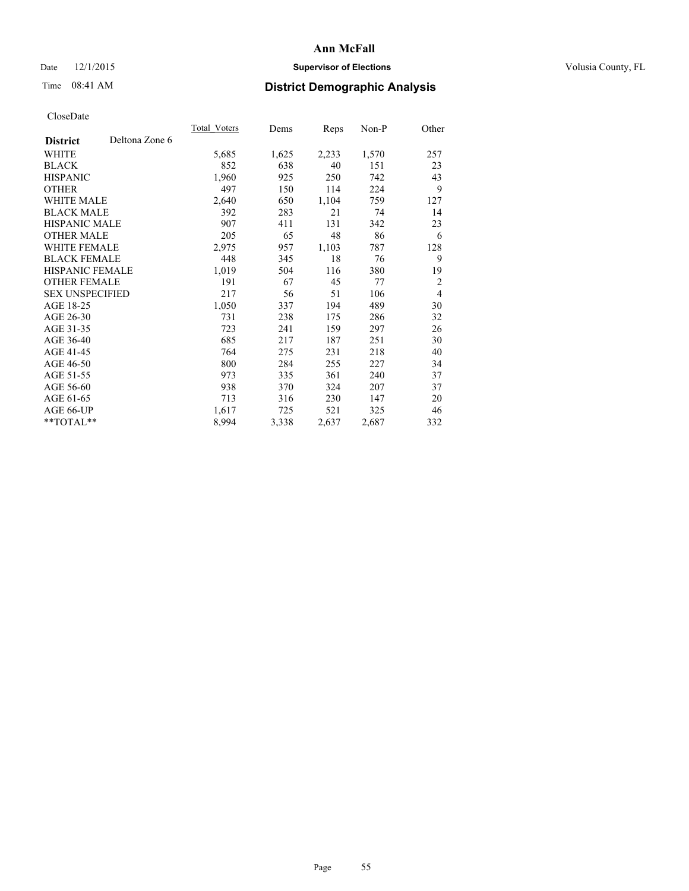# Ann McFall

Date 12/1/2015 **Supervisor of Elections** Volusia County, FL

Time 08:41 AM **District Demographic Analysis**

CloseDate

| **District** Deltona Zone 6 | Total_Voters | Dems | Reps | Non-P | Other |
|---|---|---|---|---|---|
| WHITE | 5,685 | 1,625 | 2,233 | 1,570 | 257 |
| BLACK | 852 | 638 | 40 | 151 | 23 |
| HISPANIC | 1,960 | 925 | 250 | 742 | 43 |
| OTHER | 497 | 150 | 114 | 224 | 9 |
| WHITE MALE | 2,640 | 650 | 1,104 | 759 | 127 |
| BLACK MALE | 392 | 283 | 21 | 74 | 14 |
| HISPANIC MALE | 907 | 411 | 131 | 342 | 23 |
| OTHER MALE | 205 | 65 | 48 | 86 | 6 |
| WHITE FEMALE | 2,975 | 957 | 1,103 | 787 | 128 |
| BLACK FEMALE | 448 | 345 | 18 | 76 | 9 |
| HISPANIC FEMALE | 1,019 | 504 | 116 | 380 | 19 |
| OTHER FEMALE | 191 | 67 | 45 | 77 | 2 |
| SEX UNSPECIFIED | 217 | 56 | 51 | 106 | 4 |
| AGE 18-25 | 1,050 | 337 | 194 | 489 | 30 |
| AGE 26-30 | 731 | 238 | 175 | 286 | 32 |
| AGE 31-35 | 723 | 241 | 159 | 297 | 26 |
| AGE 36-40 | 685 | 217 | 187 | 251 | 30 |
| AGE 41-45 | 764 | 275 | 231 | 218 | 40 |
| AGE 46-50 | 800 | 284 | 255 | 227 | 34 |
| AGE 51-55 | 973 | 335 | 361 | 240 | 37 |
| AGE 56-60 | 938 | 370 | 324 | 207 | 37 |
| AGE 61-65 | 713 | 316 | 230 | 147 | 20 |
| AGE 66-UP | 1,617 | 725 | 521 | 325 | 46 |
| **TOTAL** | 8,994 | 3,338 | 2,637 | 2,687 | 332 |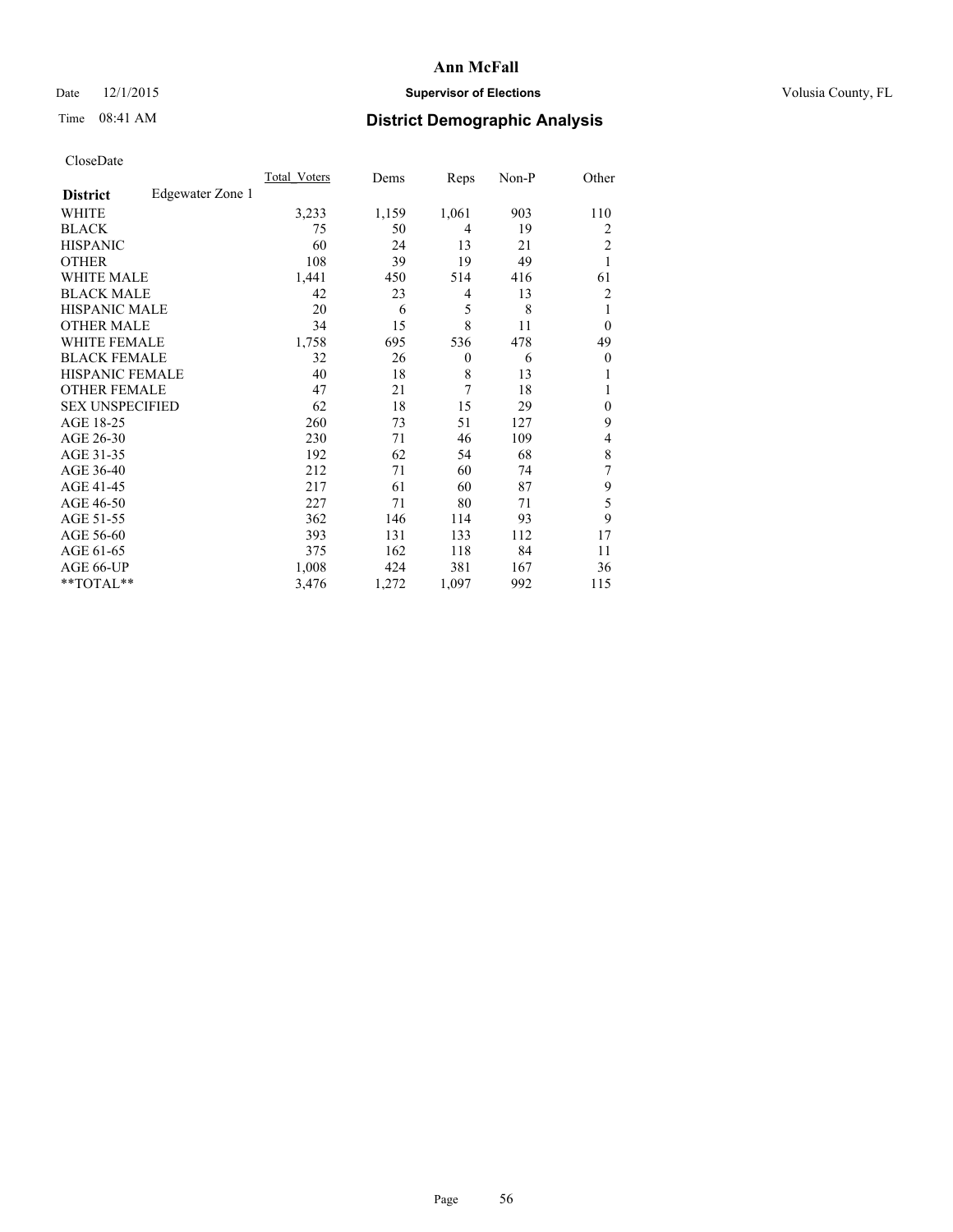# Ann McFall

Date 12/1/2015 **Supervisor of Elections** Volusia County, FL

Time 08:41 AM **District Demographic Analysis**

CloseDate

| **District** Edgewater Zone 1 | Total_Voters | Dems | Reps | Non-P | Other |
|---|---|---|---|---|---|
| WHITE | 3,233 | 1,159 | 1,061 | 903 | 110 |
| BLACK | 75 | 50 | 4 | 19 | 2 |
| HISPANIC | 60 | 24 | 13 | 21 | 2 |
| OTHER | 108 | 39 | 19 | 49 | 1 |
| WHITE MALE | 1,441 | 450 | 514 | 416 | 61 |
| BLACK MALE | 42 | 23 | 4 | 13 | 2 |
| HISPANIC MALE | 20 | 6 | 5 | 8 | 1 |
| OTHER MALE | 34 | 15 | 8 | 11 | 0 |
| WHITE FEMALE | 1,758 | 695 | 536 | 478 | 49 |
| BLACK FEMALE | 32 | 26 | 0 | 6 | 0 |
| HISPANIC FEMALE | 40 | 18 | 8 | 13 | 1 |
| OTHER FEMALE | 47 | 21 | 7 | 18 | 1 |
| SEX UNSPECIFIED | 62 | 18 | 15 | 29 | 0 |
| AGE 18-25 | 260 | 73 | 51 | 127 | 9 |
| AGE 26-30 | 230 | 71 | 46 | 109 | 4 |
| AGE 31-35 | 192 | 62 | 54 | 68 | 8 |
| AGE 36-40 | 212 | 71 | 60 | 74 | 7 |
| AGE 41-45 | 217 | 61 | 60 | 87 | 9 |
| AGE 46-50 | 227 | 71 | 80 | 71 | 5 |
| AGE 51-55 | 362 | 146 | 114 | 93 | 9 |
| AGE 56-60 | 393 | 131 | 133 | 112 | 17 |
| AGE 61-65 | 375 | 162 | 118 | 84 | 11 |
| AGE 66-UP | 1,008 | 424 | 381 | 167 | 36 |
| **TOTAL** | 3,476 | 1,272 | 1,097 | 992 | 115 |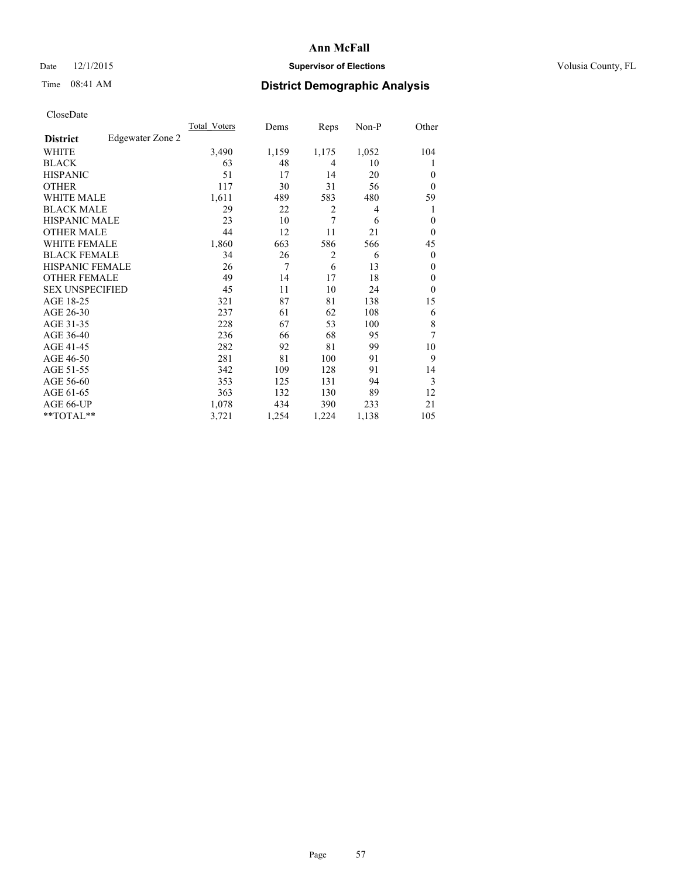# Ann McFall

Date 12/1/2015 **Supervisor of Elections** Volusia County, FL

Time 08:41 AM **District Demographic Analysis**

CloseDate

| **District** Edgewater Zone 2 | Total_Voters | Dems | Reps | Non-P | Other |
|---|---|---|---|---|---|
| WHITE | 3,490 | 1,159 | 1,175 | 1,052 | 104 |
| BLACK | 63 | 48 | 4 | 10 | 1 |
| HISPANIC | 51 | 17 | 14 | 20 | 0 |
| OTHER | 117 | 30 | 31 | 56 | 0 |
| WHITE MALE | 1,611 | 489 | 583 | 480 | 59 |
| BLACK MALE | 29 | 22 | 2 | 4 | 1 |
| HISPANIC MALE | 23 | 10 | 7 | 6 | 0 |
| OTHER MALE | 44 | 12 | 11 | 21 | 0 |
| WHITE FEMALE | 1,860 | 663 | 586 | 566 | 45 |
| BLACK FEMALE | 34 | 26 | 2 | 6 | 0 |
| HISPANIC FEMALE | 26 | 7 | 6 | 13 | 0 |
| OTHER FEMALE | 49 | 14 | 17 | 18 | 0 |
| SEX UNSPECIFIED | 45 | 11 | 10 | 24 | 0 |
| AGE 18-25 | 321 | 87 | 81 | 138 | 15 |
| AGE 26-30 | 237 | 61 | 62 | 108 | 6 |
| AGE 31-35 | 228 | 67 | 53 | 100 | 8 |
| AGE 36-40 | 236 | 66 | 68 | 95 | 7 |
| AGE 41-45 | 282 | 92 | 81 | 99 | 10 |
| AGE 46-50 | 281 | 81 | 100 | 91 | 9 |
| AGE 51-55 | 342 | 109 | 128 | 91 | 14 |
| AGE 56-60 | 353 | 125 | 131 | 94 | 3 |
| AGE 61-65 | 363 | 132 | 130 | 89 | 12 |
| AGE 66-UP | 1,078 | 434 | 390 | 233 | 21 |
| **TOTAL** | 3,721 | 1,254 | 1,224 | 1,138 | 105 |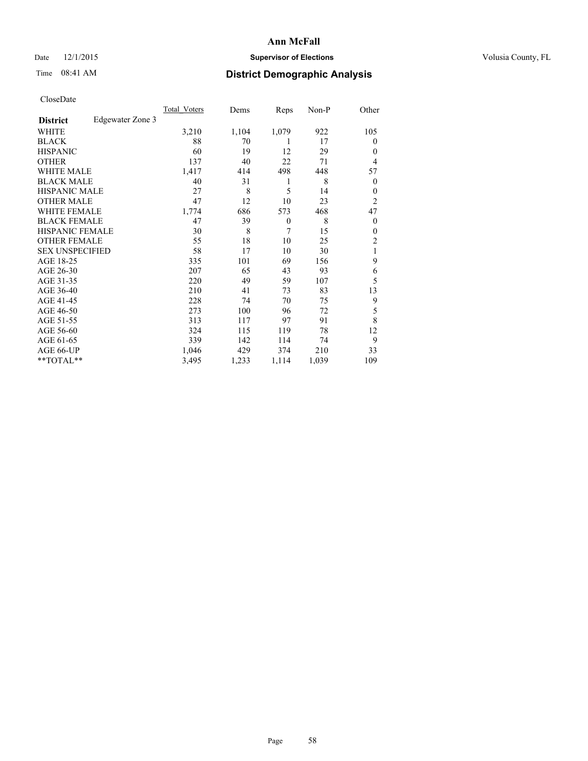# Ann McFall

Date 12/1/2015

**Supervisor of Elections**

Volusia County, FL

Time 08:41 AM

## District Demographic Analysis

CloseDate

| | Total_Voters | Dems | Reps | Non-P | Other |
|---|---|---|---|---|---|
| **District** Edgewater Zone 3 | | | | | |
| WHITE | 3,210 | 1,104 | 1,079 | 922 | 105 |
| BLACK | 88 | 70 | 1 | 17 | 0 |
| HISPANIC | 60 | 19 | 12 | 29 | 0 |
| OTHER | 137 | 40 | 22 | 71 | 4 |
| WHITE MALE | 1,417 | 414 | 498 | 448 | 57 |
| BLACK MALE | 40 | 31 | 1 | 8 | 0 |
| HISPANIC MALE | 27 | 8 | 5 | 14 | 0 |
| OTHER MALE | 47 | 12 | 10 | 23 | 2 |
| WHITE FEMALE | 1,774 | 686 | 573 | 468 | 47 |
| BLACK FEMALE | 47 | 39 | 0 | 8 | 0 |
| HISPANIC FEMALE | 30 | 8 | 7 | 15 | 0 |
| OTHER FEMALE | 55 | 18 | 10 | 25 | 2 |
| SEX UNSPECIFIED | 58 | 17 | 10 | 30 | 1 |
| AGE 18-25 | 335 | 101 | 69 | 156 | 9 |
| AGE 26-30 | 207 | 65 | 43 | 93 | 6 |
| AGE 31-35 | 220 | 49 | 59 | 107 | 5 |
| AGE 36-40 | 210 | 41 | 73 | 83 | 13 |
| AGE 41-45 | 228 | 74 | 70 | 75 | 9 |
| AGE 46-50 | 273 | 100 | 96 | 72 | 5 |
| AGE 51-55 | 313 | 117 | 97 | 91 | 8 |
| AGE 56-60 | 324 | 115 | 119 | 78 | 12 |
| AGE 61-65 | 339 | 142 | 114 | 74 | 9 |
| AGE 66-UP | 1,046 | 429 | 374 | 210 | 33 |
| **TOTAL** | 3,495 | 1,233 | 1,114 | 1,039 | 109 |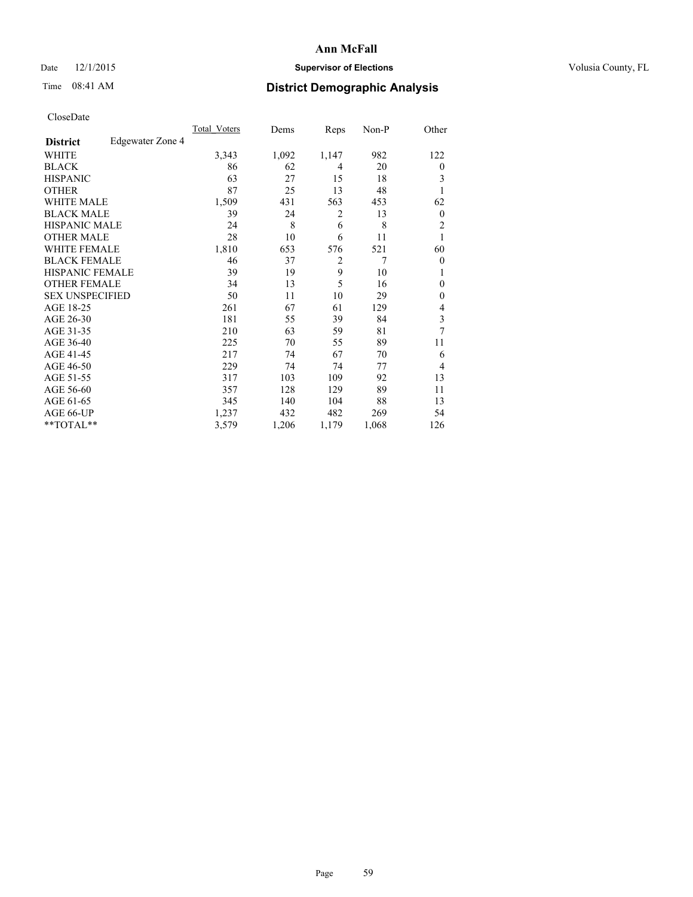# Ann McFall

Date 12/1/2015 **Supervisor of Elections** Volusia County, FL

Time 08:41 AM **District Demographic Analysis**

CloseDate

| **District** Edgewater Zone 4 | Total_Voters | Dems | Reps | Non-P | Other |
|---|---|---|---|---|---|
| WHITE | 3,343 | 1,092 | 1,147 | 982 | 122 |
| BLACK | 86 | 62 | 4 | 20 | 0 |
| HISPANIC | 63 | 27 | 15 | 18 | 3 |
| OTHER | 87 | 25 | 13 | 48 | 1 |
| WHITE MALE | 1,509 | 431 | 563 | 453 | 62 |
| BLACK MALE | 39 | 24 | 2 | 13 | 0 |
| HISPANIC MALE | 24 | 8 | 6 | 8 | 2 |
| OTHER MALE | 28 | 10 | 6 | 11 | 1 |
| WHITE FEMALE | 1,810 | 653 | 576 | 521 | 60 |
| BLACK FEMALE | 46 | 37 | 2 | 7 | 0 |
| HISPANIC FEMALE | 39 | 19 | 9 | 10 | 1 |
| OTHER FEMALE | 34 | 13 | 5 | 16 | 0 |
| SEX UNSPECIFIED | 50 | 11 | 10 | 29 | 0 |
| AGE 18-25 | 261 | 67 | 61 | 129 | 4 |
| AGE 26-30 | 181 | 55 | 39 | 84 | 3 |
| AGE 31-35 | 210 | 63 | 59 | 81 | 7 |
| AGE 36-40 | 225 | 70 | 55 | 89 | 11 |
| AGE 41-45 | 217 | 74 | 67 | 70 | 6 |
| AGE 46-50 | 229 | 74 | 74 | 77 | 4 |
| AGE 51-55 | 317 | 103 | 109 | 92 | 13 |
| AGE 56-60 | 357 | 128 | 129 | 89 | 11 |
| AGE 61-65 | 345 | 140 | 104 | 88 | 13 |
| AGE 66-UP | 1,237 | 432 | 482 | 269 | 54 |
| **TOTAL** | 3,579 | 1,206 | 1,179 | 1,068 | 126 |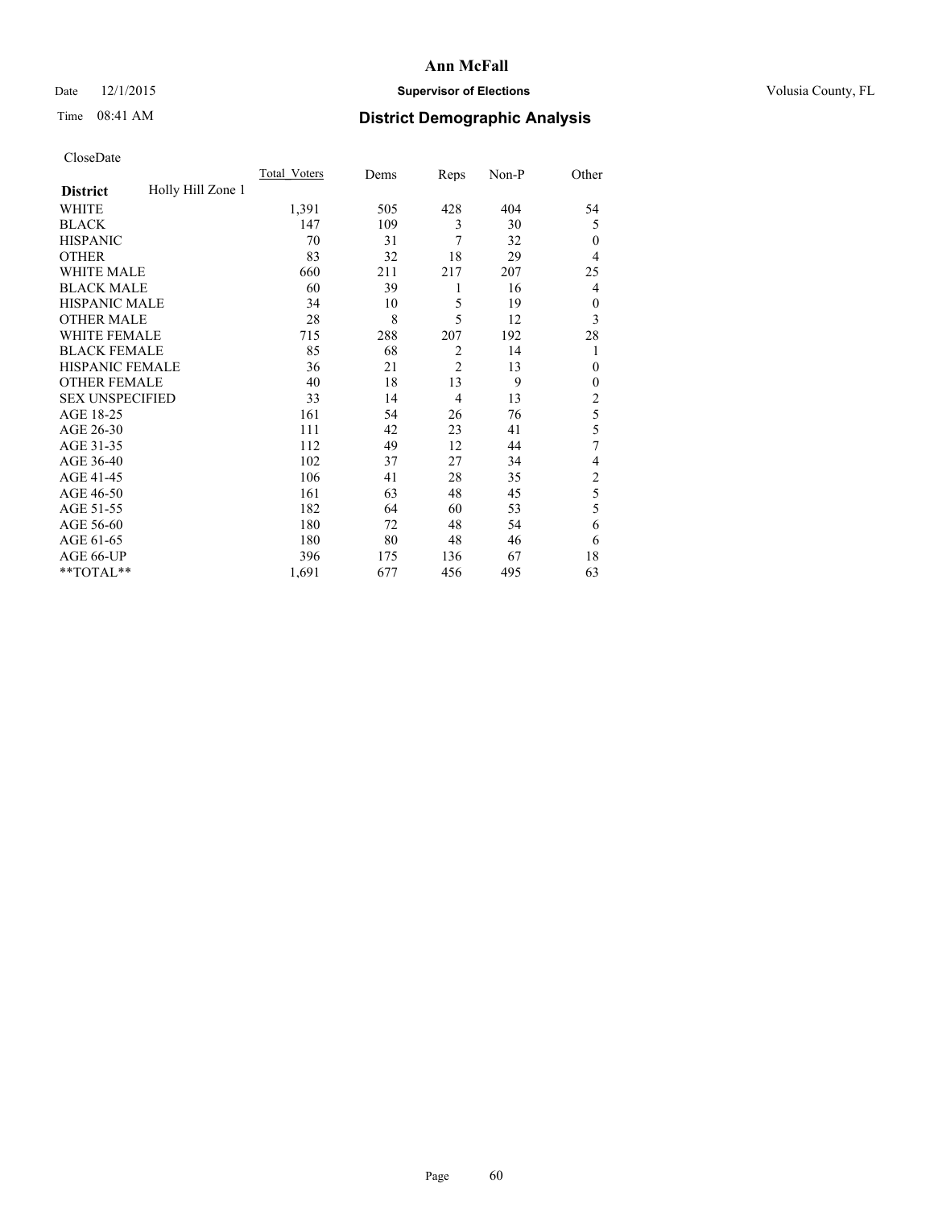# Ann McFall

Date 12/1/2015 **Supervisor of Elections** Volusia County, FL

Time 08:41 AM **District Demographic Analysis**

CloseDate

| District | Holly Hill Zone 1 | Total_Voters | Dems | Reps | Non-P | Other |
|---|---|---|---|---|---|---|
| WHITE | | 1,391 | 505 | 428 | 404 | 54 |
| BLACK | | 147 | 109 | 3 | 30 | 5 |
| HISPANIC | | 70 | 31 | 7 | 32 | 0 |
| OTHER | | 83 | 32 | 18 | 29 | 4 |
| WHITE MALE | | 660 | 211 | 217 | 207 | 25 |
| BLACK MALE | | 60 | 39 | 1 | 16 | 4 |
| HISPANIC MALE | | 34 | 10 | 5 | 19 | 0 |
| OTHER MALE | | 28 | 8 | 5 | 12 | 3 |
| WHITE FEMALE | | 715 | 288 | 207 | 192 | 28 |
| BLACK FEMALE | | 85 | 68 | 2 | 14 | 1 |
| HISPANIC FEMALE | | 36 | 21 | 2 | 13 | 0 |
| OTHER FEMALE | | 40 | 18 | 13 | 9 | 0 |
| SEX UNSPECIFIED | | 33 | 14 | 4 | 13 | 2 |
| AGE 18-25 | | 161 | 54 | 26 | 76 | 5 |
| AGE 26-30 | | 111 | 42 | 23 | 41 | 5 |
| AGE 31-35 | | 112 | 49 | 12 | 44 | 7 |
| AGE 36-40 | | 102 | 37 | 27 | 34 | 4 |
| AGE 41-45 | | 106 | 41 | 28 | 35 | 2 |
| AGE 46-50 | | 161 | 63 | 48 | 45 | 5 |
| AGE 51-55 | | 182 | 64 | 60 | 53 | 5 |
| AGE 56-60 | | 180 | 72 | 48 | 54 | 6 |
| AGE 61-65 | | 180 | 80 | 48 | 46 | 6 |
| AGE 66-UP | | 396 | 175 | 136 | 67 | 18 |
| **TOTAL** | | 1,691 | 677 | 456 | 495 | 63 |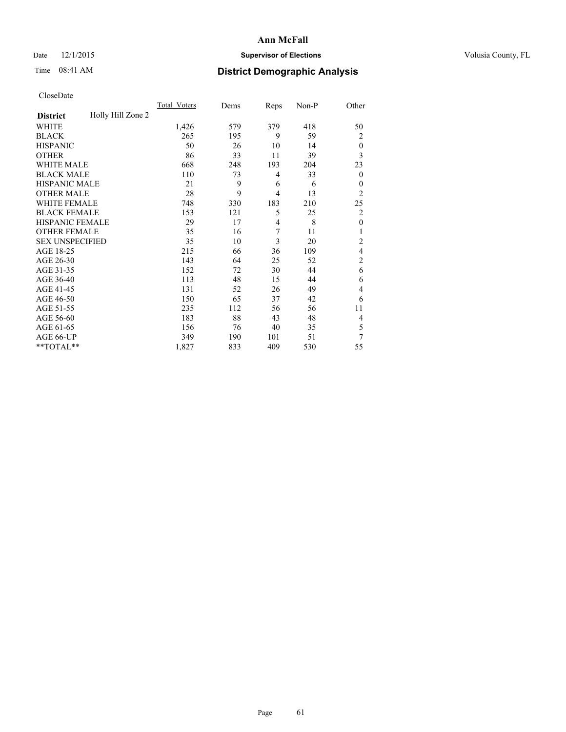# Ann McFall

Date 12/1/2015 **Supervisor of Elections** Volusia County, FL

Time 08:41 AM **District Demographic Analysis**

CloseDate

| **District** Holly Hill Zone 2 | Total_Voters | Dems | Reps | Non-P | Other |
|---|---|---|---|---|---|
| WHITE | 1,426 | 579 | 379 | 418 | 50 |
| BLACK | 265 | 195 | 9 | 59 | 2 |
| HISPANIC | 50 | 26 | 10 | 14 | 0 |
| OTHER | 86 | 33 | 11 | 39 | 3 |
| WHITE MALE | 668 | 248 | 193 | 204 | 23 |
| BLACK MALE | 110 | 73 | 4 | 33 | 0 |
| HISPANIC MALE | 21 | 9 | 6 | 6 | 0 |
| OTHER MALE | 28 | 9 | 4 | 13 | 2 |
| WHITE FEMALE | 748 | 330 | 183 | 210 | 25 |
| BLACK FEMALE | 153 | 121 | 5 | 25 | 2 |
| HISPANIC FEMALE | 29 | 17 | 4 | 8 | 0 |
| OTHER FEMALE | 35 | 16 | 7 | 11 | 1 |
| SEX UNSPECIFIED | 35 | 10 | 3 | 20 | 2 |
| AGE 18-25 | 215 | 66 | 36 | 109 | 4 |
| AGE 26-30 | 143 | 64 | 25 | 52 | 2 |
| AGE 31-35 | 152 | 72 | 30 | 44 | 6 |
| AGE 36-40 | 113 | 48 | 15 | 44 | 6 |
| AGE 41-45 | 131 | 52 | 26 | 49 | 4 |
| AGE 46-50 | 150 | 65 | 37 | 42 | 6 |
| AGE 51-55 | 235 | 112 | 56 | 56 | 11 |
| AGE 56-60 | 183 | 88 | 43 | 48 | 4 |
| AGE 61-65 | 156 | 76 | 40 | 35 | 5 |
| AGE 66-UP | 349 | 190 | 101 | 51 | 7 |
| **TOTAL** | 1,827 | 833 | 409 | 530 | 55 |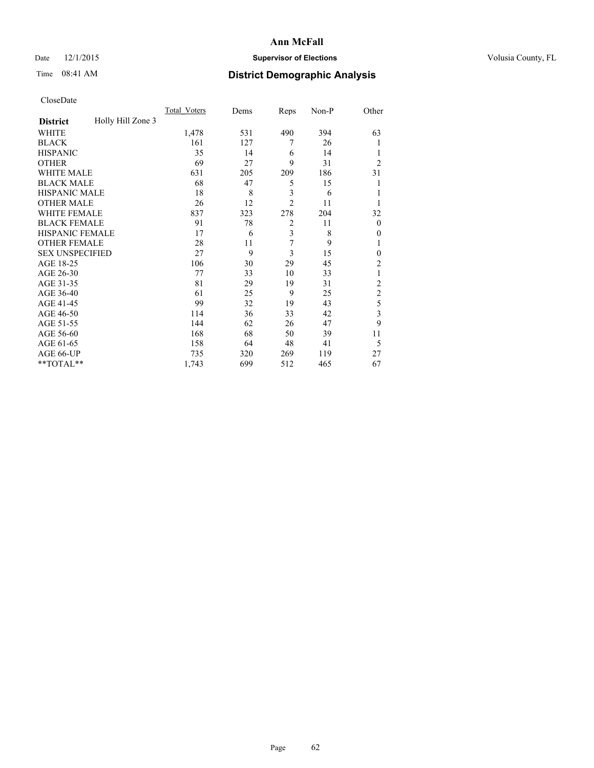# Ann McFall

Date 12/1/2015 **Supervisor of Elections** Volusia County, FL

Time 08:41 AM **District Demographic Analysis**

CloseDate

| **District** Holly Hill Zone 3 | Total_Voters | Dems | Reps | Non-P | Other |
|---|---|---|---|---|---|
| WHITE | 1,478 | 531 | 490 | 394 | 63 |
| BLACK | 161 | 127 | 7 | 26 | 1 |
| HISPANIC | 35 | 14 | 6 | 14 | 1 |
| OTHER | 69 | 27 | 9 | 31 | 2 |
| WHITE MALE | 631 | 205 | 209 | 186 | 31 |
| BLACK MALE | 68 | 47 | 5 | 15 | 1 |
| HISPANIC MALE | 18 | 8 | 3 | 6 | 1 |
| OTHER MALE | 26 | 12 | 2 | 11 | 1 |
| WHITE FEMALE | 837 | 323 | 278 | 204 | 32 |
| BLACK FEMALE | 91 | 78 | 2 | 11 | 0 |
| HISPANIC FEMALE | 17 | 6 | 3 | 8 | 0 |
| OTHER FEMALE | 28 | 11 | 7 | 9 | 1 |
| SEX UNSPECIFIED | 27 | 9 | 3 | 15 | 0 |
| AGE 18-25 | 106 | 30 | 29 | 45 | 2 |
| AGE 26-30 | 77 | 33 | 10 | 33 | 1 |
| AGE 31-35 | 81 | 29 | 19 | 31 | 2 |
| AGE 36-40 | 61 | 25 | 9 | 25 | 2 |
| AGE 41-45 | 99 | 32 | 19 | 43 | 5 |
| AGE 46-50 | 114 | 36 | 33 | 42 | 3 |
| AGE 51-55 | 144 | 62 | 26 | 47 | 9 |
| AGE 56-60 | 168 | 68 | 50 | 39 | 11 |
| AGE 61-65 | 158 | 64 | 48 | 41 | 5 |
| AGE 66-UP | 735 | 320 | 269 | 119 | 27 |
| **TOTAL** | 1,743 | 699 | 512 | 465 | 67 |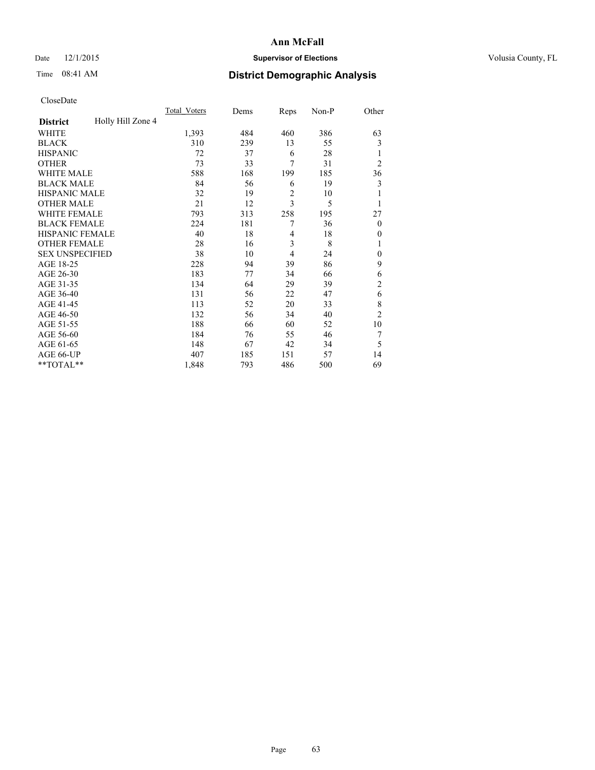# Ann McFall

Date 12/1/2015 **Supervisor of Elections** Volusia County, FL

Time 08:41 AM **District Demographic Analysis**

CloseDate

| District | Holly Hill Zone 4 | Total_Voters | Dems | Reps | Non-P | Other |
|---|---|---|---|---|---|---|
| WHITE | | 1,393 | 484 | 460 | 386 | 63 |
| BLACK | | 310 | 239 | 13 | 55 | 3 |
| HISPANIC | | 72 | 37 | 6 | 28 | 1 |
| OTHER | | 73 | 33 | 7 | 31 | 2 |
| WHITE MALE | | 588 | 168 | 199 | 185 | 36 |
| BLACK MALE | | 84 | 56 | 6 | 19 | 3 |
| HISPANIC MALE | | 32 | 19 | 2 | 10 | 1 |
| OTHER MALE | | 21 | 12 | 3 | 5 | 1 |
| WHITE FEMALE | | 793 | 313 | 258 | 195 | 27 |
| BLACK FEMALE | | 224 | 181 | 7 | 36 | 0 |
| HISPANIC FEMALE | | 40 | 18 | 4 | 18 | 0 |
| OTHER FEMALE | | 28 | 16 | 3 | 8 | 1 |
| SEX UNSPECIFIED | | 38 | 10 | 4 | 24 | 0 |
| AGE 18-25 | | 228 | 94 | 39 | 86 | 9 |
| AGE 26-30 | | 183 | 77 | 34 | 66 | 6 |
| AGE 31-35 | | 134 | 64 | 29 | 39 | 2 |
| AGE 36-40 | | 131 | 56 | 22 | 47 | 6 |
| AGE 41-45 | | 113 | 52 | 20 | 33 | 8 |
| AGE 46-50 | | 132 | 56 | 34 | 40 | 2 |
| AGE 51-55 | | 188 | 66 | 60 | 52 | 10 |
| AGE 56-60 | | 184 | 76 | 55 | 46 | 7 |
| AGE 61-65 | | 148 | 67 | 42 | 34 | 5 |
| AGE 66-UP | | 407 | 185 | 151 | 57 | 14 |
| **TOTAL** | | 1,848 | 793 | 486 | 500 | 69 |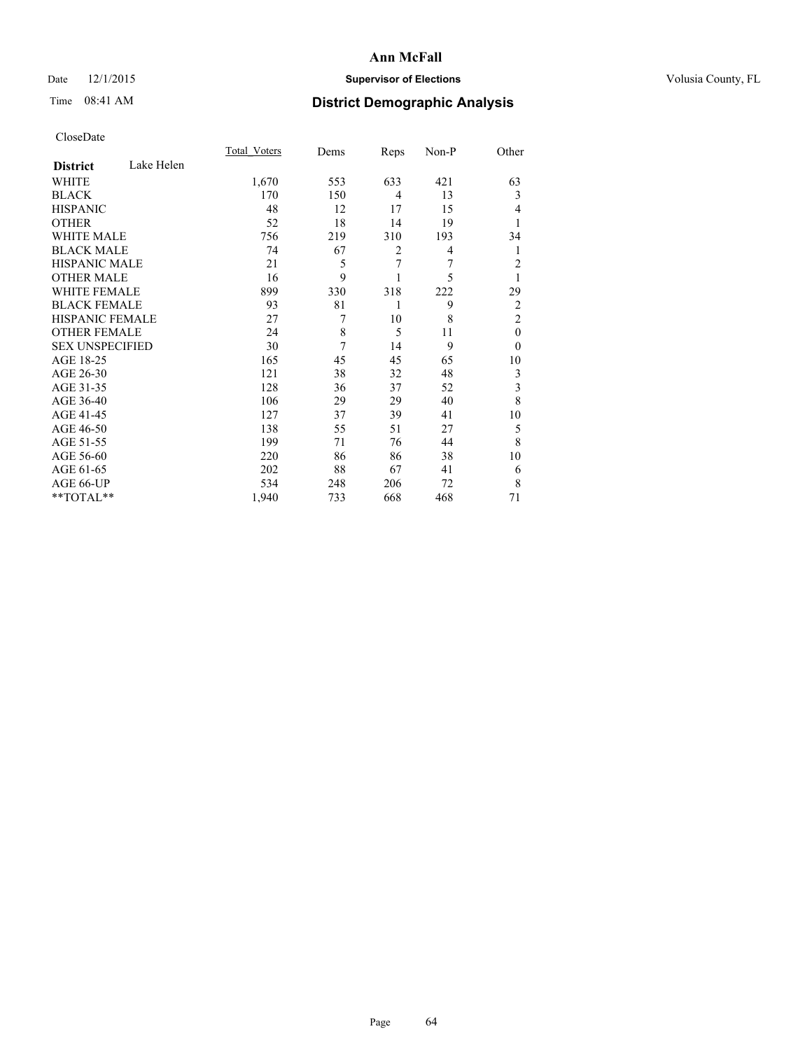# Ann McFall

Date 12/1/2015 **Supervisor of Elections** Volusia County, FL

Time 08:41 AM **District Demographic Analysis**

CloseDate

| | Total_Voters | Dems | Reps | Non-P | Other |
|---|---|---|---|---|---|
| **District** Lake Helen | | | | | |
| WHITE | 1,670 | 553 | 633 | 421 | 63 |
| BLACK | 170 | 150 | 4 | 13 | 3 |
| HISPANIC | 48 | 12 | 17 | 15 | 4 |
| OTHER | 52 | 18 | 14 | 19 | 1 |
| WHITE MALE | 756 | 219 | 310 | 193 | 34 |
| BLACK MALE | 74 | 67 | 2 | 4 | 1 |
| HISPANIC MALE | 21 | 5 | 7 | 7 | 2 |
| OTHER MALE | 16 | 9 | 1 | 5 | 1 |
| WHITE FEMALE | 899 | 330 | 318 | 222 | 29 |
| BLACK FEMALE | 93 | 81 | 1 | 9 | 2 |
| HISPANIC FEMALE | 27 | 7 | 10 | 8 | 2 |
| OTHER FEMALE | 24 | 8 | 5 | 11 | 0 |
| SEX UNSPECIFIED | 30 | 7 | 14 | 9 | 0 |
| AGE 18-25 | 165 | 45 | 45 | 65 | 10 |
| AGE 26-30 | 121 | 38 | 32 | 48 | 3 |
| AGE 31-35 | 128 | 36 | 37 | 52 | 3 |
| AGE 36-40 | 106 | 29 | 29 | 40 | 8 |
| AGE 41-45 | 127 | 37 | 39 | 41 | 10 |
| AGE 46-50 | 138 | 55 | 51 | 27 | 5 |
| AGE 51-55 | 199 | 71 | 76 | 44 | 8 |
| AGE 56-60 | 220 | 86 | 86 | 38 | 10 |
| AGE 61-65 | 202 | 88 | 67 | 41 | 6 |
| AGE 66-UP | 534 | 248 | 206 | 72 | 8 |
| **TOTAL** | 1,940 | 733 | 668 | 468 | 71 |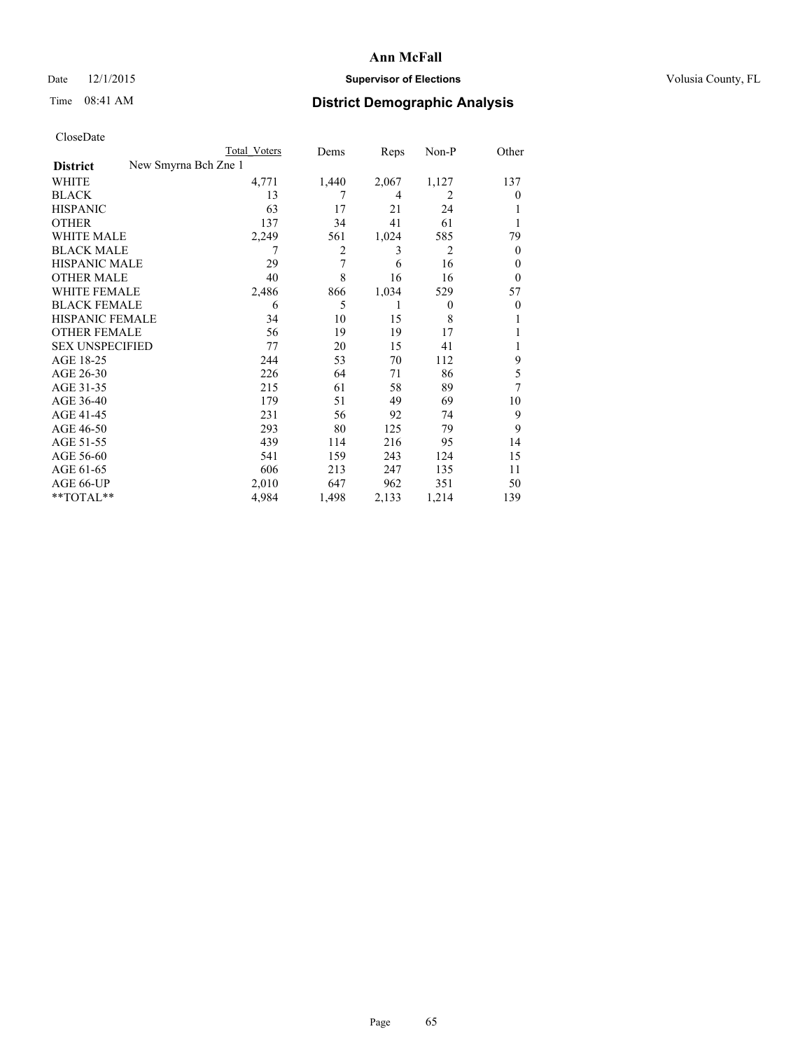# Ann McFall

Date 12/1/2015 **Supervisor of Elections** Volusia County, FL

Time 08:41 AM **District Demographic Analysis**

CloseDate

| | Total Voters | Dems | Reps | Non-P | Other |
|---|---|---|---|---|---|
| **District** New Smyrna Bch Zne 1 | | | | | |
| WHITE | 4,771 | 1,440 | 2,067 | 1,127 | 137 |
| BLACK | 13 | 7 | 4 | 2 | 0 |
| HISPANIC | 63 | 17 | 21 | 24 | 1 |
| OTHER | 137 | 34 | 41 | 61 | 1 |
| WHITE MALE | 2,249 | 561 | 1,024 | 585 | 79 |
| BLACK MALE | 7 | 2 | 3 | 2 | 0 |
| HISPANIC MALE | 29 | 7 | 6 | 16 | 0 |
| OTHER MALE | 40 | 8 | 16 | 16 | 0 |
| WHITE FEMALE | 2,486 | 866 | 1,034 | 529 | 57 |
| BLACK FEMALE | 6 | 5 | 1 | 0 | 0 |
| HISPANIC FEMALE | 34 | 10 | 15 | 8 | 1 |
| OTHER FEMALE | 56 | 19 | 19 | 17 | 1 |
| SEX UNSPECIFIED | 77 | 20 | 15 | 41 | 1 |
| AGE 18-25 | 244 | 53 | 70 | 112 | 9 |
| AGE 26-30 | 226 | 64 | 71 | 86 | 5 |
| AGE 31-35 | 215 | 61 | 58 | 89 | 7 |
| AGE 36-40 | 179 | 51 | 49 | 69 | 10 |
| AGE 41-45 | 231 | 56 | 92 | 74 | 9 |
| AGE 46-50 | 293 | 80 | 125 | 79 | 9 |
| AGE 51-55 | 439 | 114 | 216 | 95 | 14 |
| AGE 56-60 | 541 | 159 | 243 | 124 | 15 |
| AGE 61-65 | 606 | 213 | 247 | 135 | 11 |
| AGE 66-UP | 2,010 | 647 | 962 | 351 | 50 |
| **TOTAL** | 4,984 | 1,498 | 2,133 | 1,214 | 139 |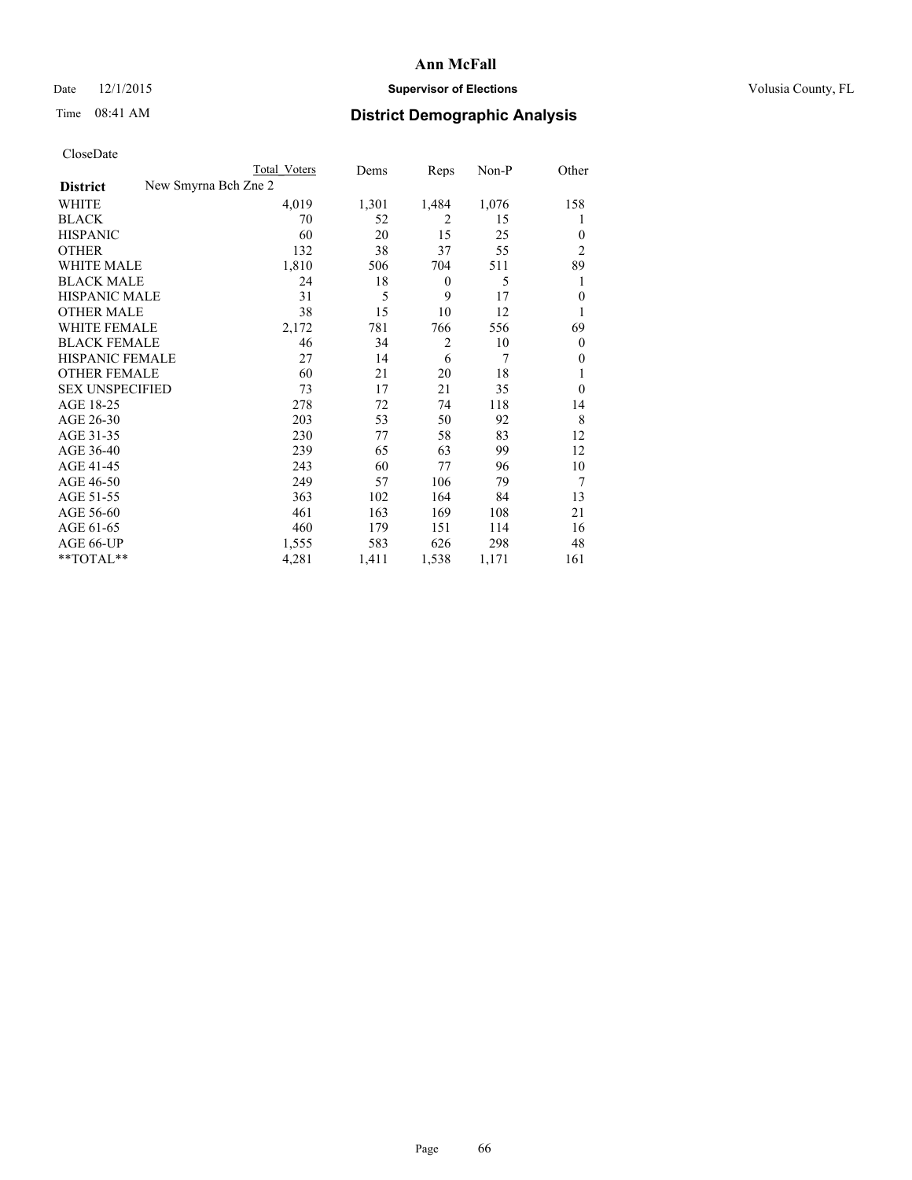Date 12/1/2015

Time 08:41 AM

# Ann McFall

## Supervisor of Elections

Volusia County, FL

## District Demographic Analysis

CloseDate

| District | New Smyrna Bch Zne 2 | Total Voters | Dems | Reps | Non-P | Other |
|---|---|---|---|---|---|---|
| WHITE | | 4,019 | 1,301 | 1,484 | 1,076 | 158 |
| BLACK | | 70 | 52 | 2 | 15 | 1 |
| HISPANIC | | 60 | 20 | 15 | 25 | 0 |
| OTHER | | 132 | 38 | 37 | 55 | 2 |
| WHITE MALE | | 1,810 | 506 | 704 | 511 | 89 |
| BLACK MALE | | 24 | 18 | 0 | 5 | 1 |
| HISPANIC MALE | | 31 | 5 | 9 | 17 | 0 |
| OTHER MALE | | 38 | 15 | 10 | 12 | 1 |
| WHITE FEMALE | | 2,172 | 781 | 766 | 556 | 69 |
| BLACK FEMALE | | 46 | 34 | 2 | 10 | 0 |
| HISPANIC FEMALE | | 27 | 14 | 6 | 7 | 0 |
| OTHER FEMALE | | 60 | 21 | 20 | 18 | 1 |
| SEX UNSPECIFIED | | 73 | 17 | 21 | 35 | 0 |
| AGE 18-25 | | 278 | 72 | 74 | 118 | 14 |
| AGE 26-30 | | 203 | 53 | 50 | 92 | 8 |
| AGE 31-35 | | 230 | 77 | 58 | 83 | 12 |
| AGE 36-40 | | 239 | 65 | 63 | 99 | 12 |
| AGE 41-45 | | 243 | 60 | 77 | 96 | 10 |
| AGE 46-50 | | 249 | 57 | 106 | 79 | 7 |
| AGE 51-55 | | 363 | 102 | 164 | 84 | 13 |
| AGE 56-60 | | 461 | 163 | 169 | 108 | 21 |
| AGE 61-65 | | 460 | 179 | 151 | 114 | 16 |
| AGE 66-UP | | 1,555 | 583 | 626 | 298 | 48 |
| **TOTAL** | | 4,281 | 1,411 | 1,538 | 1,171 | 161 |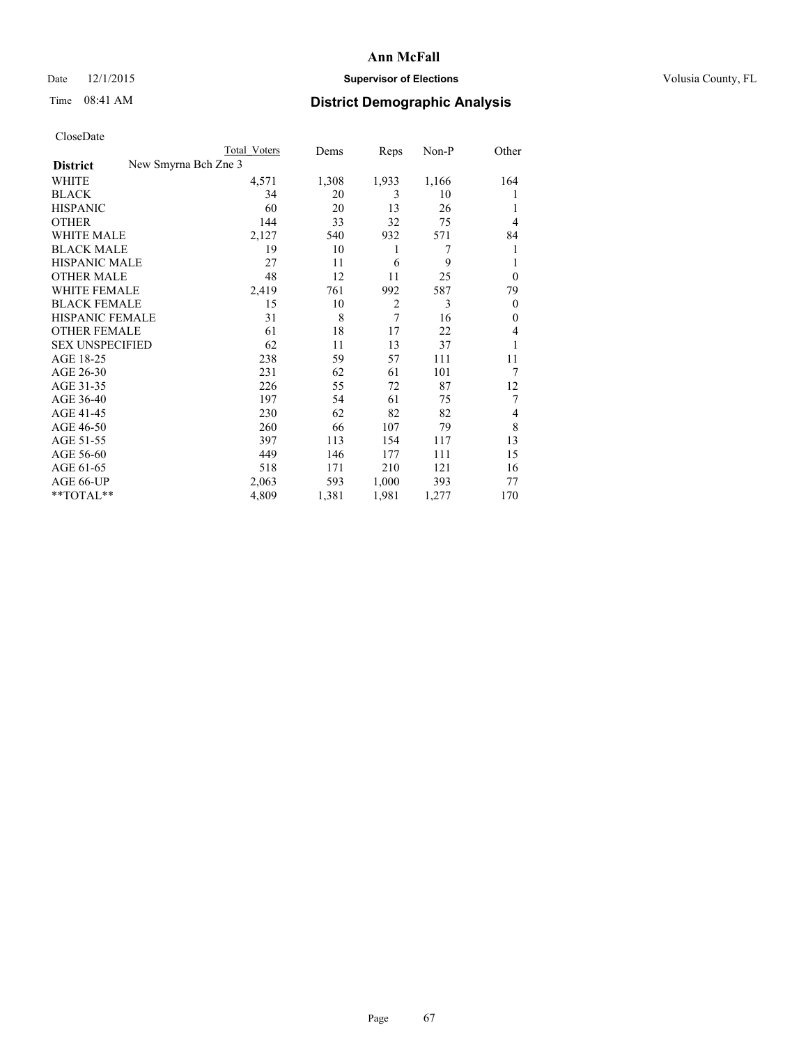# Ann McFall

Date 12/1/2015 **Supervisor of Elections** Volusia County, FL

Time 08:41 AM **District Demographic Analysis**

CloseDate

| | Total Voters | Dems | Reps | Non-P | Other |
|---|---|---|---|---|---|
| **District** New Smyrna Bch Zne 3 | | | | | |
| WHITE | 4,571 | 1,308 | 1,933 | 1,166 | 164 |
| BLACK | 34 | 20 | 3 | 10 | 1 |
| HISPANIC | 60 | 20 | 13 | 26 | 1 |
| OTHER | 144 | 33 | 32 | 75 | 4 |
| WHITE MALE | 2,127 | 540 | 932 | 571 | 84 |
| BLACK MALE | 19 | 10 | 1 | 7 | 1 |
| HISPANIC MALE | 27 | 11 | 6 | 9 | 1 |
| OTHER MALE | 48 | 12 | 11 | 25 | 0 |
| WHITE FEMALE | 2,419 | 761 | 992 | 587 | 79 |
| BLACK FEMALE | 15 | 10 | 2 | 3 | 0 |
| HISPANIC FEMALE | 31 | 8 | 7 | 16 | 0 |
| OTHER FEMALE | 61 | 18 | 17 | 22 | 4 |
| SEX UNSPECIFIED | 62 | 11 | 13 | 37 | 1 |
| AGE 18-25 | 238 | 59 | 57 | 111 | 11 |
| AGE 26-30 | 231 | 62 | 61 | 101 | 7 |
| AGE 31-35 | 226 | 55 | 72 | 87 | 12 |
| AGE 36-40 | 197 | 54 | 61 | 75 | 7 |
| AGE 41-45 | 230 | 62 | 82 | 82 | 4 |
| AGE 46-50 | 260 | 66 | 107 | 79 | 8 |
| AGE 51-55 | 397 | 113 | 154 | 117 | 13 |
| AGE 56-60 | 449 | 146 | 177 | 111 | 15 |
| AGE 61-65 | 518 | 171 | 210 | 121 | 16 |
| AGE 66-UP | 2,063 | 593 | 1,000 | 393 | 77 |
| **TOTAL** | 4,809 | 1,381 | 1,981 | 1,277 | 170 |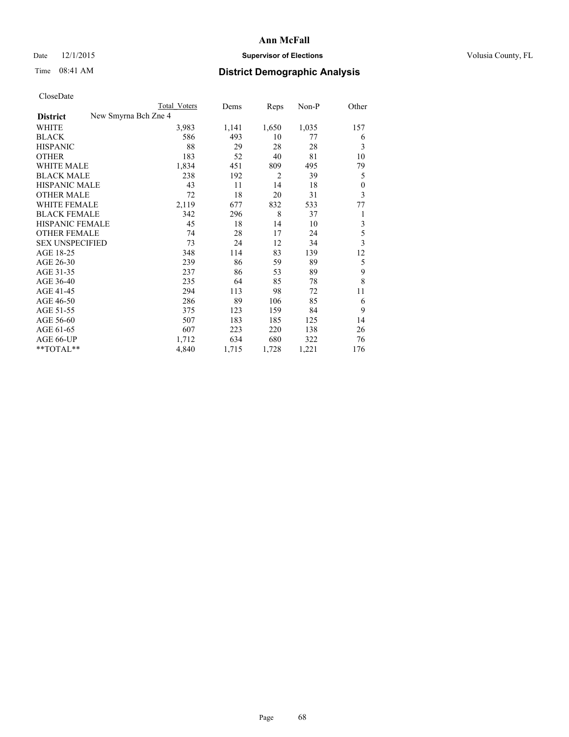# Ann McFall

Date 12/1/2015 **Supervisor of Elections** Volusia County, FL

Time 08:41 AM **District Demographic Analysis**

CloseDate

| **District** New Smyrna Bch Zne 4 | Total Voters | Dems | Reps | Non-P | Other |
|---|---|---|---|---|---|
| WHITE | 3,983 | 1,141 | 1,650 | 1,035 | 157 |
| BLACK | 586 | 493 | 10 | 77 | 6 |
| HISPANIC | 88 | 29 | 28 | 28 | 3 |
| OTHER | 183 | 52 | 40 | 81 | 10 |
| WHITE MALE | 1,834 | 451 | 809 | 495 | 79 |
| BLACK MALE | 238 | 192 | 2 | 39 | 5 |
| HISPANIC MALE | 43 | 11 | 14 | 18 | 0 |
| OTHER MALE | 72 | 18 | 20 | 31 | 3 |
| WHITE FEMALE | 2,119 | 677 | 832 | 533 | 77 |
| BLACK FEMALE | 342 | 296 | 8 | 37 | 1 |
| HISPANIC FEMALE | 45 | 18 | 14 | 10 | 3 |
| OTHER FEMALE | 74 | 28 | 17 | 24 | 5 |
| SEX UNSPECIFIED | 73 | 24 | 12 | 34 | 3 |
| AGE 18-25 | 348 | 114 | 83 | 139 | 12 |
| AGE 26-30 | 239 | 86 | 59 | 89 | 5 |
| AGE 31-35 | 237 | 86 | 53 | 89 | 9 |
| AGE 36-40 | 235 | 64 | 85 | 78 | 8 |
| AGE 41-45 | 294 | 113 | 98 | 72 | 11 |
| AGE 46-50 | 286 | 89 | 106 | 85 | 6 |
| AGE 51-55 | 375 | 123 | 159 | 84 | 9 |
| AGE 56-60 | 507 | 183 | 185 | 125 | 14 |
| AGE 61-65 | 607 | 223 | 220 | 138 | 26 |
| AGE 66-UP | 1,712 | 634 | 680 | 322 | 76 |
| **TOTAL** | 4,840 | 1,715 | 1,728 | 1,221 | 176 |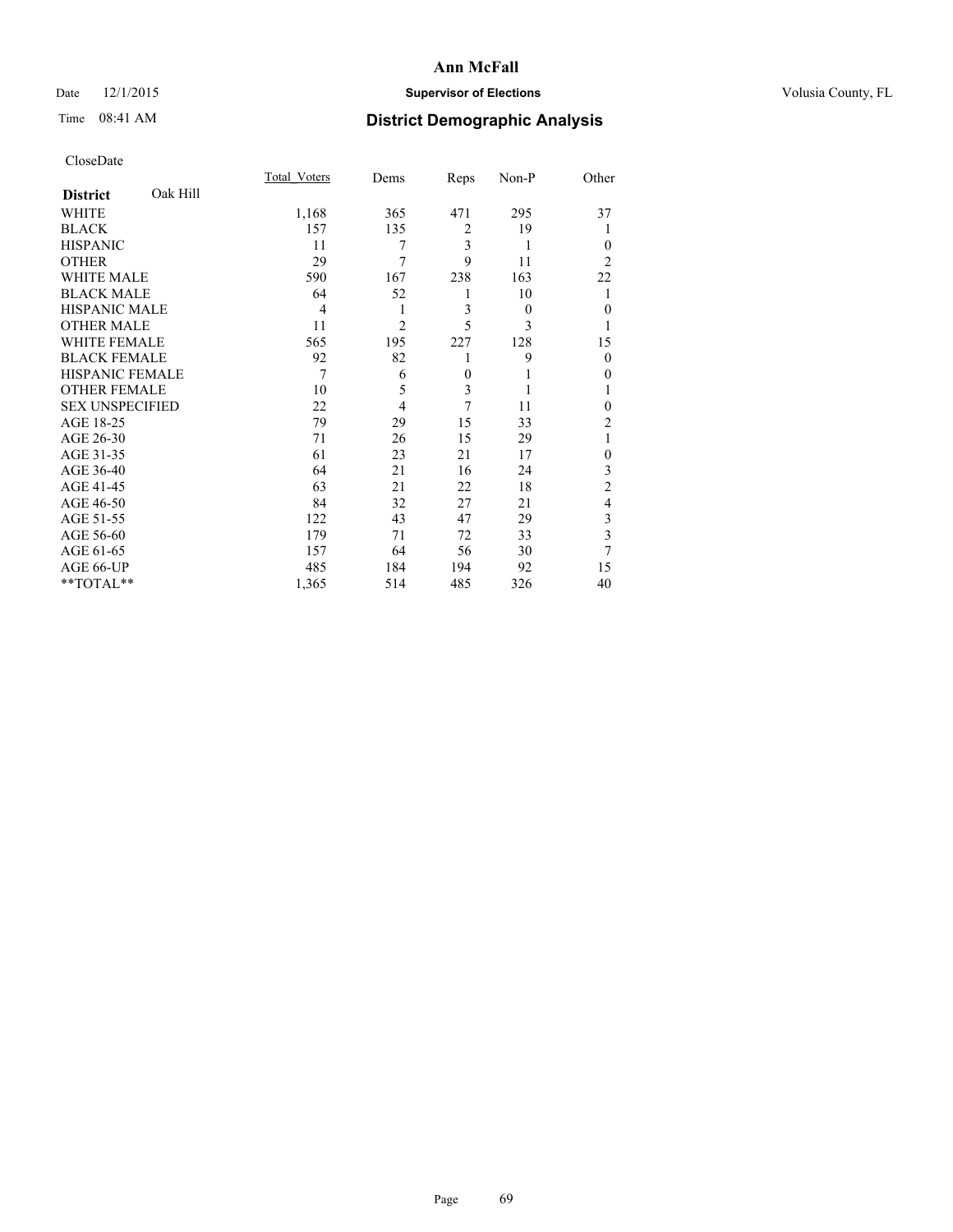# Ann McFall

Date 12/1/2015 **Supervisor of Elections** Volusia County, FL

Time 08:41 AM **District Demographic Analysis**

CloseDate

| District Oak Hill | Total_Voters | Dems | Reps | Non-P | Other |
|---|---|---|---|---|---|
| WHITE | 1,168 | 365 | 471 | 295 | 37 |
| BLACK | 157 | 135 | 2 | 19 | 1 |
| HISPANIC | 11 | 7 | 3 | 1 | 0 |
| OTHER | 29 | 7 | 9 | 11 | 2 |
| WHITE MALE | 590 | 167 | 238 | 163 | 22 |
| BLACK MALE | 64 | 52 | 1 | 10 | 1 |
| HISPANIC MALE | 4 | 1 | 3 | 0 | 0 |
| OTHER MALE | 11 | 2 | 5 | 3 | 1 |
| WHITE FEMALE | 565 | 195 | 227 | 128 | 15 |
| BLACK FEMALE | 92 | 82 | 1 | 9 | 0 |
| HISPANIC FEMALE | 7 | 6 | 0 | 1 | 0 |
| OTHER FEMALE | 10 | 5 | 3 | 1 | 1 |
| SEX UNSPECIFIED | 22 | 4 | 7 | 11 | 0 |
| AGE 18-25 | 79 | 29 | 15 | 33 | 2 |
| AGE 26-30 | 71 | 26 | 15 | 29 | 1 |
| AGE 31-35 | 61 | 23 | 21 | 17 | 0 |
| AGE 36-40 | 64 | 21 | 16 | 24 | 3 |
| AGE 41-45 | 63 | 21 | 22 | 18 | 2 |
| AGE 46-50 | 84 | 32 | 27 | 21 | 4 |
| AGE 51-55 | 122 | 43 | 47 | 29 | 3 |
| AGE 56-60 | 179 | 71 | 72 | 33 | 3 |
| AGE 61-65 | 157 | 64 | 56 | 30 | 7 |
| AGE 66-UP | 485 | 184 | 194 | 92 | 15 |
| **TOTAL** | 1,365 | 514 | 485 | 326 | 40 |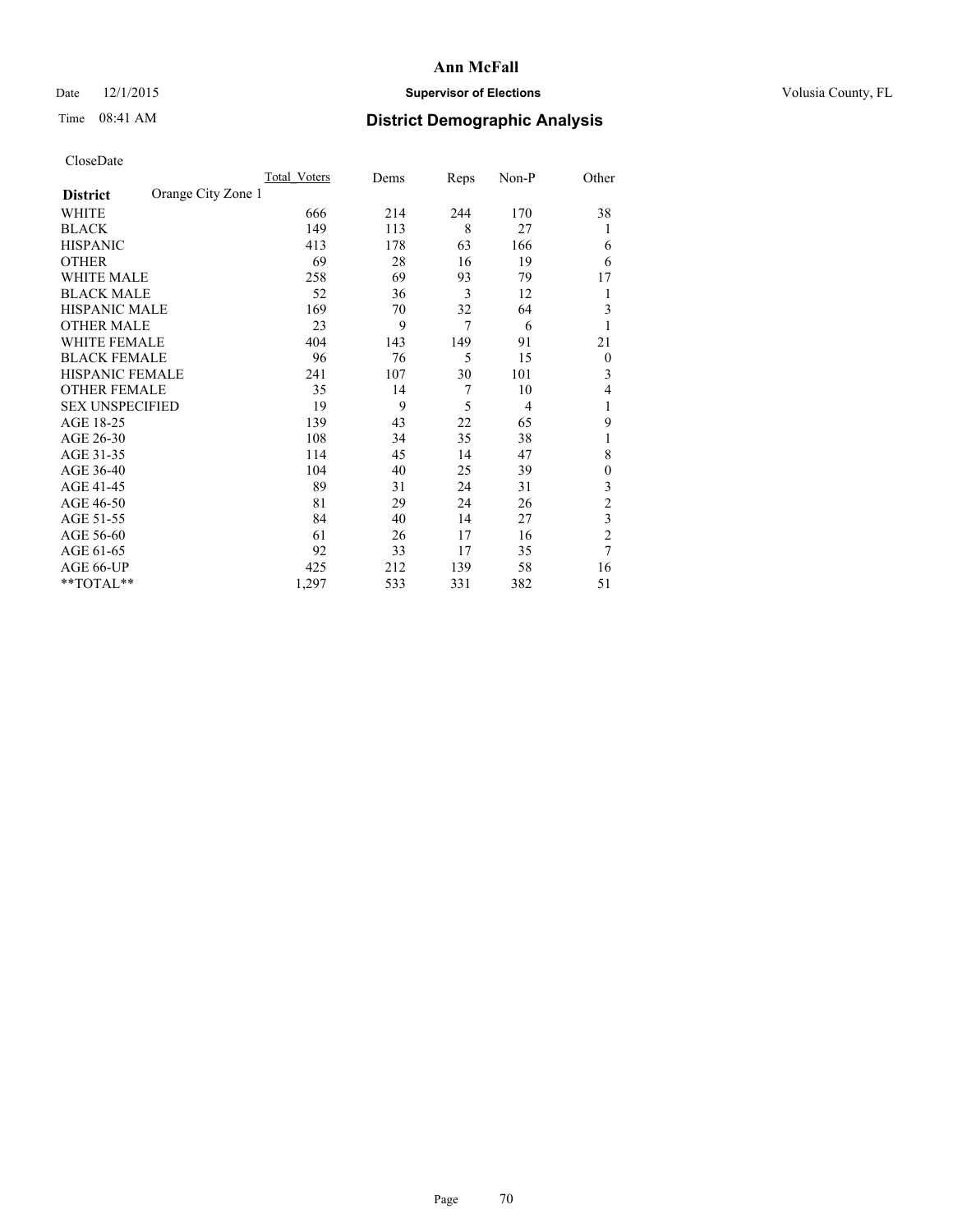# Ann McFall

Date 12/1/2015 **Supervisor of Elections** Volusia County, FL

Time 08:41 AM **District Demographic Analysis**

CloseDate

| **District** Orange City Zone 1 | Total_Voters | Dems | Reps | Non-P | Other |
|---|---|---|---|---|---|
| WHITE | 666 | 214 | 244 | 170 | 38 |
| BLACK | 149 | 113 | 8 | 27 | 1 |
| HISPANIC | 413 | 178 | 63 | 166 | 6 |
| OTHER | 69 | 28 | 16 | 19 | 6 |
| WHITE MALE | 258 | 69 | 93 | 79 | 17 |
| BLACK MALE | 52 | 36 | 3 | 12 | 1 |
| HISPANIC MALE | 169 | 70 | 32 | 64 | 3 |
| OTHER MALE | 23 | 9 | 7 | 6 | 1 |
| WHITE FEMALE | 404 | 143 | 149 | 91 | 21 |
| BLACK FEMALE | 96 | 76 | 5 | 15 | 0 |
| HISPANIC FEMALE | 241 | 107 | 30 | 101 | 3 |
| OTHER FEMALE | 35 | 14 | 7 | 10 | 4 |
| SEX UNSPECIFIED | 19 | 9 | 5 | 4 | 1 |
| AGE 18-25 | 139 | 43 | 22 | 65 | 9 |
| AGE 26-30 | 108 | 34 | 35 | 38 | 1 |
| AGE 31-35 | 114 | 45 | 14 | 47 | 8 |
| AGE 36-40 | 104 | 40 | 25 | 39 | 0 |
| AGE 41-45 | 89 | 31 | 24 | 31 | 3 |
| AGE 46-50 | 81 | 29 | 24 | 26 | 2 |
| AGE 51-55 | 84 | 40 | 14 | 27 | 3 |
| AGE 56-60 | 61 | 26 | 17 | 16 | 2 |
| AGE 61-65 | 92 | 33 | 17 | 35 | 7 |
| AGE 66-UP | 425 | 212 | 139 | 58 | 16 |
| **TOTAL** | 1,297 | 533 | 331 | 382 | 51 |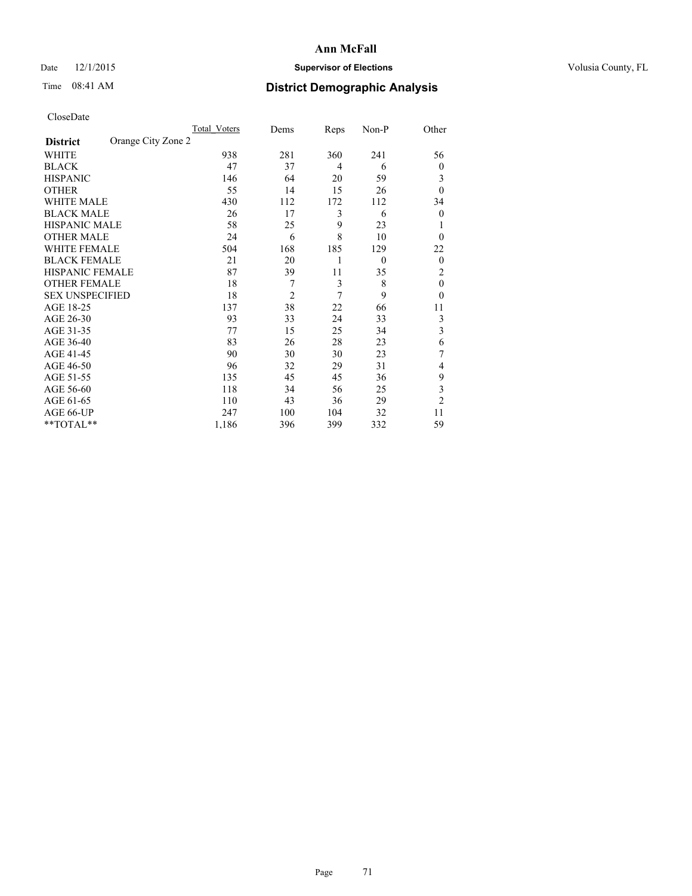# Ann McFall

Date 12/1/2015 **Supervisor of Elections** Volusia County, FL

Time 08:41 AM **District Demographic Analysis**

CloseDate

| | Total_Voters | Dems | Reps | Non-P | Other |
|---|---|---|---|---|---|
| **District** Orange City Zone 2 | | | | | |
| WHITE | 938 | 281 | 360 | 241 | 56 |
| BLACK | 47 | 37 | 4 | 6 | 0 |
| HISPANIC | 146 | 64 | 20 | 59 | 3 |
| OTHER | 55 | 14 | 15 | 26 | 0 |
| WHITE MALE | 430 | 112 | 172 | 112 | 34 |
| BLACK MALE | 26 | 17 | 3 | 6 | 0 |
| HISPANIC MALE | 58 | 25 | 9 | 23 | 1 |
| OTHER MALE | 24 | 6 | 8 | 10 | 0 |
| WHITE FEMALE | 504 | 168 | 185 | 129 | 22 |
| BLACK FEMALE | 21 | 20 | 1 | 0 | 0 |
| HISPANIC FEMALE | 87 | 39 | 11 | 35 | 2 |
| OTHER FEMALE | 18 | 7 | 3 | 8 | 0 |
| SEX UNSPECIFIED | 18 | 2 | 7 | 9 | 0 |
| AGE 18-25 | 137 | 38 | 22 | 66 | 11 |
| AGE 26-30 | 93 | 33 | 24 | 33 | 3 |
| AGE 31-35 | 77 | 15 | 25 | 34 | 3 |
| AGE 36-40 | 83 | 26 | 28 | 23 | 6 |
| AGE 41-45 | 90 | 30 | 30 | 23 | 7 |
| AGE 46-50 | 96 | 32 | 29 | 31 | 4 |
| AGE 51-55 | 135 | 45 | 45 | 36 | 9 |
| AGE 56-60 | 118 | 34 | 56 | 25 | 3 |
| AGE 61-65 | 110 | 43 | 36 | 29 | 2 |
| AGE 66-UP | 247 | 100 | 104 | 32 | 11 |
| **TOTAL** | 1,186 | 396 | 399 | 332 | 59 |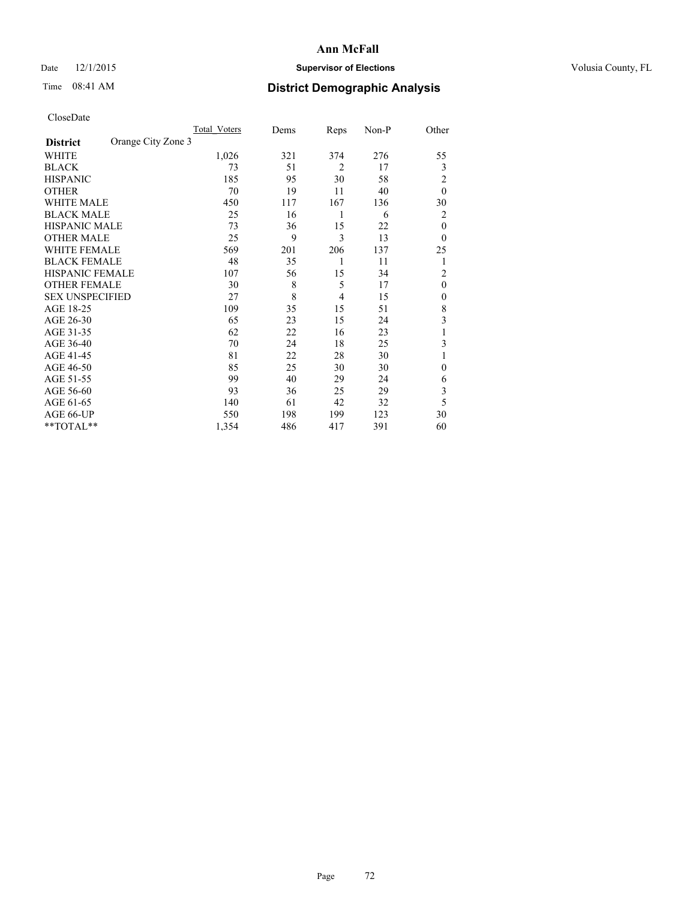# Ann McFall

Date 12/1/2015 **Supervisor of Elections** Volusia County, FL

Time 08:41 AM **District Demographic Analysis**

CloseDate

| **District** Orange City Zone 3 | Total Voters | Dems | Reps | Non-P | Other |
|---|---|---|---|---|---|
| WHITE | 1,026 | 321 | 374 | 276 | 55 |
| BLACK | 73 | 51 | 2 | 17 | 3 |
| HISPANIC | 185 | 95 | 30 | 58 | 2 |
| OTHER | 70 | 19 | 11 | 40 | 0 |
| WHITE MALE | 450 | 117 | 167 | 136 | 30 |
| BLACK MALE | 25 | 16 | 1 | 6 | 2 |
| HISPANIC MALE | 73 | 36 | 15 | 22 | 0 |
| OTHER MALE | 25 | 9 | 3 | 13 | 0 |
| WHITE FEMALE | 569 | 201 | 206 | 137 | 25 |
| BLACK FEMALE | 48 | 35 | 1 | 11 | 1 |
| HISPANIC FEMALE | 107 | 56 | 15 | 34 | 2 |
| OTHER FEMALE | 30 | 8 | 5 | 17 | 0 |
| SEX UNSPECIFIED | 27 | 8 | 4 | 15 | 0 |
| AGE 18-25 | 109 | 35 | 15 | 51 | 8 |
| AGE 26-30 | 65 | 23 | 15 | 24 | 3 |
| AGE 31-35 | 62 | 22 | 16 | 23 | 1 |
| AGE 36-40 | 70 | 24 | 18 | 25 | 3 |
| AGE 41-45 | 81 | 22 | 28 | 30 | 1 |
| AGE 46-50 | 85 | 25 | 30 | 30 | 0 |
| AGE 51-55 | 99 | 40 | 29 | 24 | 6 |
| AGE 56-60 | 93 | 36 | 25 | 29 | 3 |
| AGE 61-65 | 140 | 61 | 42 | 32 | 5 |
| AGE 66-UP | 550 | 198 | 199 | 123 | 30 |
| **TOTAL** | 1,354 | 486 | 417 | 391 | 60 |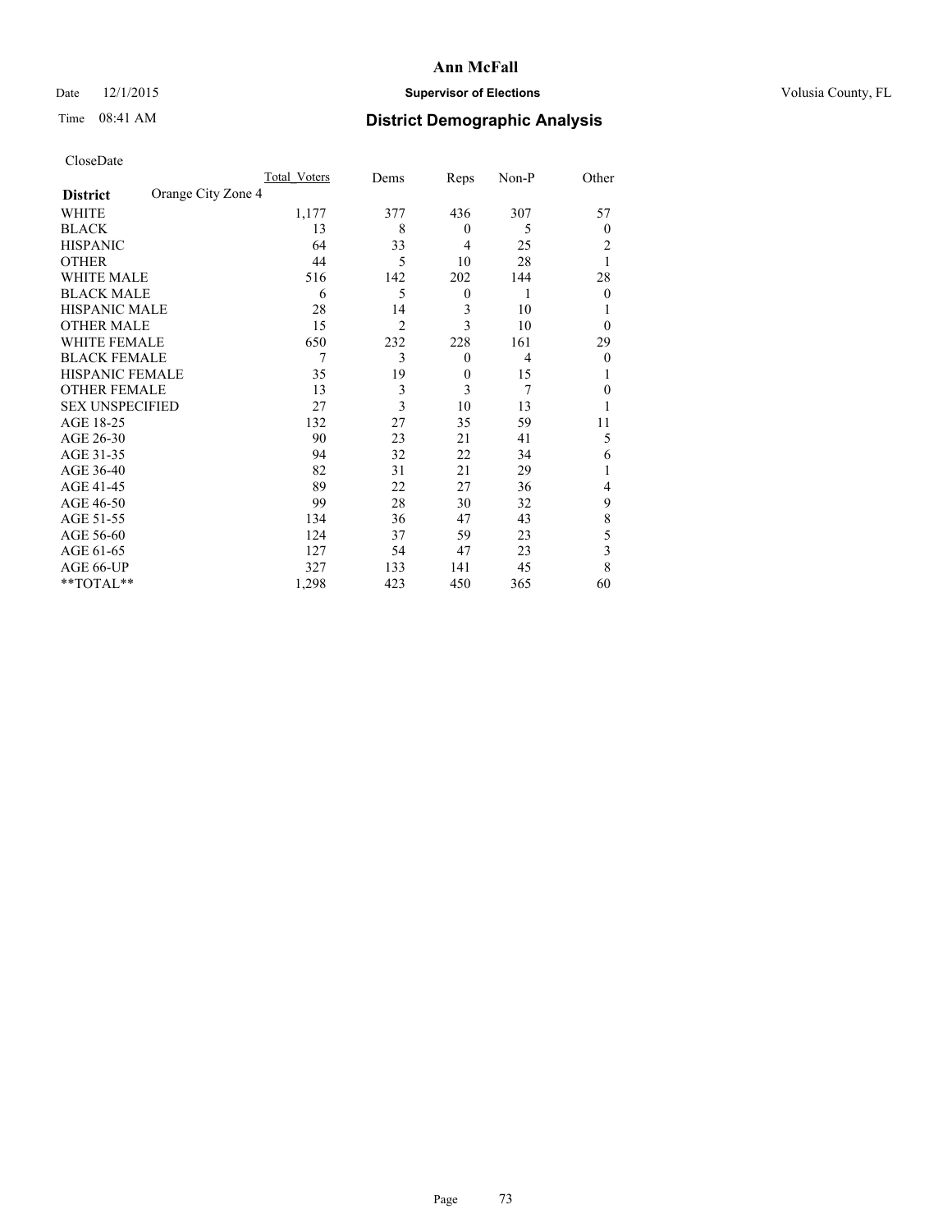# Ann McFall

Date 12/1/2015 **Supervisor of Elections** Volusia County, FL

Time 08:41 AM **District Demographic Analysis**

CloseDate

| **District** Orange City Zone 4 | Total Voters | Dems | Reps | Non-P | Other |
|---|---|---|---|---|---|
| WHITE | 1,177 | 377 | 436 | 307 | 57 |
| BLACK | 13 | 8 | 0 | 5 | 0 |
| HISPANIC | 64 | 33 | 4 | 25 | 2 |
| OTHER | 44 | 5 | 10 | 28 | 1 |
| WHITE MALE | 516 | 142 | 202 | 144 | 28 |
| BLACK MALE | 6 | 5 | 0 | 1 | 0 |
| HISPANIC MALE | 28 | 14 | 3 | 10 | 1 |
| OTHER MALE | 15 | 2 | 3 | 10 | 0 |
| WHITE FEMALE | 650 | 232 | 228 | 161 | 29 |
| BLACK FEMALE | 7 | 3 | 0 | 4 | 0 |
| HISPANIC FEMALE | 35 | 19 | 0 | 15 | 1 |
| OTHER FEMALE | 13 | 3 | 3 | 7 | 0 |
| SEX UNSPECIFIED | 27 | 3 | 10 | 13 | 1 |
| AGE 18-25 | 132 | 27 | 35 | 59 | 11 |
| AGE 26-30 | 90 | 23 | 21 | 41 | 5 |
| AGE 31-35 | 94 | 32 | 22 | 34 | 6 |
| AGE 36-40 | 82 | 31 | 21 | 29 | 1 |
| AGE 41-45 | 89 | 22 | 27 | 36 | 4 |
| AGE 46-50 | 99 | 28 | 30 | 32 | 9 |
| AGE 51-55 | 134 | 36 | 47 | 43 | 8 |
| AGE 56-60 | 124 | 37 | 59 | 23 | 5 |
| AGE 61-65 | 127 | 54 | 47 | 23 | 3 |
| AGE 66-UP | 327 | 133 | 141 | 45 | 8 |
| **TOTAL** | 1,298 | 423 | 450 | 365 | 60 |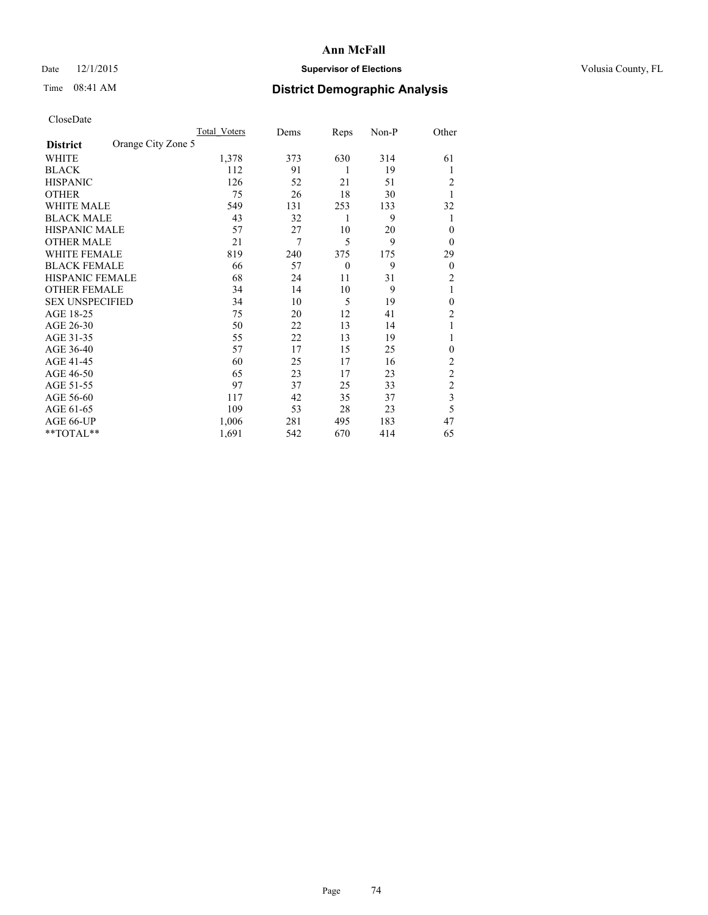# Ann McFall

Date 12/1/2015 **Supervisor of Elections** Volusia County, FL

Time 08:41 AM **District Demographic Analysis**

CloseDate

| **District** Orange City Zone 5 | Total_Voters | Dems | Reps | Non-P | Other |
|---|---|---|---|---|---|
| WHITE | 1,378 | 373 | 630 | 314 | 61 |
| BLACK | 112 | 91 | 1 | 19 | 1 |
| HISPANIC | 126 | 52 | 21 | 51 | 2 |
| OTHER | 75 | 26 | 18 | 30 | 1 |
| WHITE MALE | 549 | 131 | 253 | 133 | 32 |
| BLACK MALE | 43 | 32 | 1 | 9 | 1 |
| HISPANIC MALE | 57 | 27 | 10 | 20 | 0 |
| OTHER MALE | 21 | 7 | 5 | 9 | 0 |
| WHITE FEMALE | 819 | 240 | 375 | 175 | 29 |
| BLACK FEMALE | 66 | 57 | 0 | 9 | 0 |
| HISPANIC FEMALE | 68 | 24 | 11 | 31 | 2 |
| OTHER FEMALE | 34 | 14 | 10 | 9 | 1 |
| SEX UNSPECIFIED | 34 | 10 | 5 | 19 | 0 |
| AGE 18-25 | 75 | 20 | 12 | 41 | 2 |
| AGE 26-30 | 50 | 22 | 13 | 14 | 1 |
| AGE 31-35 | 55 | 22 | 13 | 19 | 1 |
| AGE 36-40 | 57 | 17 | 15 | 25 | 0 |
| AGE 41-45 | 60 | 25 | 17 | 16 | 2 |
| AGE 46-50 | 65 | 23 | 17 | 23 | 2 |
| AGE 51-55 | 97 | 37 | 25 | 33 | 2 |
| AGE 56-60 | 117 | 42 | 35 | 37 | 3 |
| AGE 61-65 | 109 | 53 | 28 | 23 | 5 |
| AGE 66-UP | 1,006 | 281 | 495 | 183 | 47 |
| **TOTAL** | 1,691 | 542 | 670 | 414 | 65 |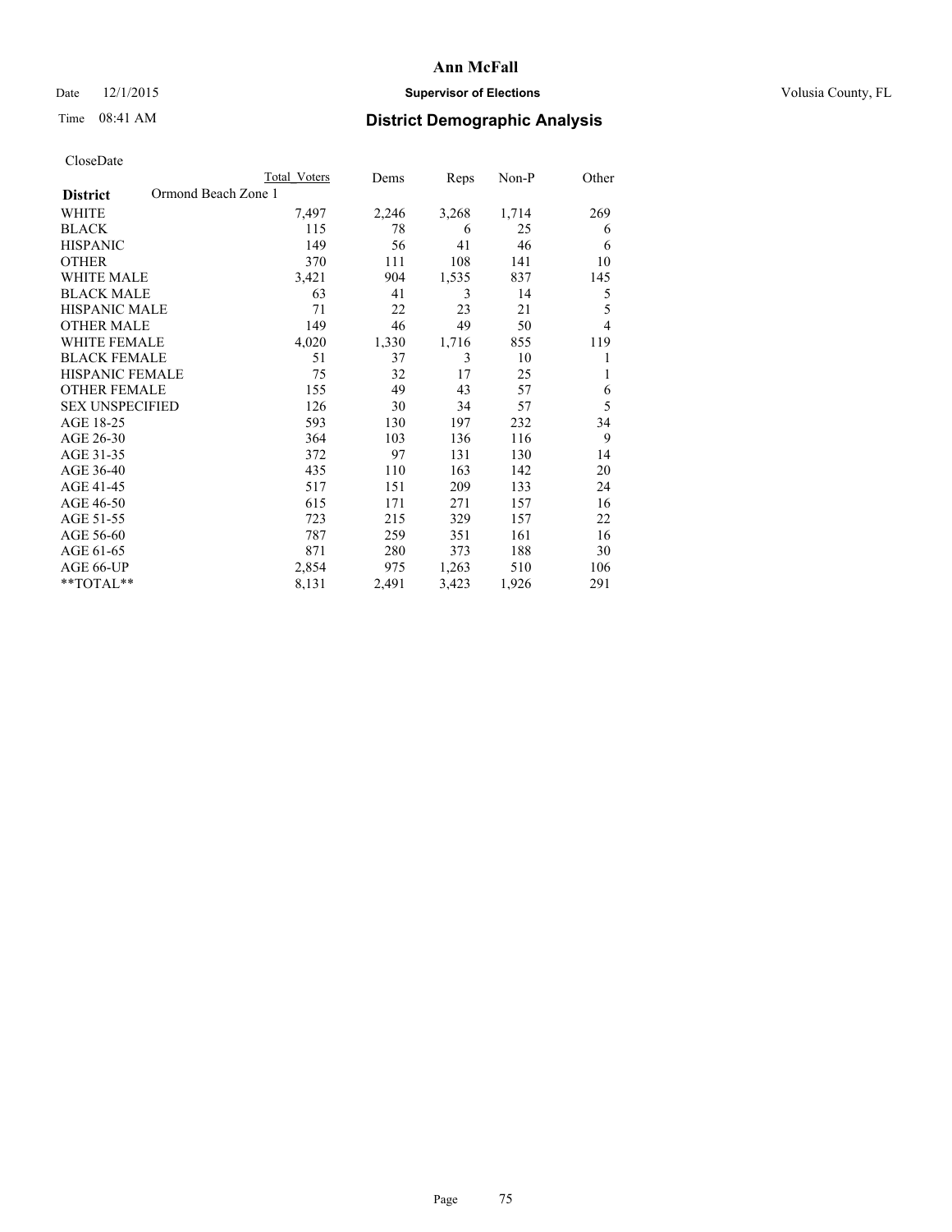Ann McFall

Date 12/1/2015 **Supervisor of Elections** Volusia County, FL

Time 08:41 AM **District Demographic Analysis**

CloseDate

| District | Ormond Beach Zone 1 | Total Voters | Dems | Reps | Non-P | Other |
|---|---|---|---|---|---|---|
| WHITE | | 7,497 | 2,246 | 3,268 | 1,714 | 269 |
| BLACK | | 115 | 78 | 6 | 25 | 6 |
| HISPANIC | | 149 | 56 | 41 | 46 | 6 |
| OTHER | | 370 | 111 | 108 | 141 | 10 |
| WHITE MALE | | 3,421 | 904 | 1,535 | 837 | 145 |
| BLACK MALE | | 63 | 41 | 3 | 14 | 5 |
| HISPANIC MALE | | 71 | 22 | 23 | 21 | 5 |
| OTHER MALE | | 149 | 46 | 49 | 50 | 4 |
| WHITE FEMALE | | 4,020 | 1,330 | 1,716 | 855 | 119 |
| BLACK FEMALE | | 51 | 37 | 3 | 10 | 1 |
| HISPANIC FEMALE | | 75 | 32 | 17 | 25 | 1 |
| OTHER FEMALE | | 155 | 49 | 43 | 57 | 6 |
| SEX UNSPECIFIED | | 126 | 30 | 34 | 57 | 5 |
| AGE 18-25 | | 593 | 130 | 197 | 232 | 34 |
| AGE 26-30 | | 364 | 103 | 136 | 116 | 9 |
| AGE 31-35 | | 372 | 97 | 131 | 130 | 14 |
| AGE 36-40 | | 435 | 110 | 163 | 142 | 20 |
| AGE 41-45 | | 517 | 151 | 209 | 133 | 24 |
| AGE 46-50 | | 615 | 171 | 271 | 157 | 16 |
| AGE 51-55 | | 723 | 215 | 329 | 157 | 22 |
| AGE 56-60 | | 787 | 259 | 351 | 161 | 16 |
| AGE 61-65 | | 871 | 280 | 373 | 188 | 30 |
| AGE 66-UP | | 2,854 | 975 | 1,263 | 510 | 106 |
| **TOTAL** | | 8,131 | 2,491 | 3,423 | 1,926 | 291 |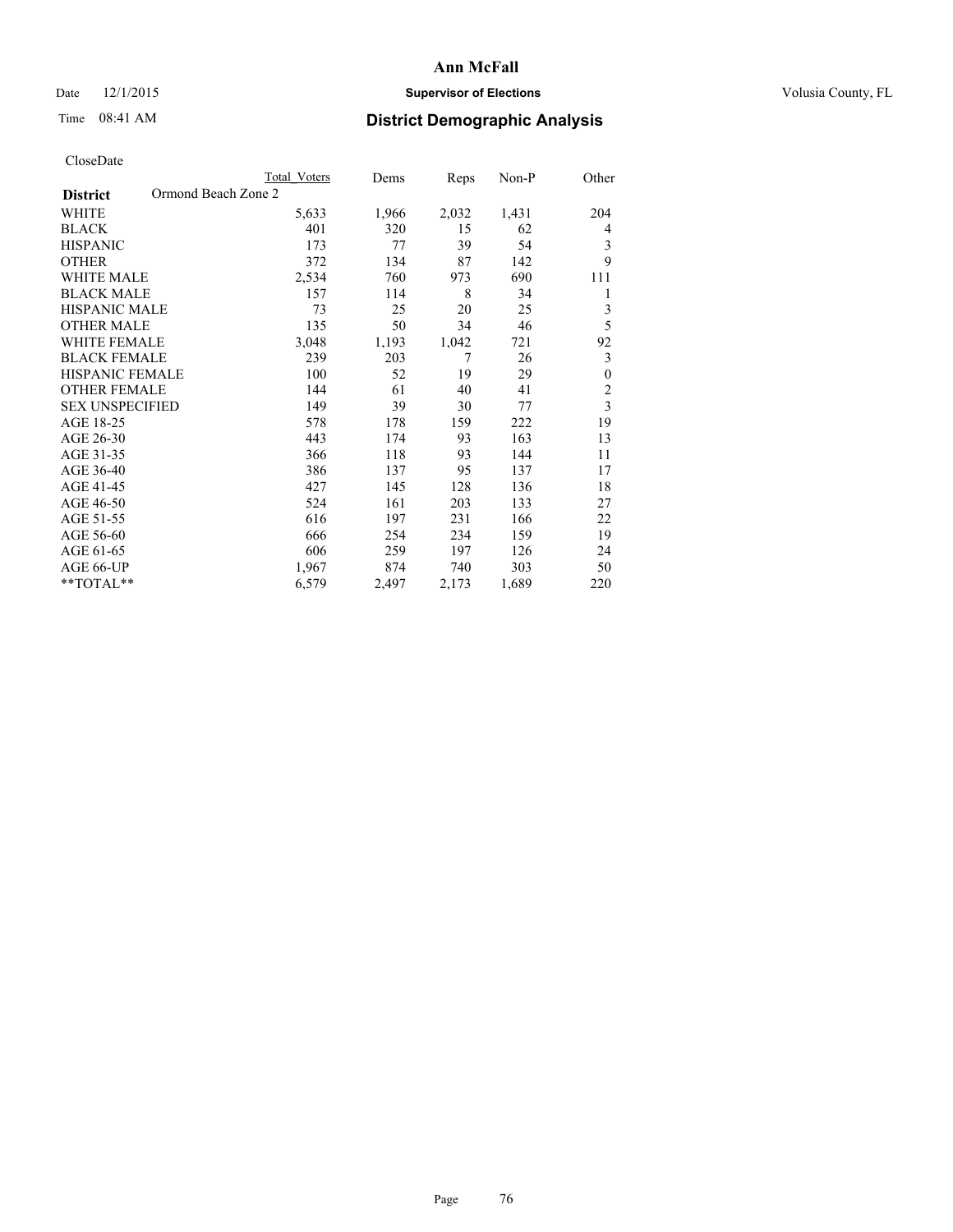CloseDate

| District | Ormond Beach Zone 2 | Total Voters | Dems | Reps | Non-P | Other |
|---|---|---|---|---|---|---|
| WHITE | | 5,633 | 1,966 | 2,032 | 1,431 | 204 |
| BLACK | | 401 | 320 | 15 | 62 | 4 |
| HISPANIC | | 173 | 77 | 39 | 54 | 3 |
| OTHER | | 372 | 134 | 87 | 142 | 9 |
| WHITE MALE | | 2,534 | 760 | 973 | 690 | 111 |
| BLACK MALE | | 157 | 114 | 8 | 34 | 1 |
| HISPANIC MALE | | 73 | 25 | 20 | 25 | 3 |
| OTHER MALE | | 135 | 50 | 34 | 46 | 5 |
| WHITE FEMALE | | 3,048 | 1,193 | 1,042 | 721 | 92 |
| BLACK FEMALE | | 239 | 203 | 7 | 26 | 3 |
| HISPANIC FEMALE | | 100 | 52 | 19 | 29 | 0 |
| OTHER FEMALE | | 144 | 61 | 40 | 41 | 2 |
| SEX UNSPECIFIED | | 149 | 39 | 30 | 77 | 3 |
| AGE 18-25 | | 578 | 178 | 159 | 222 | 19 |
| AGE 26-30 | | 443 | 174 | 93 | 163 | 13 |
| AGE 31-35 | | 366 | 118 | 93 | 144 | 11 |
| AGE 36-40 | | 386 | 137 | 95 | 137 | 17 |
| AGE 41-45 | | 427 | 145 | 128 | 136 | 18 |
| AGE 46-50 | | 524 | 161 | 203 | 133 | 27 |
| AGE 51-55 | | 616 | 197 | 231 | 166 | 22 |
| AGE 56-60 | | 666 | 254 | 234 | 159 | 19 |
| AGE 61-65 | | 606 | 259 | 197 | 126 | 24 |
| AGE 66-UP | | 1,967 | 874 | 740 | 303 | 50 |
| **TOTAL** | | 6,579 | 2,497 | 2,173 | 1,689 | 220 |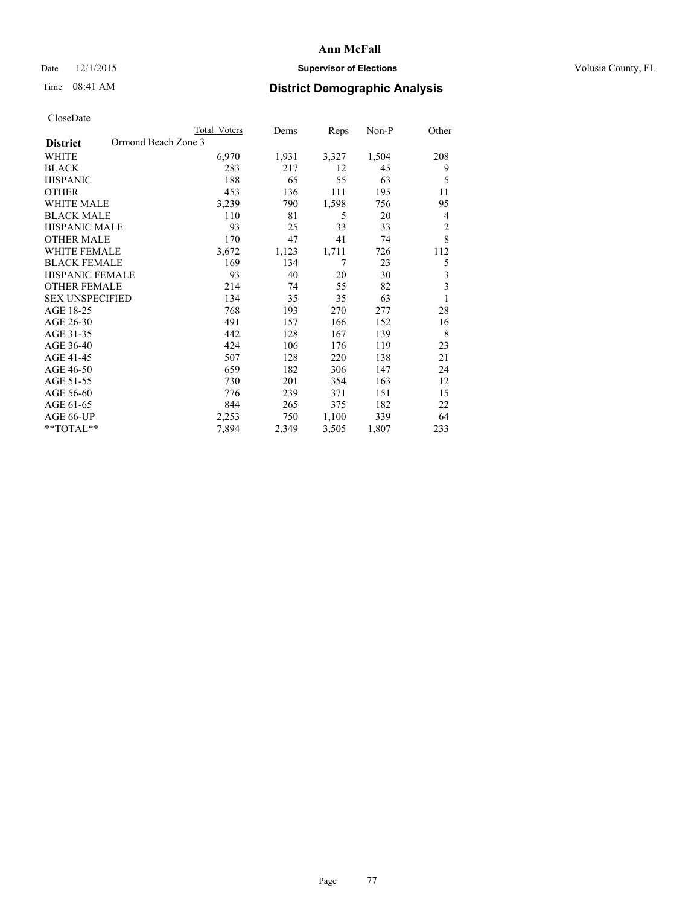# Ann McFall

Date 12/1/2015 **Supervisor of Elections** Volusia County, FL

Time 08:41 AM **District Demographic Analysis**

CloseDate

| **District** Ormond Beach Zone 3 | Total Voters | Dems | Reps | Non-P | Other |
|---|---|---|---|---|---|
| WHITE | 6,970 | 1,931 | 3,327 | 1,504 | 208 |
| BLACK | 283 | 217 | 12 | 45 | 9 |
| HISPANIC | 188 | 65 | 55 | 63 | 5 |
| OTHER | 453 | 136 | 111 | 195 | 11 |
| WHITE MALE | 3,239 | 790 | 1,598 | 756 | 95 |
| BLACK MALE | 110 | 81 | 5 | 20 | 4 |
| HISPANIC MALE | 93 | 25 | 33 | 33 | 2 |
| OTHER MALE | 170 | 47 | 41 | 74 | 8 |
| WHITE FEMALE | 3,672 | 1,123 | 1,711 | 726 | 112 |
| BLACK FEMALE | 169 | 134 | 7 | 23 | 5 |
| HISPANIC FEMALE | 93 | 40 | 20 | 30 | 3 |
| OTHER FEMALE | 214 | 74 | 55 | 82 | 3 |
| SEX UNSPECIFIED | 134 | 35 | 35 | 63 | 1 |
| AGE 18-25 | 768 | 193 | 270 | 277 | 28 |
| AGE 26-30 | 491 | 157 | 166 | 152 | 16 |
| AGE 31-35 | 442 | 128 | 167 | 139 | 8 |
| AGE 36-40 | 424 | 106 | 176 | 119 | 23 |
| AGE 41-45 | 507 | 128 | 220 | 138 | 21 |
| AGE 46-50 | 659 | 182 | 306 | 147 | 24 |
| AGE 51-55 | 730 | 201 | 354 | 163 | 12 |
| AGE 56-60 | 776 | 239 | 371 | 151 | 15 |
| AGE 61-65 | 844 | 265 | 375 | 182 | 22 |
| AGE 66-UP | 2,253 | 750 | 1,100 | 339 | 64 |
| **TOTAL** | 7,894 | 2,349 | 3,505 | 1,807 | 233 |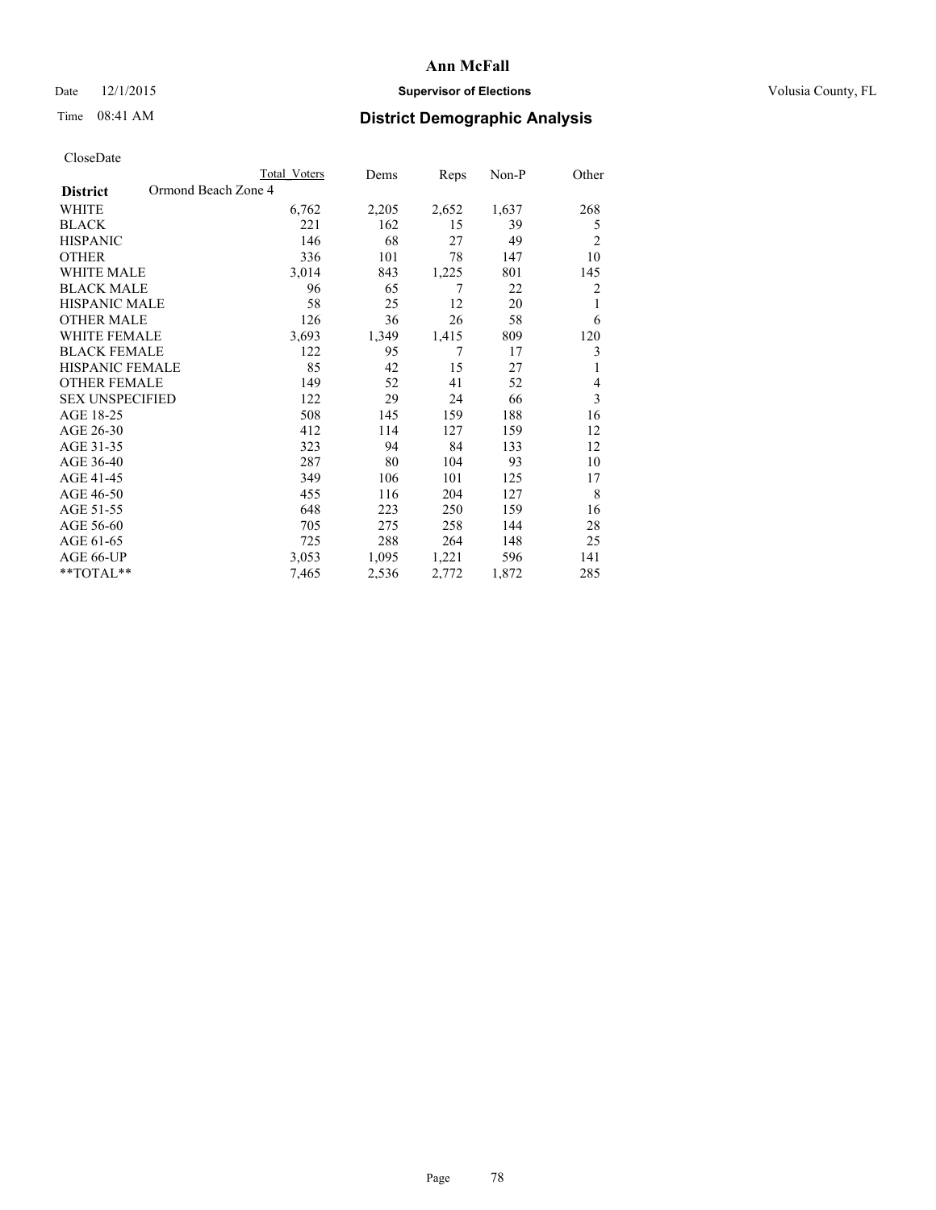# Ann McFall

Date 12/1/2015 **Supervisor of Elections** Volusia County, FL

Time 08:41 AM **District Demographic Analysis**

CloseDate

| **District** Ormond Beach Zone 4 | Total Voters | Dems | Reps | Non-P | Other |
|---|---|---|---|---|---|
| WHITE | 6,762 | 2,205 | 2,652 | 1,637 | 268 |
| BLACK | 221 | 162 | 15 | 39 | 5 |
| HISPANIC | 146 | 68 | 27 | 49 | 2 |
| OTHER | 336 | 101 | 78 | 147 | 10 |
| WHITE MALE | 3,014 | 843 | 1,225 | 801 | 145 |
| BLACK MALE | 96 | 65 | 7 | 22 | 2 |
| HISPANIC MALE | 58 | 25 | 12 | 20 | 1 |
| OTHER MALE | 126 | 36 | 26 | 58 | 6 |
| WHITE FEMALE | 3,693 | 1,349 | 1,415 | 809 | 120 |
| BLACK FEMALE | 122 | 95 | 7 | 17 | 3 |
| HISPANIC FEMALE | 85 | 42 | 15 | 27 | 1 |
| OTHER FEMALE | 149 | 52 | 41 | 52 | 4 |
| SEX UNSPECIFIED | 122 | 29 | 24 | 66 | 3 |
| AGE 18-25 | 508 | 145 | 159 | 188 | 16 |
| AGE 26-30 | 412 | 114 | 127 | 159 | 12 |
| AGE 31-35 | 323 | 94 | 84 | 133 | 12 |
| AGE 36-40 | 287 | 80 | 104 | 93 | 10 |
| AGE 41-45 | 349 | 106 | 101 | 125 | 17 |
| AGE 46-50 | 455 | 116 | 204 | 127 | 8 |
| AGE 51-55 | 648 | 223 | 250 | 159 | 16 |
| AGE 56-60 | 705 | 275 | 258 | 144 | 28 |
| AGE 61-65 | 725 | 288 | 264 | 148 | 25 |
| AGE 66-UP | 3,053 | 1,095 | 1,221 | 596 | 141 |
| **TOTAL** | 7,465 | 2,536 | 2,772 | 1,872 | 285 |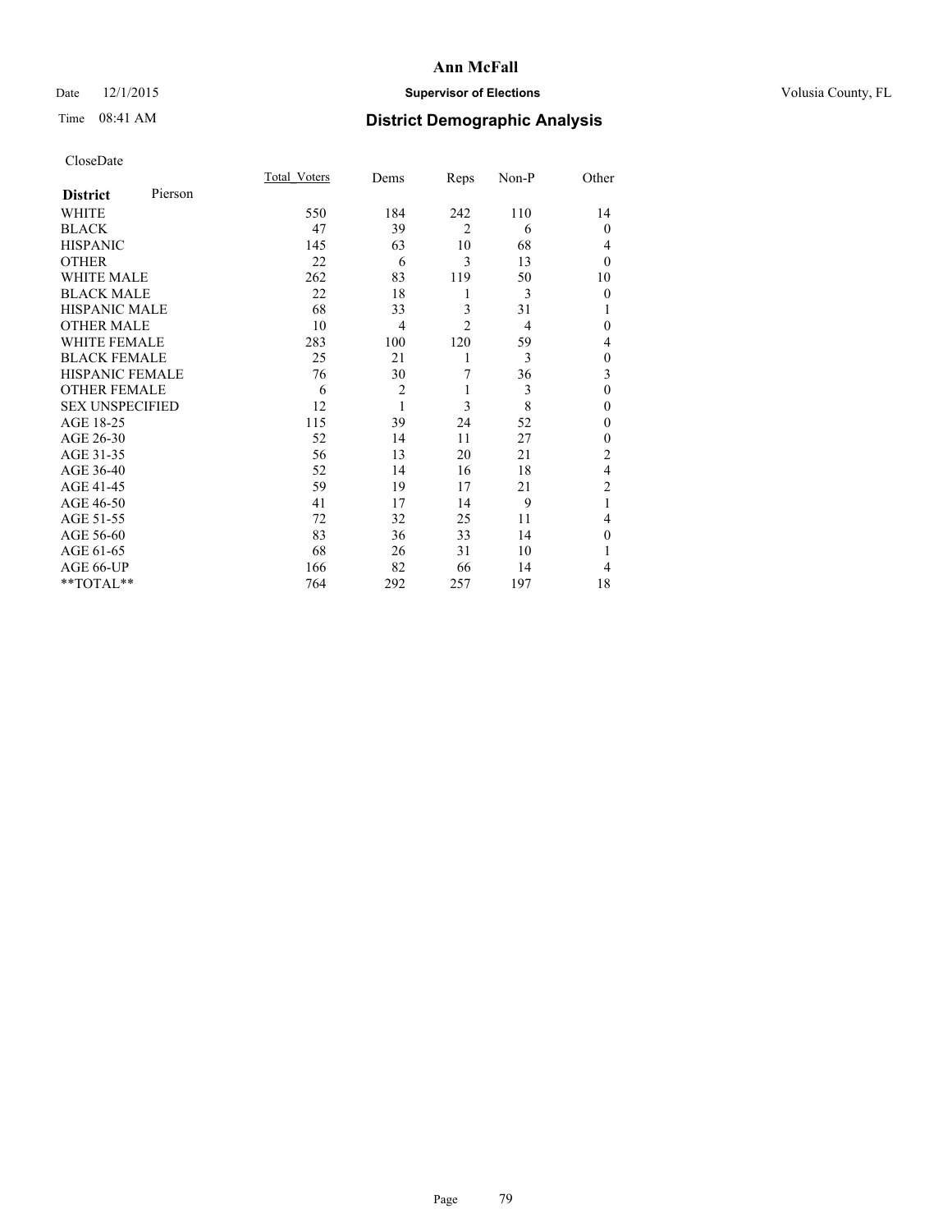# Ann McFall

Date 12/1/2015 **Supervisor of Elections** Volusia County, FL

Time 08:41 AM **District Demographic Analysis**

CloseDate

| **District** Pierson | Total_Voters | Dems | Reps | Non-P | Other |
|---|---|---|---|---|---|
| WHITE | 550 | 184 | 242 | 110 | 14 |
| BLACK | 47 | 39 | 2 | 6 | 0 |
| HISPANIC | 145 | 63 | 10 | 68 | 4 |
| OTHER | 22 | 6 | 3 | 13 | 0 |
| WHITE MALE | 262 | 83 | 119 | 50 | 10 |
| BLACK MALE | 22 | 18 | 1 | 3 | 0 |
| HISPANIC MALE | 68 | 33 | 3 | 31 | 1 |
| OTHER MALE | 10 | 4 | 2 | 4 | 0 |
| WHITE FEMALE | 283 | 100 | 120 | 59 | 4 |
| BLACK FEMALE | 25 | 21 | 1 | 3 | 0 |
| HISPANIC FEMALE | 76 | 30 | 7 | 36 | 3 |
| OTHER FEMALE | 6 | 2 | 1 | 3 | 0 |
| SEX UNSPECIFIED | 12 | 1 | 3 | 8 | 0 |
| AGE 18-25 | 115 | 39 | 24 | 52 | 0 |
| AGE 26-30 | 52 | 14 | 11 | 27 | 0 |
| AGE 31-35 | 56 | 13 | 20 | 21 | 2 |
| AGE 36-40 | 52 | 14 | 16 | 18 | 4 |
| AGE 41-45 | 59 | 19 | 17 | 21 | 2 |
| AGE 46-50 | 41 | 17 | 14 | 9 | 1 |
| AGE 51-55 | 72 | 32 | 25 | 11 | 4 |
| AGE 56-60 | 83 | 36 | 33 | 14 | 0 |
| AGE 61-65 | 68 | 26 | 31 | 10 | 1 |
| AGE 66-UP | 166 | 82 | 66 | 14 | 4 |
| **TOTAL** | 764 | 292 | 257 | 197 | 18 |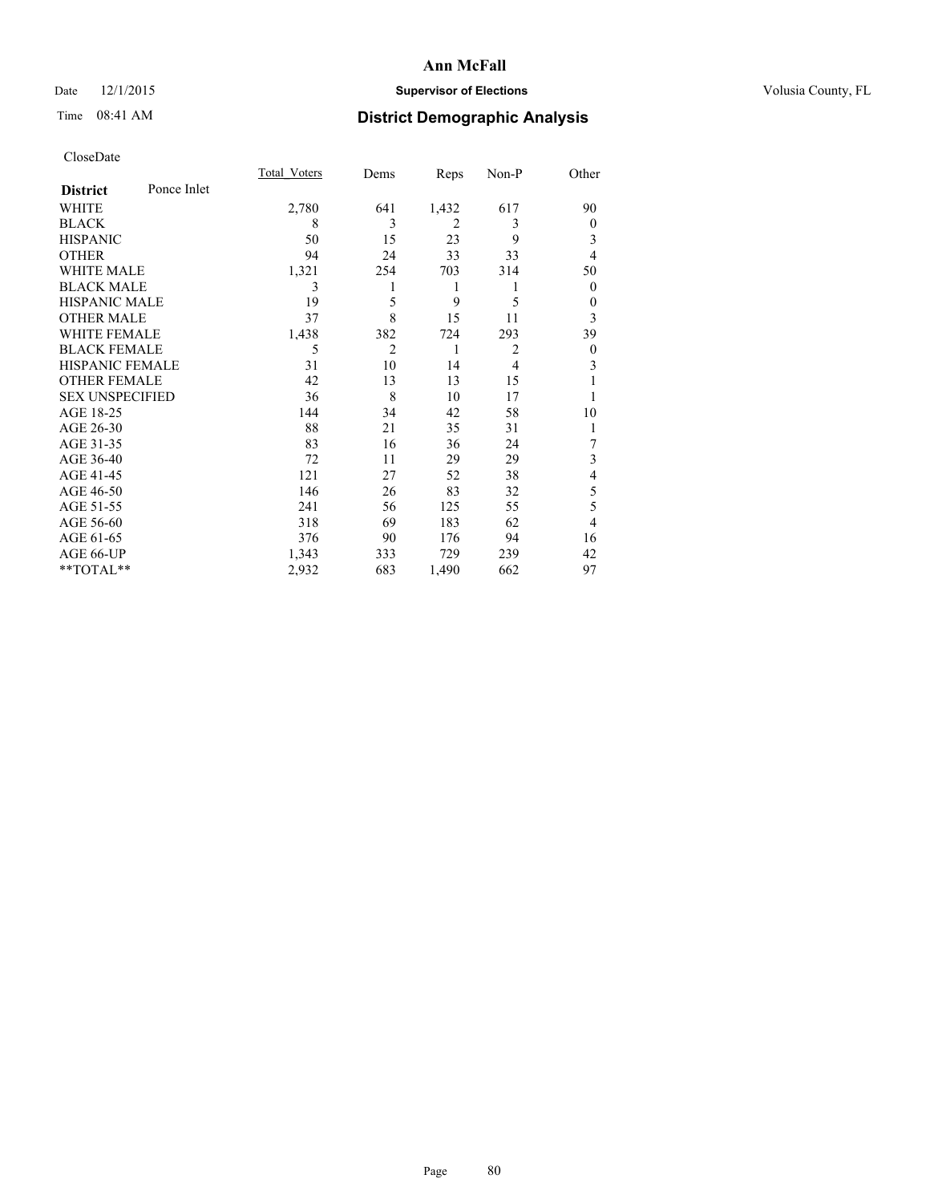# Ann McFall

Date 12/1/2015 **Supervisor of Elections** Volusia County, FL

Time 08:41 AM **District Demographic Analysis**

CloseDate

| **District** Ponce Inlet | Total_Voters | Dems | Reps | Non-P | Other |
|---|---|---|---|---|---|
| WHITE | 2,780 | 641 | 1,432 | 617 | 90 |
| BLACK | 8 | 3 | 2 | 3 | 0 |
| HISPANIC | 50 | 15 | 23 | 9 | 3 |
| OTHER | 94 | 24 | 33 | 33 | 4 |
| WHITE MALE | 1,321 | 254 | 703 | 314 | 50 |
| BLACK MALE | 3 | 1 | 1 | 1 | 0 |
| HISPANIC MALE | 19 | 5 | 9 | 5 | 0 |
| OTHER MALE | 37 | 8 | 15 | 11 | 3 |
| WHITE FEMALE | 1,438 | 382 | 724 | 293 | 39 |
| BLACK FEMALE | 5 | 2 | 1 | 2 | 0 |
| HISPANIC FEMALE | 31 | 10 | 14 | 4 | 3 |
| OTHER FEMALE | 42 | 13 | 13 | 15 | 1 |
| SEX UNSPECIFIED | 36 | 8 | 10 | 17 | 1 |
| AGE 18-25 | 144 | 34 | 42 | 58 | 10 |
| AGE 26-30 | 88 | 21 | 35 | 31 | 1 |
| AGE 31-35 | 83 | 16 | 36 | 24 | 7 |
| AGE 36-40 | 72 | 11 | 29 | 29 | 3 |
| AGE 41-45 | 121 | 27 | 52 | 38 | 4 |
| AGE 46-50 | 146 | 26 | 83 | 32 | 5 |
| AGE 51-55 | 241 | 56 | 125 | 55 | 5 |
| AGE 56-60 | 318 | 69 | 183 | 62 | 4 |
| AGE 61-65 | 376 | 90 | 176 | 94 | 16 |
| AGE 66-UP | 1,343 | 333 | 729 | 239 | 42 |
| **TOTAL** | 2,932 | 683 | 1,490 | 662 | 97 |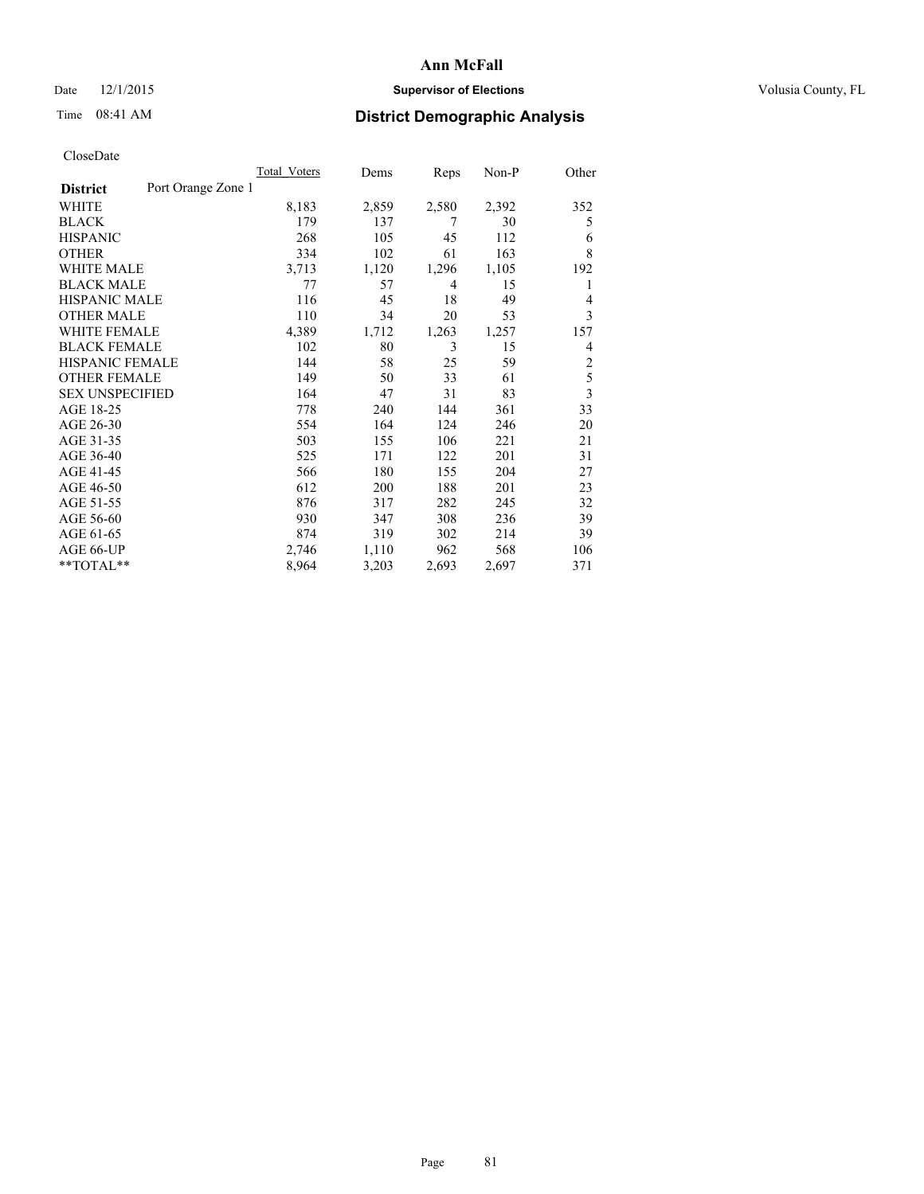Date 12/1/2015 **Supervisor of Elections** Volusia County, FL

Time 08:41 AM **District Demographic Analysis**

CloseDate

| **District** Port Orange Zone 1 | Total_Voters | Dems | Reps | Non-P | Other |
|---|---|---|---|---|---|
| WHITE | 8,183 | 2,859 | 2,580 | 2,392 | 352 |
| BLACK | 179 | 137 | 7 | 30 | 5 |
| HISPANIC | 268 | 105 | 45 | 112 | 6 |
| OTHER | 334 | 102 | 61 | 163 | 8 |
| WHITE MALE | 3,713 | 1,120 | 1,296 | 1,105 | 192 |
| BLACK MALE | 77 | 57 | 4 | 15 | 1 |
| HISPANIC MALE | 116 | 45 | 18 | 49 | 4 |
| OTHER MALE | 110 | 34 | 20 | 53 | 3 |
| WHITE FEMALE | 4,389 | 1,712 | 1,263 | 1,257 | 157 |
| BLACK FEMALE | 102 | 80 | 3 | 15 | 4 |
| HISPANIC FEMALE | 144 | 58 | 25 | 59 | 2 |
| OTHER FEMALE | 149 | 50 | 33 | 61 | 5 |
| SEX UNSPECIFIED | 164 | 47 | 31 | 83 | 3 |
| AGE 18-25 | 778 | 240 | 144 | 361 | 33 |
| AGE 26-30 | 554 | 164 | 124 | 246 | 20 |
| AGE 31-35 | 503 | 155 | 106 | 221 | 21 |
| AGE 36-40 | 525 | 171 | 122 | 201 | 31 |
| AGE 41-45 | 566 | 180 | 155 | 204 | 27 |
| AGE 46-50 | 612 | 200 | 188 | 201 | 23 |
| AGE 51-55 | 876 | 317 | 282 | 245 | 32 |
| AGE 56-60 | 930 | 347 | 308 | 236 | 39 |
| AGE 61-65 | 874 | 319 | 302 | 214 | 39 |
| AGE 66-UP | 2,746 | 1,110 | 962 | 568 | 106 |
| **TOTAL** | 8,964 | 3,203 | 2,693 | 2,697 | 371 |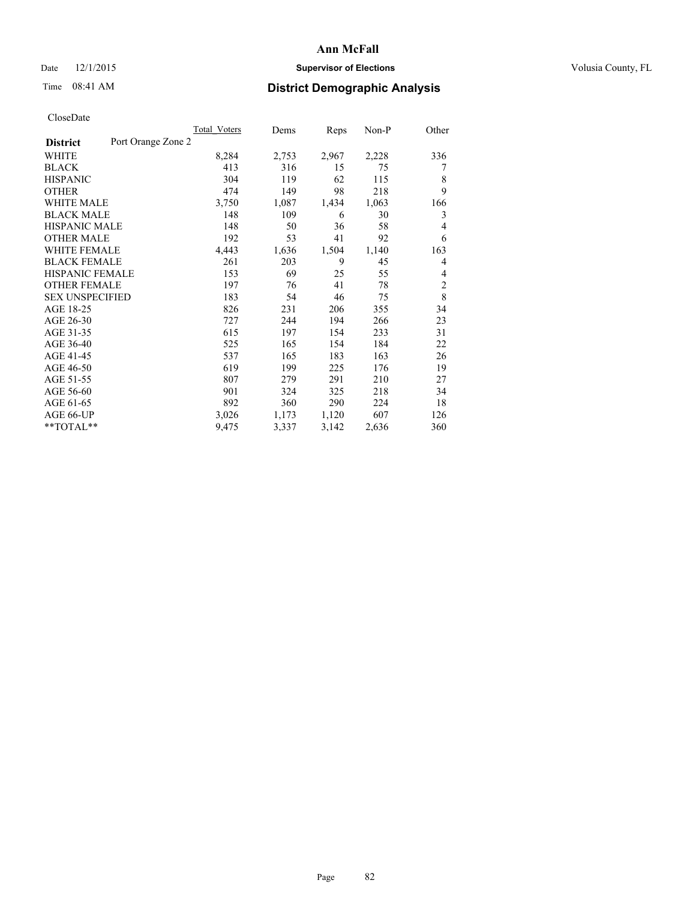# Ann McFall

Date 12/1/2015 **Supervisor of Elections** Volusia County, FL

Time 08:41 AM **District Demographic Analysis**

CloseDate

| **District** Port Orange Zone 2 | Total Voters | Dems | Reps | Non-P | Other |
|---|---|---|---|---|---|
| WHITE | 8,284 | 2,753 | 2,967 | 2,228 | 336 |
| BLACK | 413 | 316 | 15 | 75 | 7 |
| HISPANIC | 304 | 119 | 62 | 115 | 8 |
| OTHER | 474 | 149 | 98 | 218 | 9 |
| WHITE MALE | 3,750 | 1,087 | 1,434 | 1,063 | 166 |
| BLACK MALE | 148 | 109 | 6 | 30 | 3 |
| HISPANIC MALE | 148 | 50 | 36 | 58 | 4 |
| OTHER MALE | 192 | 53 | 41 | 92 | 6 |
| WHITE FEMALE | 4,443 | 1,636 | 1,504 | 1,140 | 163 |
| BLACK FEMALE | 261 | 203 | 9 | 45 | 4 |
| HISPANIC FEMALE | 153 | 69 | 25 | 55 | 4 |
| OTHER FEMALE | 197 | 76 | 41 | 78 | 2 |
| SEX UNSPECIFIED | 183 | 54 | 46 | 75 | 8 |
| AGE 18-25 | 826 | 231 | 206 | 355 | 34 |
| AGE 26-30 | 727 | 244 | 194 | 266 | 23 |
| AGE 31-35 | 615 | 197 | 154 | 233 | 31 |
| AGE 36-40 | 525 | 165 | 154 | 184 | 22 |
| AGE 41-45 | 537 | 165 | 183 | 163 | 26 |
| AGE 46-50 | 619 | 199 | 225 | 176 | 19 |
| AGE 51-55 | 807 | 279 | 291 | 210 | 27 |
| AGE 56-60 | 901 | 324 | 325 | 218 | 34 |
| AGE 61-65 | 892 | 360 | 290 | 224 | 18 |
| AGE 66-UP | 3,026 | 1,173 | 1,120 | 607 | 126 |
| **TOTAL** | 9,475 | 3,337 | 3,142 | 2,636 | 360 |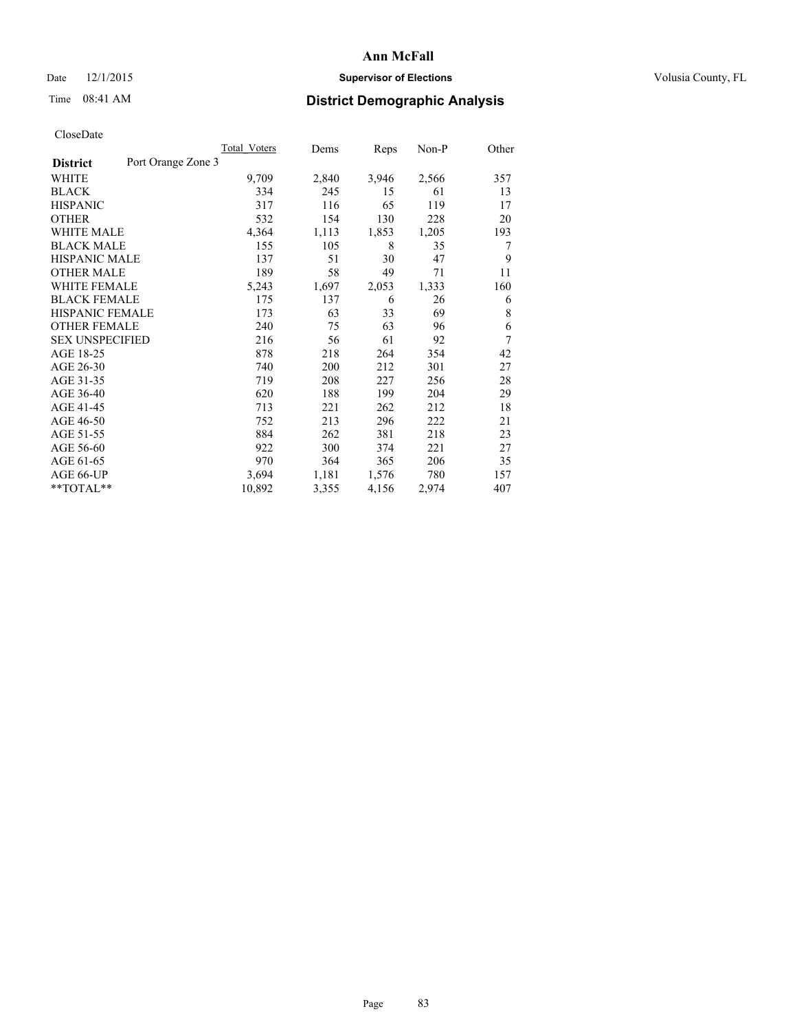# Ann McFall

Date 12/1/2015 **Supervisor of Elections** Volusia County, FL

Time 08:41 AM **District Demographic Analysis**

CloseDate

| **District** Port Orange Zone 3 | Total_Voters | Dems | Reps | Non-P | Other |
|---|---|---|---|---|---|
| WHITE | 9,709 | 2,840 | 3,946 | 2,566 | 357 |
| BLACK | 334 | 245 | 15 | 61 | 13 |
| HISPANIC | 317 | 116 | 65 | 119 | 17 |
| OTHER | 532 | 154 | 130 | 228 | 20 |
| WHITE MALE | 4,364 | 1,113 | 1,853 | 1,205 | 193 |
| BLACK MALE | 155 | 105 | 8 | 35 | 7 |
| HISPANIC MALE | 137 | 51 | 30 | 47 | 9 |
| OTHER MALE | 189 | 58 | 49 | 71 | 11 |
| WHITE FEMALE | 5,243 | 1,697 | 2,053 | 1,333 | 160 |
| BLACK FEMALE | 175 | 137 | 6 | 26 | 6 |
| HISPANIC FEMALE | 173 | 63 | 33 | 69 | 8 |
| OTHER FEMALE | 240 | 75 | 63 | 96 | 6 |
| SEX UNSPECIFIED | 216 | 56 | 61 | 92 | 7 |
| AGE 18-25 | 878 | 218 | 264 | 354 | 42 |
| AGE 26-30 | 740 | 200 | 212 | 301 | 27 |
| AGE 31-35 | 719 | 208 | 227 | 256 | 28 |
| AGE 36-40 | 620 | 188 | 199 | 204 | 29 |
| AGE 41-45 | 713 | 221 | 262 | 212 | 18 |
| AGE 46-50 | 752 | 213 | 296 | 222 | 21 |
| AGE 51-55 | 884 | 262 | 381 | 218 | 23 |
| AGE 56-60 | 922 | 300 | 374 | 221 | 27 |
| AGE 61-65 | 970 | 364 | 365 | 206 | 35 |
| AGE 66-UP | 3,694 | 1,181 | 1,576 | 780 | 157 |
| **TOTAL** | 10,892 | 3,355 | 4,156 | 2,974 | 407 |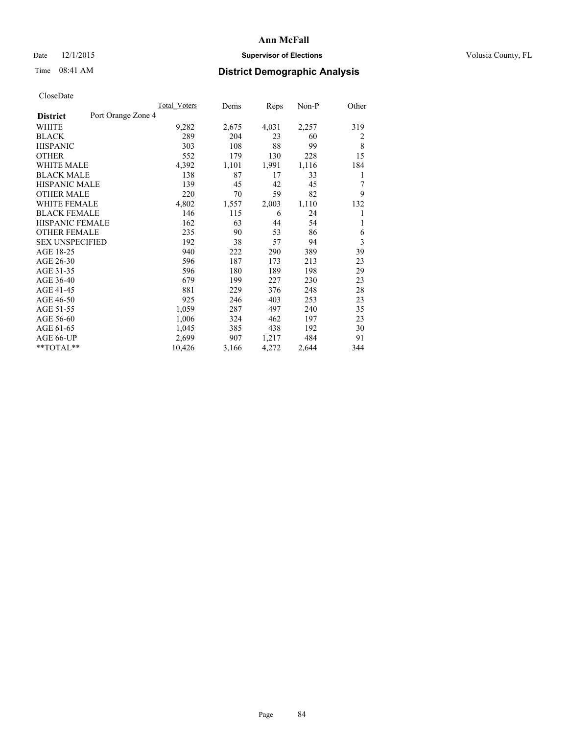# Ann McFall

Date 12/1/2015 **Supervisor of Elections** Volusia County, FL

Time 08:41 AM **District Demographic Analysis**

CloseDate

| District | Port Orange Zone 4 | Total Voters | Dems | Reps | Non-P | Other |
|---|---|---|---|---|---|---|
| WHITE | | 9,282 | 2,675 | 4,031 | 2,257 | 319 |
| BLACK | | 289 | 204 | 23 | 60 | 2 |
| HISPANIC | | 303 | 108 | 88 | 99 | 8 |
| OTHER | | 552 | 179 | 130 | 228 | 15 |
| WHITE MALE | | 4,392 | 1,101 | 1,991 | 1,116 | 184 |
| BLACK MALE | | 138 | 87 | 17 | 33 | 1 |
| HISPANIC MALE | | 139 | 45 | 42 | 45 | 7 |
| OTHER MALE | | 220 | 70 | 59 | 82 | 9 |
| WHITE FEMALE | | 4,802 | 1,557 | 2,003 | 1,110 | 132 |
| BLACK FEMALE | | 146 | 115 | 6 | 24 | 1 |
| HISPANIC FEMALE | | 162 | 63 | 44 | 54 | 1 |
| OTHER FEMALE | | 235 | 90 | 53 | 86 | 6 |
| SEX UNSPECIFIED | | 192 | 38 | 57 | 94 | 3 |
| AGE 18-25 | | 940 | 222 | 290 | 389 | 39 |
| AGE 26-30 | | 596 | 187 | 173 | 213 | 23 |
| AGE 31-35 | | 596 | 180 | 189 | 198 | 29 |
| AGE 36-40 | | 679 | 199 | 227 | 230 | 23 |
| AGE 41-45 | | 881 | 229 | 376 | 248 | 28 |
| AGE 46-50 | | 925 | 246 | 403 | 253 | 23 |
| AGE 51-55 | | 1,059 | 287 | 497 | 240 | 35 |
| AGE 56-60 | | 1,006 | 324 | 462 | 197 | 23 |
| AGE 61-65 | | 1,045 | 385 | 438 | 192 | 30 |
| AGE 66-UP | | 2,699 | 907 | 1,217 | 484 | 91 |
| **TOTAL** | | 10,426 | 3,166 | 4,272 | 2,644 | 344 |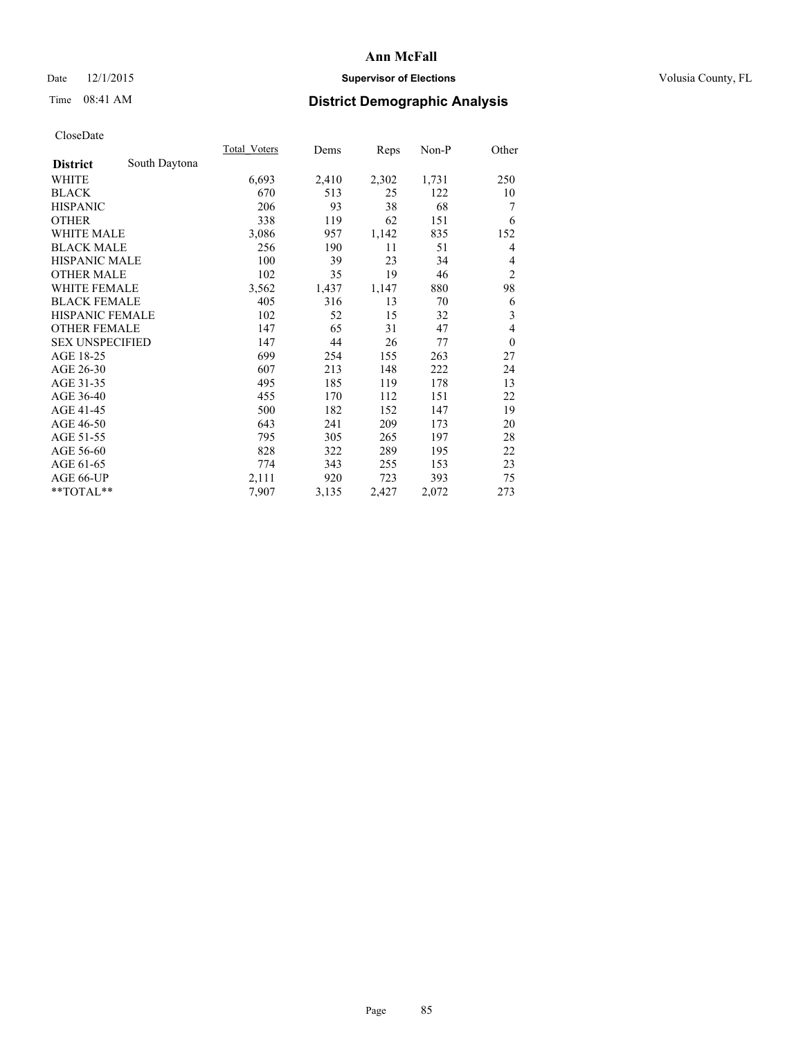# Ann McFall

Date 12/1/2015 **Supervisor of Elections** Volusia County, FL

Time 08:41 AM **District Demographic Analysis**

CloseDate

| **District** South Daytona | Total_Voters | Dems | Reps | Non-P | Other |
|---|---|---|---|---|---|
| WHITE | 6,693 | 2,410 | 2,302 | 1,731 | 250 |
| BLACK | 670 | 513 | 25 | 122 | 10 |
| HISPANIC | 206 | 93 | 38 | 68 | 7 |
| OTHER | 338 | 119 | 62 | 151 | 6 |
| WHITE MALE | 3,086 | 957 | 1,142 | 835 | 152 |
| BLACK MALE | 256 | 190 | 11 | 51 | 4 |
| HISPANIC MALE | 100 | 39 | 23 | 34 | 4 |
| OTHER MALE | 102 | 35 | 19 | 46 | 2 |
| WHITE FEMALE | 3,562 | 1,437 | 1,147 | 880 | 98 |
| BLACK FEMALE | 405 | 316 | 13 | 70 | 6 |
| HISPANIC FEMALE | 102 | 52 | 15 | 32 | 3 |
| OTHER FEMALE | 147 | 65 | 31 | 47 | 4 |
| SEX UNSPECIFIED | 147 | 44 | 26 | 77 | 0 |
| AGE 18-25 | 699 | 254 | 155 | 263 | 27 |
| AGE 26-30 | 607 | 213 | 148 | 222 | 24 |
| AGE 31-35 | 495 | 185 | 119 | 178 | 13 |
| AGE 36-40 | 455 | 170 | 112 | 151 | 22 |
| AGE 41-45 | 500 | 182 | 152 | 147 | 19 |
| AGE 46-50 | 643 | 241 | 209 | 173 | 20 |
| AGE 51-55 | 795 | 305 | 265 | 197 | 28 |
| AGE 56-60 | 828 | 322 | 289 | 195 | 22 |
| AGE 61-65 | 774 | 343 | 255 | 153 | 23 |
| AGE 66-UP | 2,111 | 920 | 723 | 393 | 75 |
| **TOTAL** | 7,907 | 3,135 | 2,427 | 2,072 | 273 |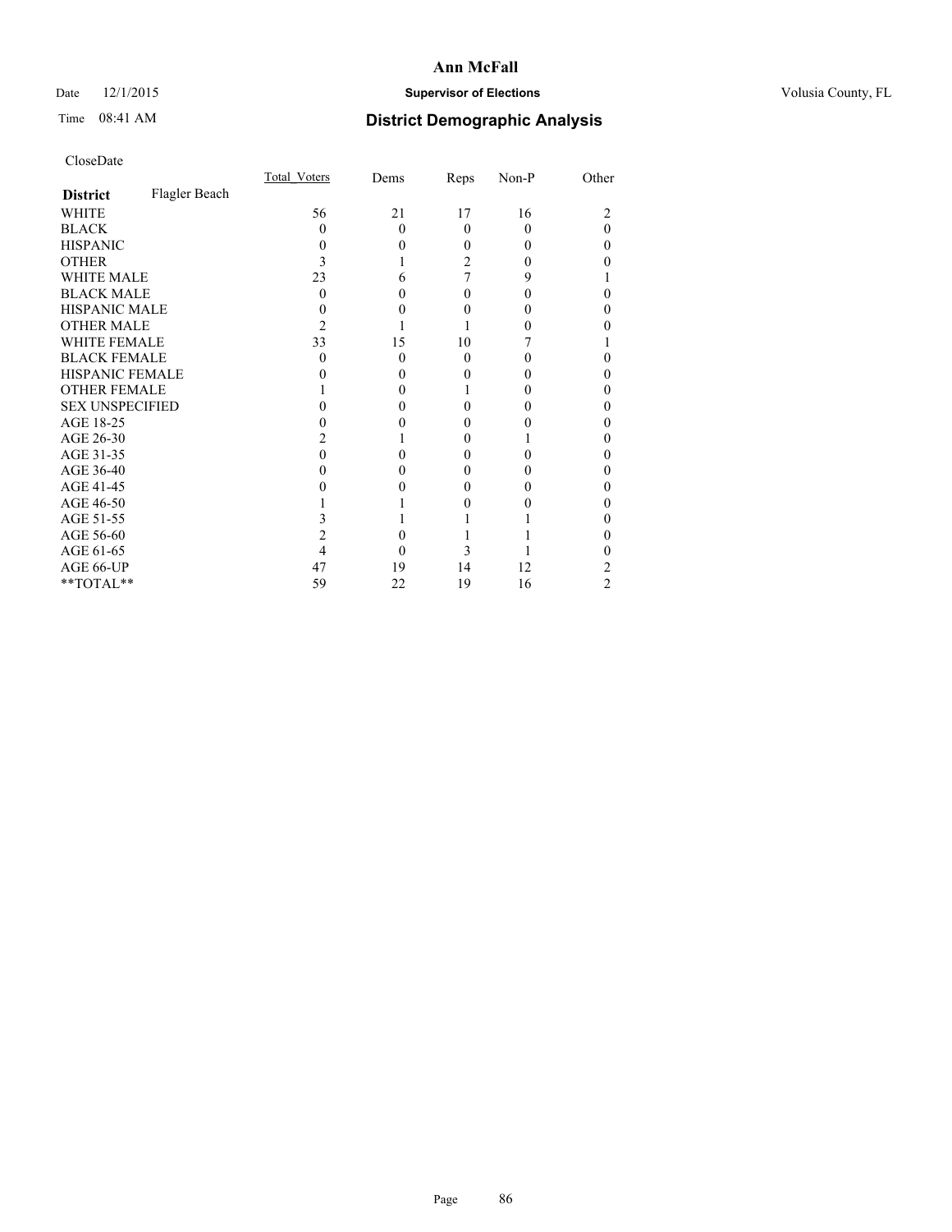# Ann McFall

Date 12/1/2015 **Supervisor of Elections** Volusia County, FL

Time 08:41 AM **District Demographic Analysis**

CloseDate

| **District** Flagler Beach | Total_Voters | Dems | Reps | Non-P | Other |
|---|---|---|---|---|---|
| WHITE | 56 | 21 | 17 | 16 | 2 |
| BLACK | 0 | 0 | 0 | 0 | 0 |
| HISPANIC | 0 | 0 | 0 | 0 | 0 |
| OTHER | 3 | 1 | 2 | 0 | 0 |
| WHITE MALE | 23 | 6 | 7 | 9 | 1 |
| BLACK MALE | 0 | 0 | 0 | 0 | 0 |
| HISPANIC MALE | 0 | 0 | 0 | 0 | 0 |
| OTHER MALE | 2 | 1 | 1 | 0 | 0 |
| WHITE FEMALE | 33 | 15 | 10 | 7 | 1 |
| BLACK FEMALE | 0 | 0 | 0 | 0 | 0 |
| HISPANIC FEMALE | 0 | 0 | 0 | 0 | 0 |
| OTHER FEMALE | 1 | 0 | 1 | 0 | 0 |
| SEX UNSPECIFIED | 0 | 0 | 0 | 0 | 0 |
| AGE 18-25 | 0 | 0 | 0 | 0 | 0 |
| AGE 26-30 | 2 | 1 | 0 | 1 | 0 |
| AGE 31-35 | 0 | 0 | 0 | 0 | 0 |
| AGE 36-40 | 0 | 0 | 0 | 0 | 0 |
| AGE 41-45 | 0 | 0 | 0 | 0 | 0 |
| AGE 46-50 | 1 | 1 | 0 | 0 | 0 |
| AGE 51-55 | 3 | 1 | 1 | 1 | 0 |
| AGE 56-60 | 2 | 0 | 1 | 1 | 0 |
| AGE 61-65 | 4 | 0 | 3 | 1 | 0 |
| AGE 66-UP | 47 | 19 | 14 | 12 | 2 |
| **TOTAL** | 59 | 22 | 19 | 16 | 2 |